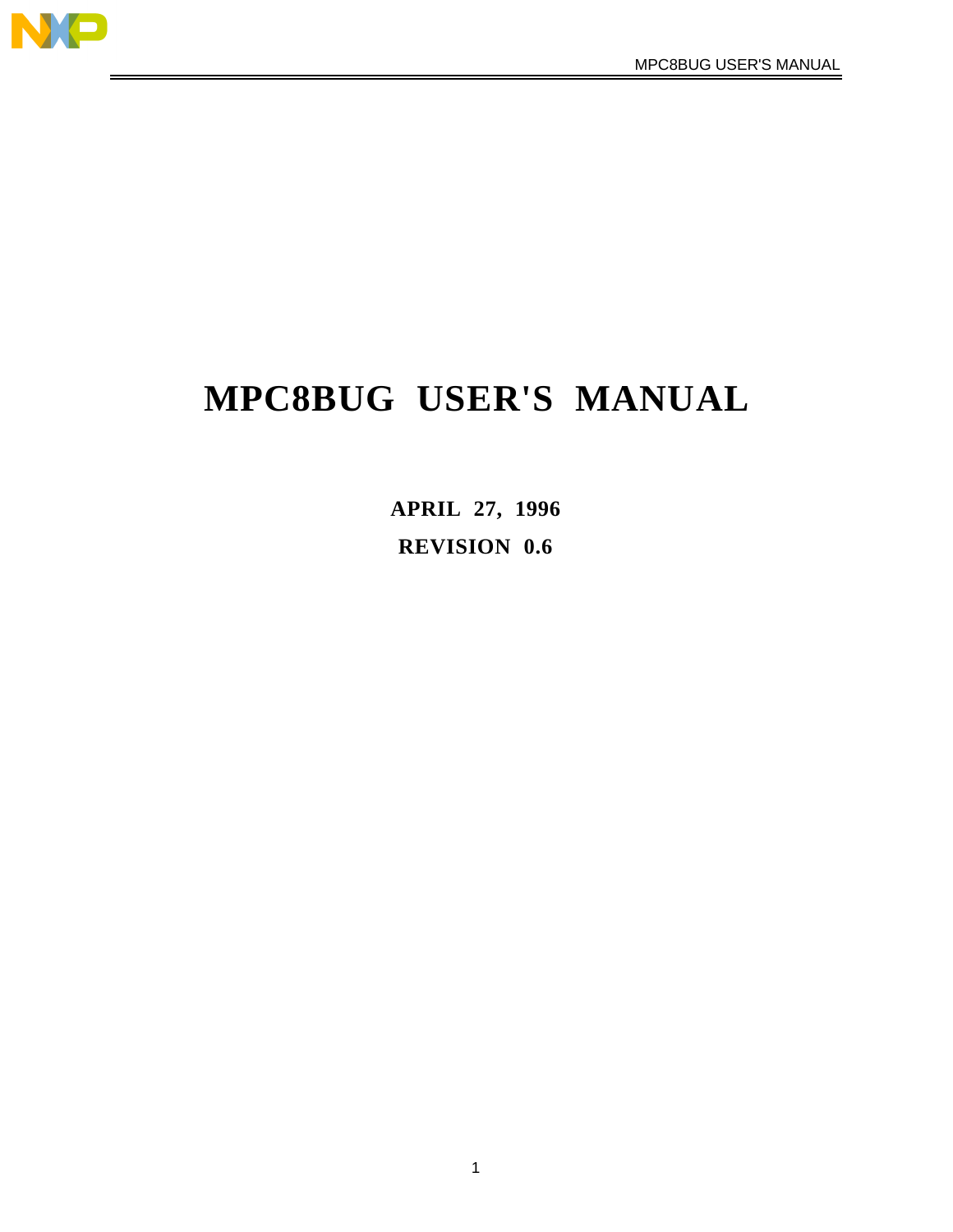# MPC8BUG USER'S MANUAL

**APRIL 27, 1996**

**REVISION 0.6**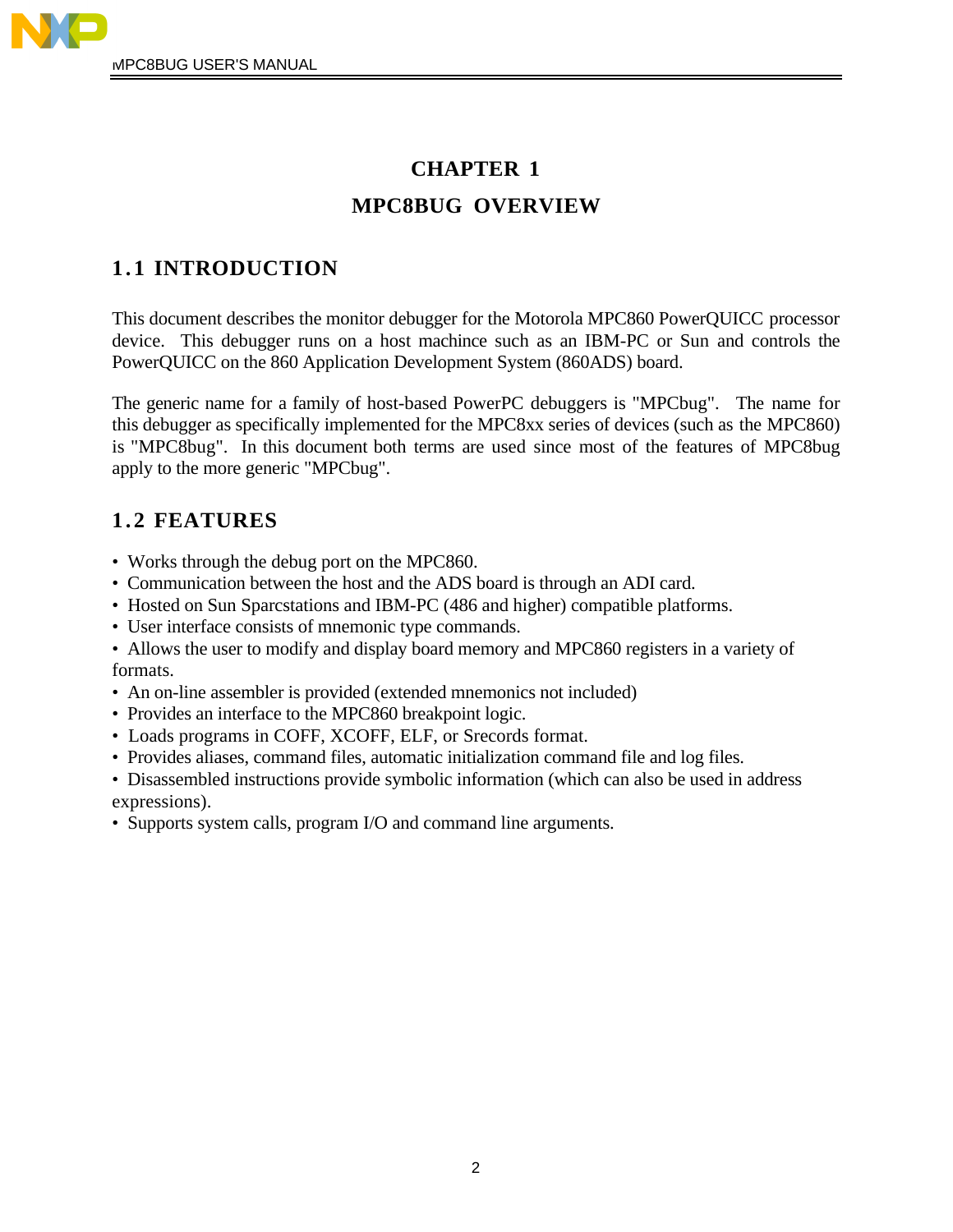# CHAPTER 1

# MPC8BUG OVERVIEW

## 1.1 INTRODUCTION

This document describes the monitor debugger for the Motorola MPC860 PowerQUICC processor device. This debugger runs on a host machince such as an IBM-PC or Sun and controls the PowerQUICC on the 860 Application Development System (860ADS) board.

The generic name for a family of host-based PowerPC debuggers is "MPCbug". The name for this debugger as specifically implemented for the MPC8xx series of devices (such as the MPC860) is "MPC8bug". In this document both terms are used since most of the features of MPC8bug apply to the more generic "MPCbug".

## 1.2 FEATURES

- Works through the debug port on the MPC860.
- Communication between the host and the ADS board is through an ADI card.
- Hosted on Sun Sparcstations and IBM-PC (486 and higher) compatible platforms.
- User interface consists of mnemonic type commands.
- Allows the user to modify and display board memory and MPC860 registers in a variety of formats.
- An on-line assembler is provided (extended mnemonics not included)
- Provides an interface to the MPC860 breakpoint logic.
- Loads programs in COFF, XCOFF, ELF, or Srecords format.
- Provides aliases, command files, automatic initialization command file and log files.
- Disassembled instructions provide symbolic information (which can also be used in address expressions).
- Supports system calls, program I/O and command line arguments.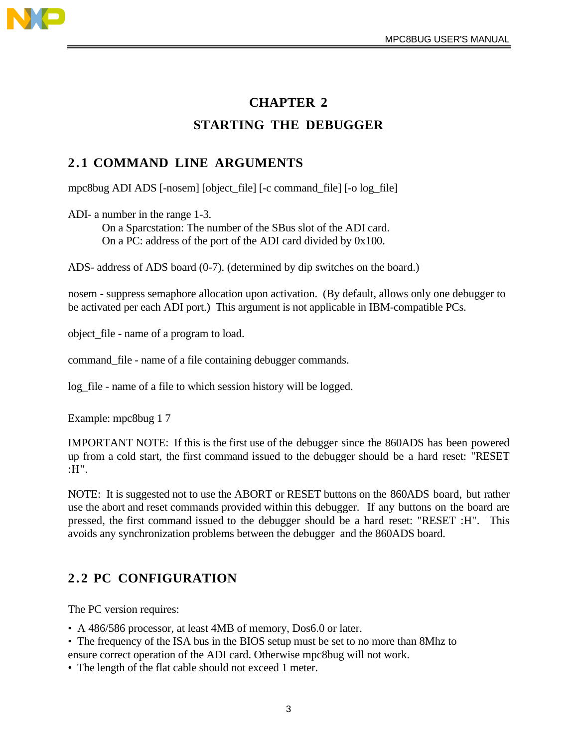# CHAPTER 2

# STARTING THE DEBUGGER

## 2.1 COMMAND LINE ARGUMENTS

mpc8bug ADI ADS [-nosem] [object_file] [-c command_file] [-o log_file]

ADI- a number in the range 1-3.

On a Sparcstation: The number of the SBus slot of the ADI card.

On a PC: address of the port of the ADI card divided by 0x100.

ADS- address of ADS board (0-7). (determined by dip switches on the board.)

nosem - suppress semaphore allocation upon activation. (By default, allows only one debugger to be activated per each ADI port.) This argument is not applicable in IBM-compatible PCs.

object_file - name of a program to load.

command_file - name of a file containing debugger commands.

log_file - name of a file to which session history will be logged.

Example: mpc8bug 1 7

IMPORTANT NOTE: If this is the first use of the debugger since the 860ADS has been powered up from a cold start, the first command issued to the debugger should be a hard reset: "RESET :H".

NOTE: It is suggested not to use the ABORT or RESET buttons on the 860ADS board, but rather use the abort and reset commands provided within this debugger. If any buttons on the board are pressed, the first command issued to the debugger should be a hard reset: "RESET :H". This avoids any synchronization problems between the debugger and the 860ADS board.

## 2.2 PC CONFIGURATION

The PC version requires:

- A 486/586 processor, at least 4MB of memory, Dos6.0 or later.
- The frequency of the ISA bus in the BIOS setup must be set to no more than 8Mhz to ensure correct operation of the ADI card. Otherwise mpc8bug will not work.
- The length of the flat cable should not exceed 1 meter.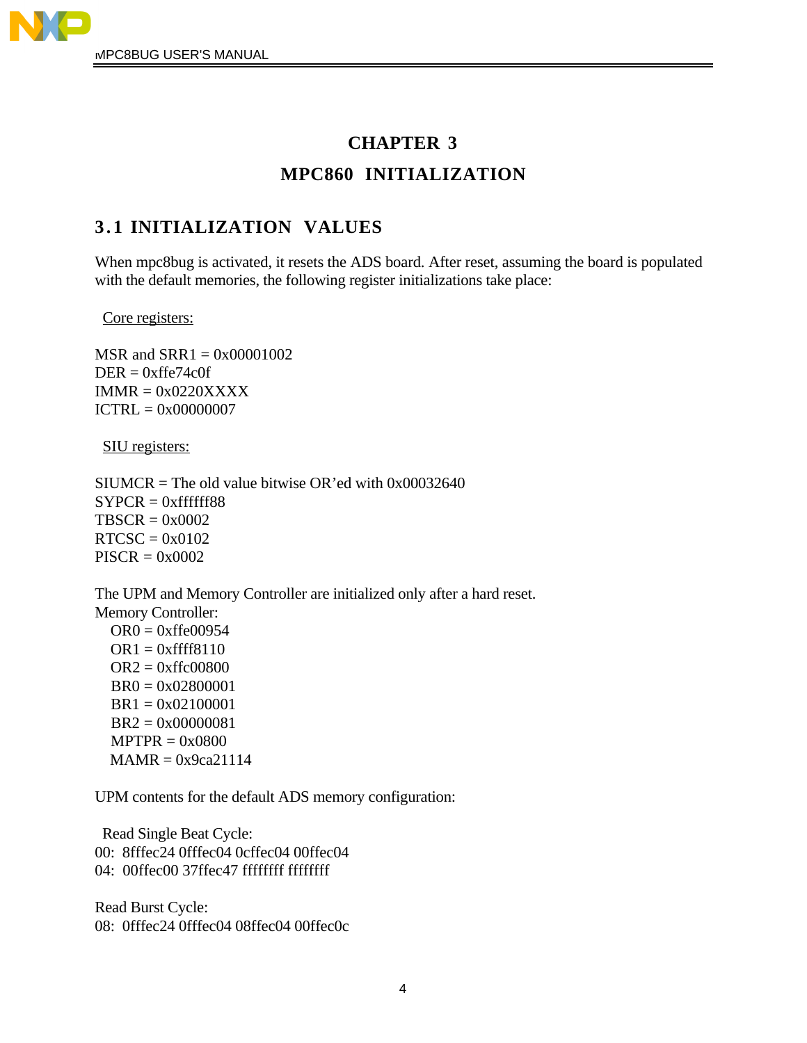# CHAPTER 3

# MPC860 INITIALIZATION

## 3.1 INITIALIZATION VALUES

When mpc8bug is activated, it resets the ADS board. After reset, assuming the board is populated with the default memories, the following register initializations take place:

Core registers:

MSR and SRR1 = 0x00001002
DER = 0xffe74c0f
IMMR = 0x0220XXXX
ICTRL = 0x00000007

SIU registers:

SIUMCR = The old value bitwise OR'ed with 0x00032640
SYPCR = 0xffffff88
TBSCR = 0x0002
RTCSC = 0x0102
PISCR = 0x0002

The UPM and Memory Controller are initialized only after a hard reset.
Memory Controller:
OR0 = 0xffe00954
OR1 = 0xffff8110
OR2 = 0xffc00800
BR0 = 0x02800001
BR1 = 0x02100001
BR2 = 0x00000081
MPTPR = 0x0800
MAMR = 0x9ca21114

UPM contents for the default ADS memory configuration:

Read Single Beat Cycle:
00: 8fffec24 0fffec04 0cffec04 00ffec04
04: 00ffec00 37ffec47 ffffffff ffffffff

Read Burst Cycle:
08: 0fffec24 0fffec04 08ffec04 00ffec0c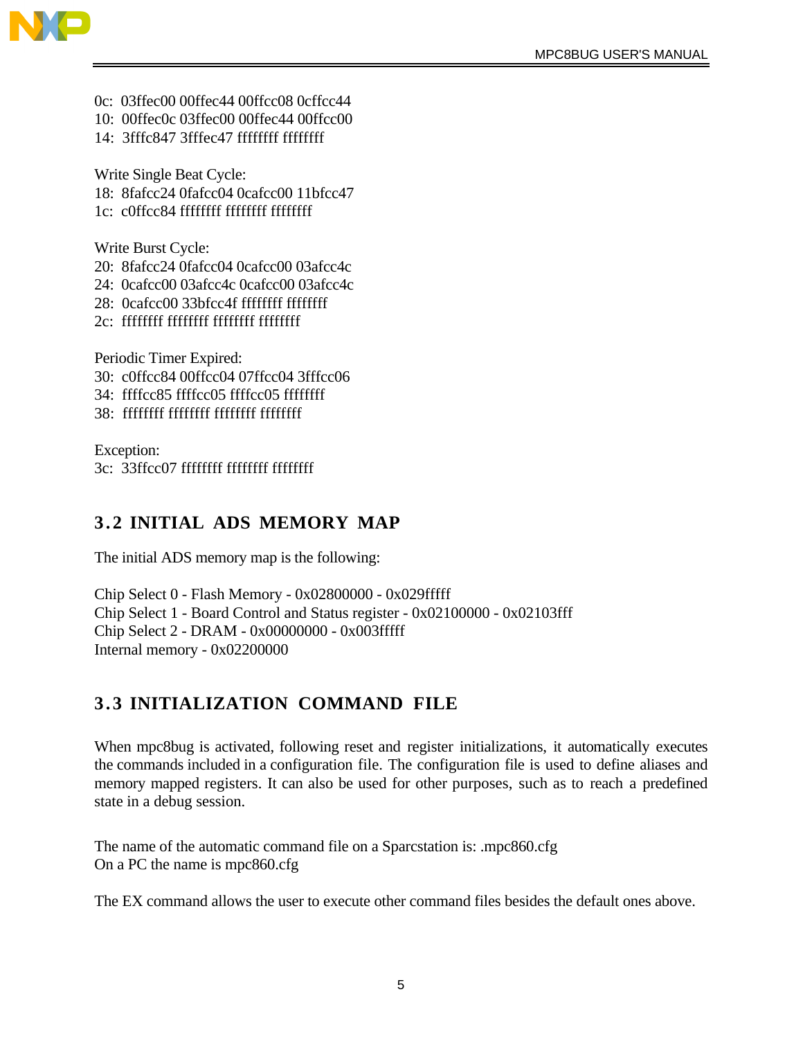```
0c:  03ffec00 00ffec44 00ffcc08 0cffcc44
10:  00ffec0c 03ffec00 00ffec44 00ffcc00
14:  3fffc847 3fffec47 ffffffff ffffffff
```

Write Single Beat Cycle:

```
18:  8fafcc24 0fafcc04 0cafcc00 11bfcc47
1c:  c0ffcc84 ffffffff ffffffff ffffffff
```

Write Burst Cycle:

```
20:  8fafcc24 0fafcc04 0cafcc00 03afcc4c
24:  0cafcc00 03afcc4c 0cafcc00 03afcc4c
28:  0cafcc00 33bfcc4f ffffffff ffffffff
2c:  ffffffff ffffffff ffffffff ffffffff
```

Periodic Timer Expired:

```
30:  c0ffcc84 00ffcc04 07ffcc04 3fffcc06
34:  ffffcc85 ffffcc05 ffffcc05 ffffffff
38:  ffffffff ffffffff ffffffff ffffffff
```

Exception:

```
3c:  33ffcc07 ffffffff ffffffff ffffffff
```

## 3.2 INITIAL ADS MEMORY MAP

The initial ADS memory map is the following:

Chip Select 0 - Flash Memory - 0x02800000 - 0x029fffff
Chip Select 1 - Board Control and Status register - 0x02100000 - 0x02103fff
Chip Select 2 - DRAM - 0x00000000 - 0x003fffff
Internal memory - 0x02200000

## 3.3 INITIALIZATION COMMAND FILE

When mpc8bug is activated, following reset and register initializations, it automatically executes the commands included in a configuration file. The configuration file is used to define aliases and memory mapped registers. It can also be used for other purposes, such as to reach a predefined state in a debug session.

The name of the automatic command file on a Sparcstation is: .mpc860.cfg
On a PC the name is mpc860.cfg

The EX command allows the user to execute other command files besides the default ones above.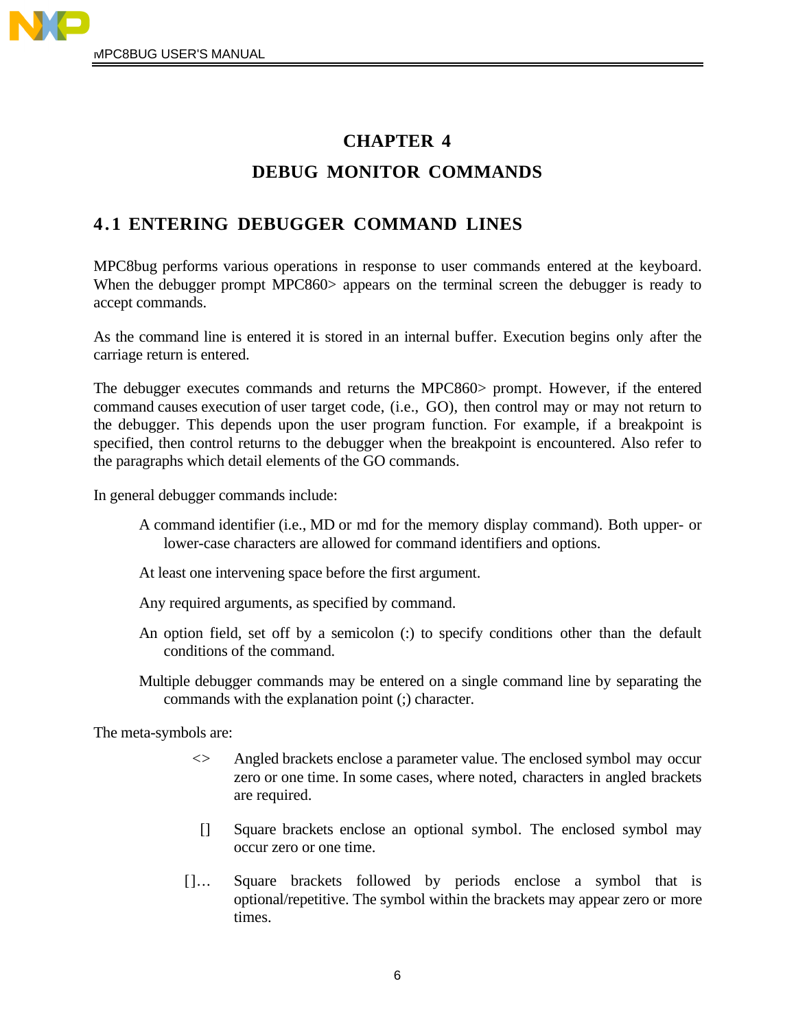# CHAPTER 4

# DEBUG MONITOR COMMANDS

## 4.1 ENTERING DEBUGGER COMMAND LINES

MPC8bug performs various operations in response to user commands entered at the keyboard. When the debugger prompt MPC860> appears on the terminal screen the debugger is ready to accept commands.

As the command line is entered it is stored in an internal buffer. Execution begins only after the carriage return is entered.

The debugger executes commands and returns the MPC860> prompt. However, if the entered command causes execution of user target code, (i.e., GO), then control may or may not return to the debugger. This depends upon the user program function. For example, if a breakpoint is specified, then control returns to the debugger when the breakpoint is encountered. Also refer to the paragraphs which detail elements of the GO commands.

In general debugger commands include:

A command identifier (i.e., MD or md for the memory display command). Both upper- or lower-case characters are allowed for command identifiers and options.

At least one intervening space before the first argument.

Any required arguments, as specified by command.

An option field, set off by a semicolon (:) to specify conditions other than the default conditions of the command.

Multiple debugger commands may be entered on a single command line by separating the commands with the explanation point (;) character.

The meta-symbols are:

<> Angled brackets enclose a parameter value. The enclosed symbol may occur zero or one time. In some cases, where noted, characters in angled brackets are required.

[] Square brackets enclose an optional symbol. The enclosed symbol may occur zero or one time.

[]… Square brackets followed by periods enclose a symbol that is optional/repetitive. The symbol within the brackets may appear zero or more times.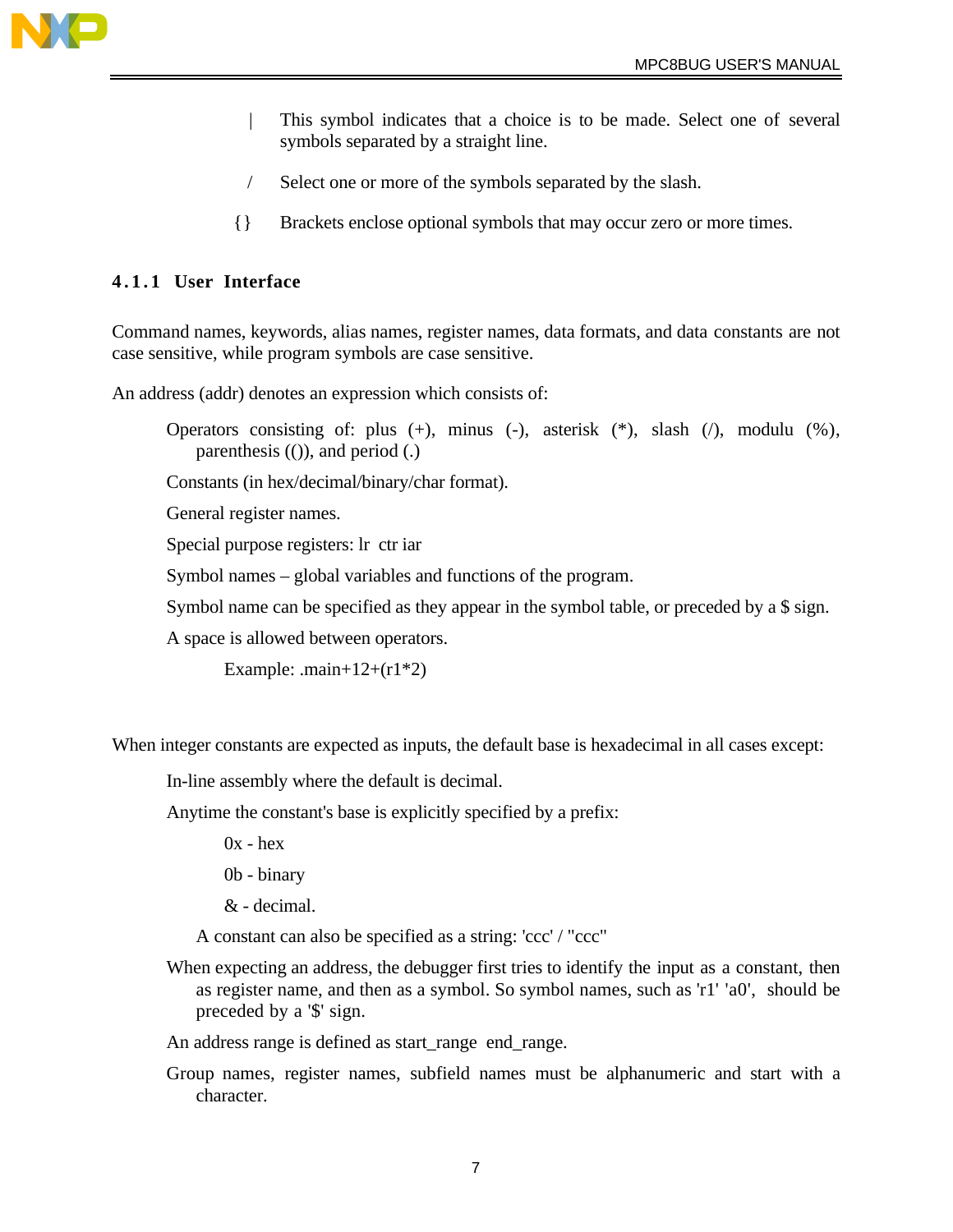| This symbol indicates that a choice is to be made. Select one of several symbols separated by a straight line.

/ Select one or more of the symbols separated by the slash.

{} Brackets enclose optional symbols that may occur zero or more times.

### 4.1.1 User Interface

Command names, keywords, alias names, register names, data formats, and data constants are not case sensitive, while program symbols are case sensitive.

An address (addr) denotes an expression which consists of:

Operators consisting of: plus (+), minus (-), asterisk (*), slash (/), modulu (%), parenthesis (()), and period (.)

Constants (in hex/decimal/binary/char format).

General register names.

Special purpose registers: lr ctr iar

Symbol names – global variables and functions of the program.

Symbol name can be specified as they appear in the symbol table, or preceded by a $ sign.

A space is allowed between operators.

Example: .main+12+(r1*2)

When integer constants are expected as inputs, the default base is hexadecimal in all cases except:

In-line assembly where the default is decimal.

Anytime the constant's base is explicitly specified by a prefix:

0x - hex

0b - binary

& - decimal.

A constant can also be specified as a string: 'ccc' / "ccc"

When expecting an address, the debugger first tries to identify the input as a constant, then as register name, and then as a symbol. So symbol names, such as 'r1' 'a0', should be preceded by a '$' sign.

An address range is defined as start_range end_range.

Group names, register names, subfield names must be alphanumeric and start with a character.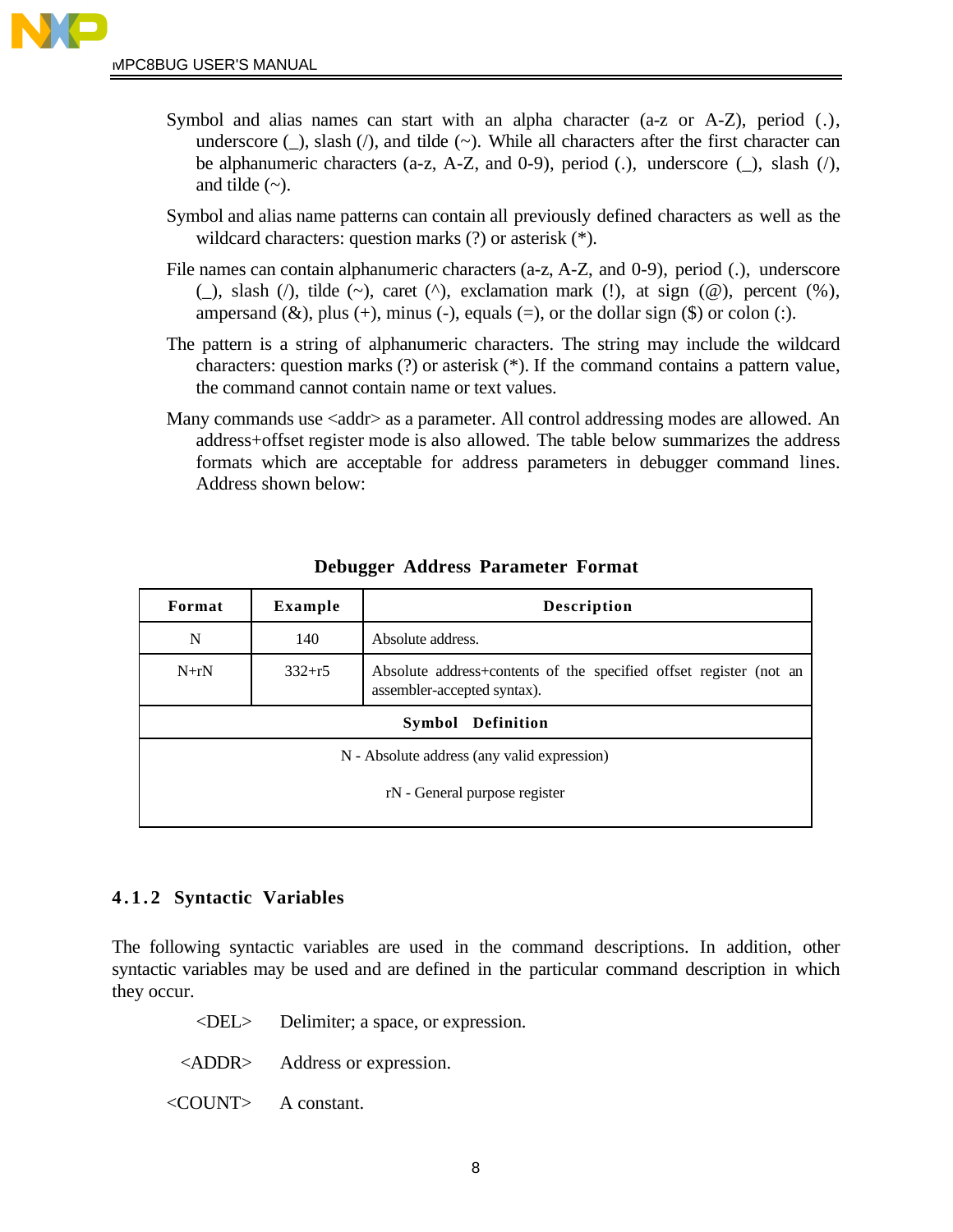Symbol and alias names can start with an alpha character (a-z or A-Z), period (.), underscore (_), slash (/), and tilde (~). While all characters after the first character can be alphanumeric characters (a-z, A-Z, and 0-9), period (.), underscore (_), slash (/), and tilde (~).

Symbol and alias name patterns can contain all previously defined characters as well as the wildcard characters: question marks (?) or asterisk (*).

File names can contain alphanumeric characters (a-z, A-Z, and 0-9), period (.), underscore (_), slash (/), tilde (~), caret (^), exclamation mark (!), at sign (@), percent (%), ampersand (&), plus (+), minus (-), equals (=), or the dollar sign ($) or colon (:).

The pattern is a string of alphanumeric characters. The string may include the wildcard characters: question marks (?) or asterisk (*). If the command contains a pattern value, the command cannot contain name or text values.

Many commands use <addr> as a parameter. All control addressing modes are allowed. An address+offset register mode is also allowed. The table below summarizes the address formats which are acceptable for address parameters in debugger command lines. Address shown below:

**Debugger Address Parameter Format**

| Format | Example | Description |
| --- | --- | --- |
| N | 140 | Absolute address. |
| N+rN | 332+r5 | Absolute address+contents of the specified offset register (not an assembler-accepted syntax). |
| **Symbol Definition** | | |
| N - Absolute address (any valid expression) | | |
| rN - General purpose register | | |

### 4.1.2 Syntactic Variables

The following syntactic variables are used in the command descriptions. In addition, other syntactic variables may be used and are defined in the particular command description in which they occur.

<DEL> Delimiter; a space, or expression.

<ADDR> Address or expression.

<COUNT> A constant.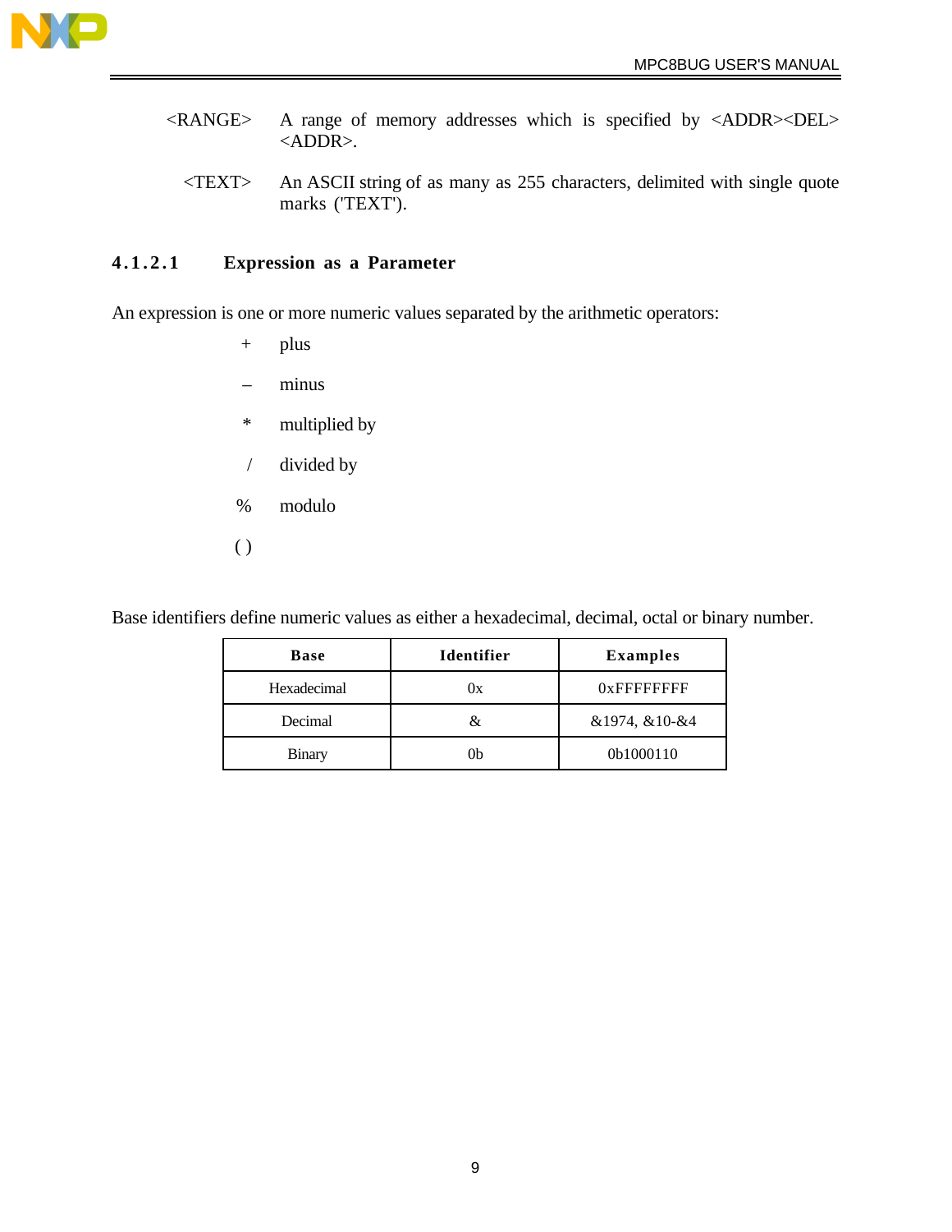<RANGE> A range of memory addresses which is specified by <ADDR><DEL> <ADDR>.

<TEXT> An ASCII string of as many as 255 characters, delimited with single quote marks ('TEXT').

#### 4.1.2.1 Expression as a Parameter

An expression is one or more numeric values separated by the arithmetic operators:

+ plus

– minus

* multiplied by

/ divided by

% modulo

( )

Base identifiers define numeric values as either a hexadecimal, decimal, octal or binary number.

| Base | Identifier | Examples |
| --- | --- | --- |
| Hexadecimal | 0x | 0xFFFFFFFF |
| Decimal | & | &1974, &10-&4 |
| Binary | 0b | 0b1000110 |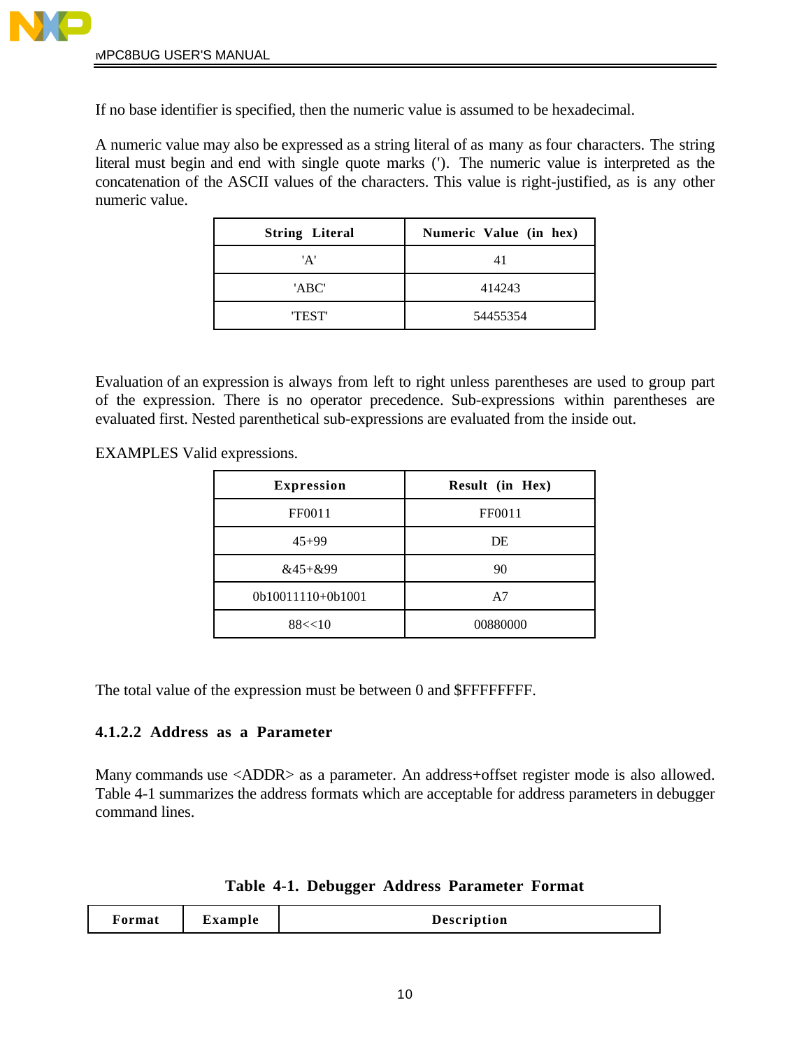If no base identifier is specified, then the numeric value is assumed to be hexadecimal.

A numeric value may also be expressed as a string literal of as many as four characters. The string literal must begin and end with single quote marks ('). The numeric value is interpreted as the concatenation of the ASCII values of the characters. This value is right-justified, as is any other numeric value.

| String Literal | Numeric Value (in hex) |
|---|---|
| 'A' | 41 |
| 'ABC' | 414243 |
| 'TEST' | 54455354 |

Evaluation of an expression is always from left to right unless parentheses are used to group part of the expression. There is no operator precedence. Sub-expressions within parentheses are evaluated first. Nested parenthetical sub-expressions are evaluated from the inside out.

EXAMPLES Valid expressions.

| Expression | Result (in Hex) |
|---|---|
| FF0011 | FF0011 |
| 45+99 | DE |
| &45+&99 | 90 |
| 0b10011110+0b1001 | A7 |
| 88<<10 | 00880000 |

The total value of the expression must be between 0 and $FFFFFFFF.

#### 4.1.2.2 Address as a Parameter

Many commands use <ADDR> as a parameter. An address+offset register mode is also allowed. Table 4-1 summarizes the address formats which are acceptable for address parameters in debugger command lines.

**Table 4-1. Debugger Address Parameter Format**

| Format | Example | Description |
|---|---|---|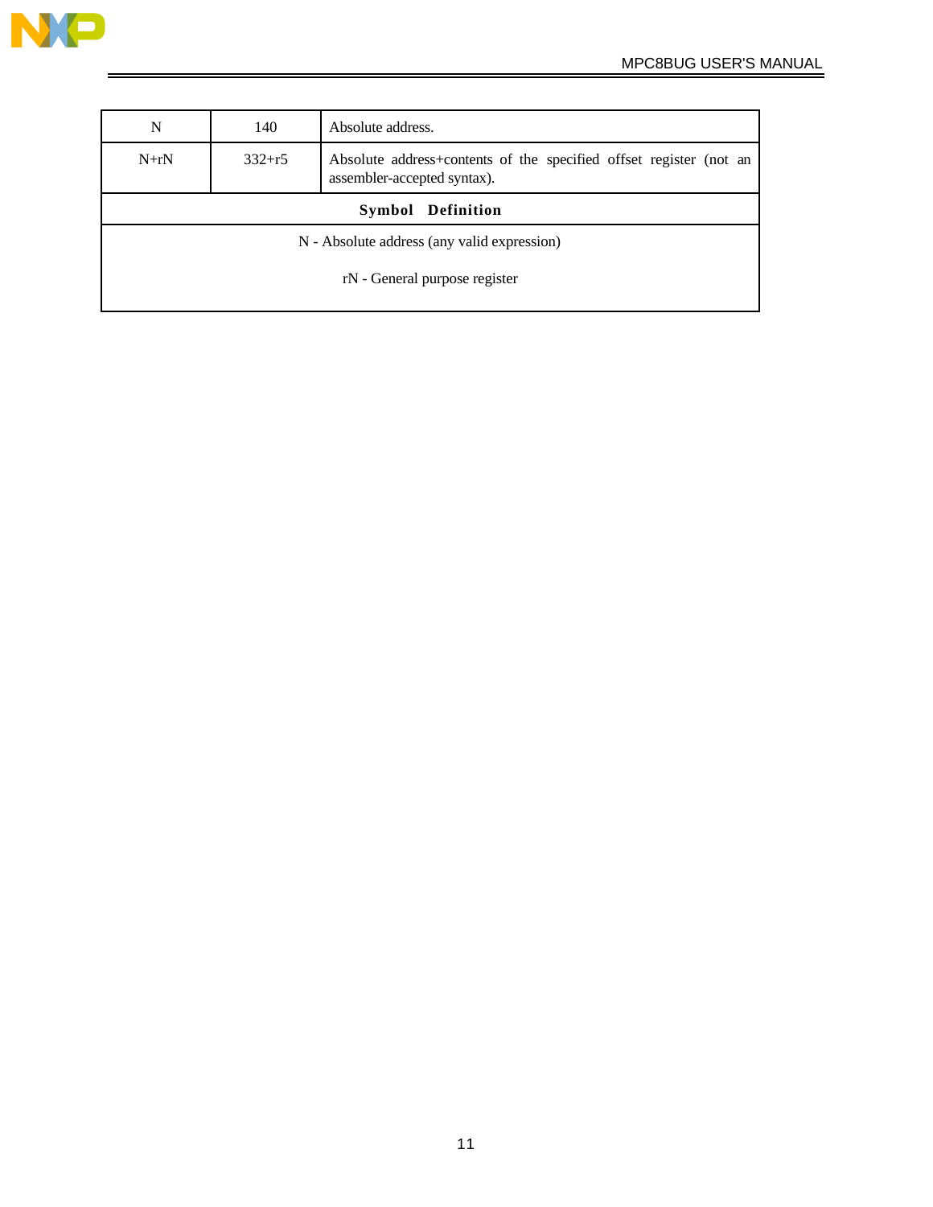| N | 140 | Absolute address. |
|---|---|---|
| N+rN | 332+r5 | Absolute address+contents of the specified offset register (not an assembler-accepted syntax). |

**Symbol Definition**

N - Absolute address (any valid expression)

rN - General purpose register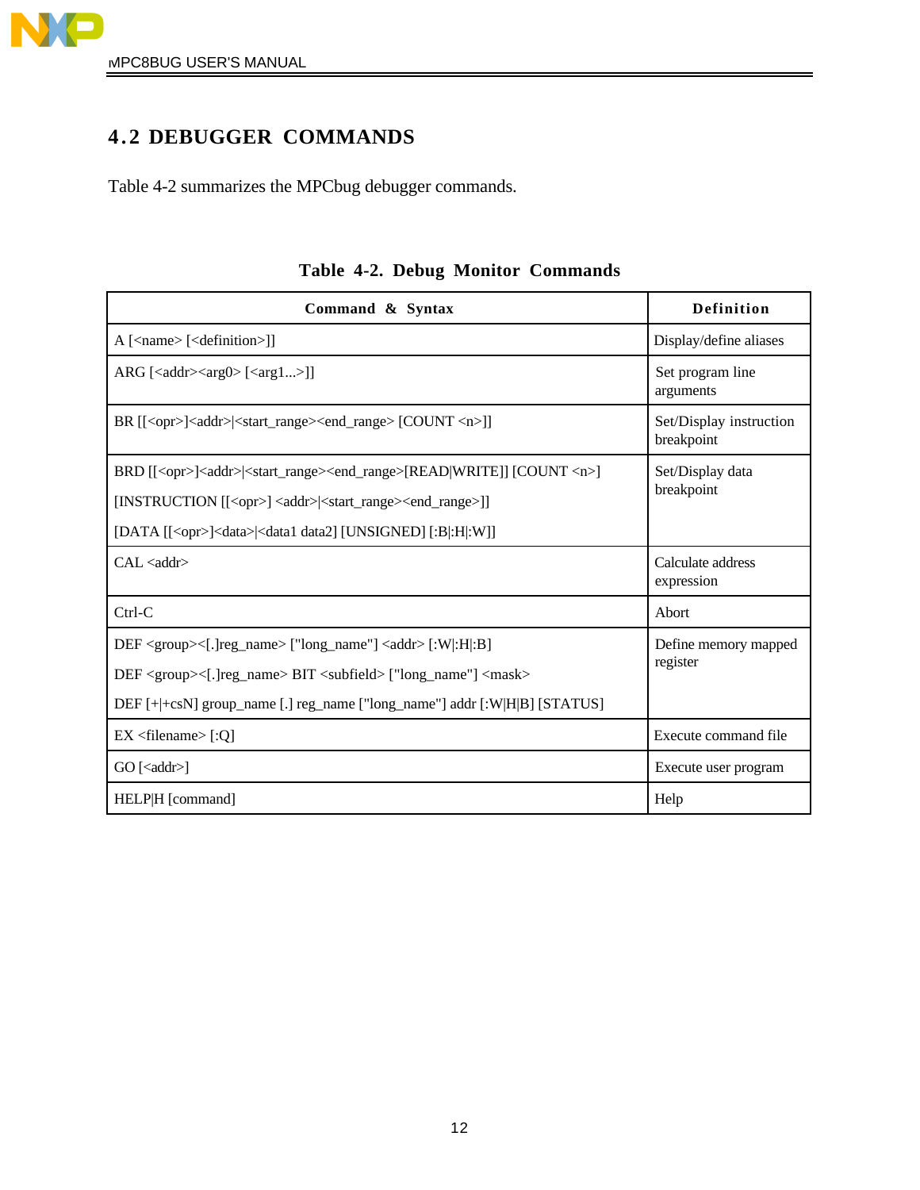## 4.2 DEBUGGER COMMANDS

Table 4-2 summarizes the MPCbug debugger commands.

**Table 4-2. Debug Monitor Commands**

| Command & Syntax | Definition |
|---|---|
| A [<name> [<definition>]] | Display/define aliases |
| ARG [<addr><arg0> [<arg1...>]] | Set program line arguments |
| BR [[<opr>]<addr>\|<start_range><end_range> [COUNT <n>]] | Set/Display instruction breakpoint |
| BRD [[<opr>]<addr>\|<start_range><end_range>[READ\|WRITE]] [COUNT <n>] [INSTRUCTION [[<opr>] <addr>\|<start_range><end_range>]] [DATA [[<opr>]<data>\|<data1 data2] [UNSIGNED] [:B\|:H\|:W]] | Set/Display data breakpoint |
| CAL <addr> | Calculate address expression |
| Ctrl-C | Abort |
| DEF <group><[.]reg_name> ["long_name"] <addr> [:W\|:H\|:B] DEF <group><[.]reg_name> BIT <subfield> ["long_name"] <mask> DEF [+\|+csN] group_name [.] reg_name ["long_name"] addr [:W\|H\|B] [STATUS] | Define memory mapped register |
| EX <filename> [:Q] | Execute command file |
| GO [<addr>] | Execute user program |
| HELP\|H [command] | Help |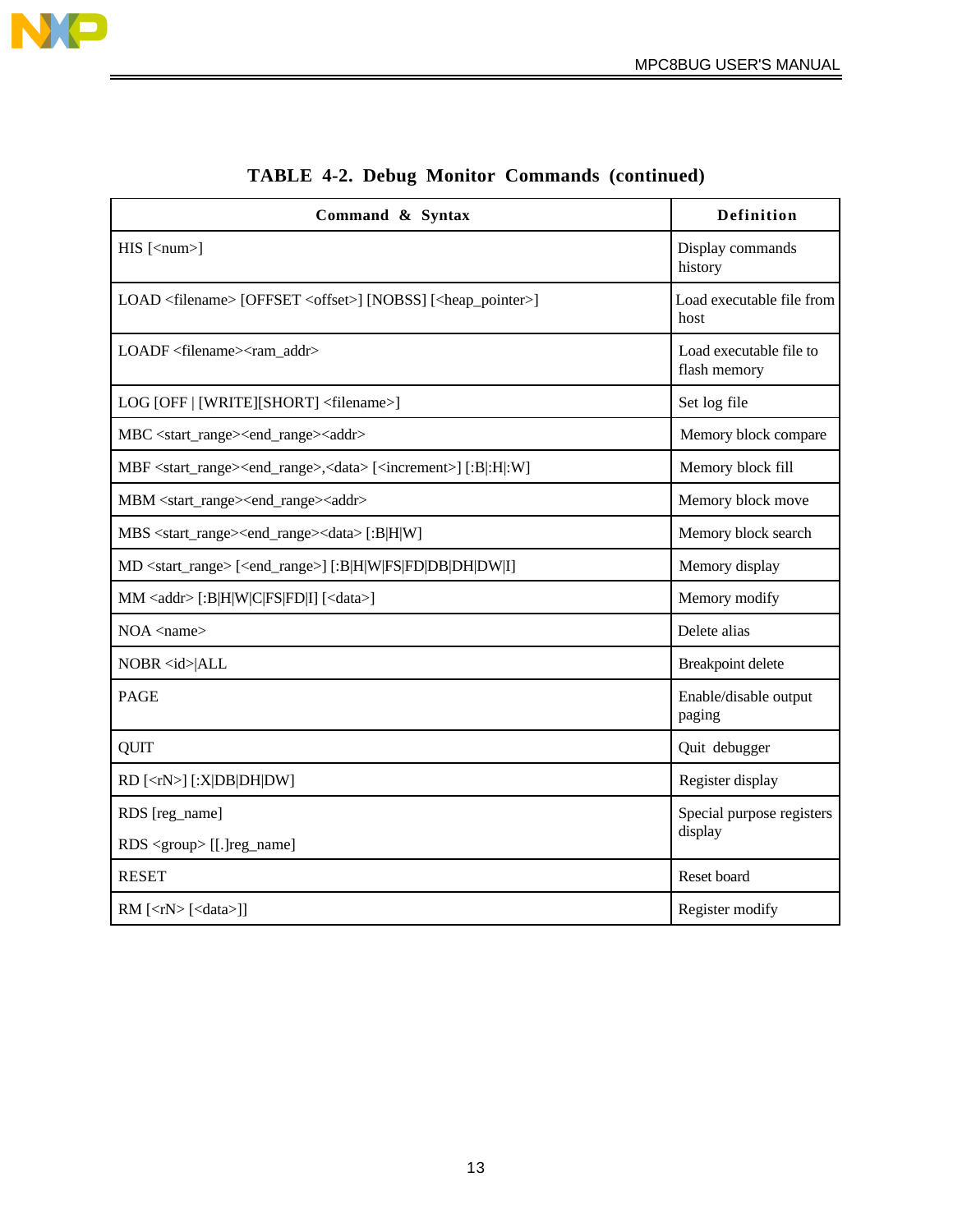**TABLE 4-2. Debug Monitor Commands (continued)**

| Command & Syntax | Definition |
| --- | --- |
| HIS [<num>] | Display commands history |
| LOAD <filename> [OFFSET <offset>] [NOBSS] [<heap_pointer>] | Load executable file from host |
| LOADF <filename><ram_addr> | Load executable file to flash memory |
| LOG [OFF \| [WRITE][SHORT] <filename>] | Set log file |
| MBC <start_range><end_range><addr> | Memory block compare |
| MBF <start_range><end_range>,<data> [<increment>] [:B\|:H\|:W] | Memory block fill |
| MBM <start_range><end_range><addr> | Memory block move |
| MBS <start_range><end_range><data> [:B\|H\|W] | Memory block search |
| MD <start_range> [<end_range>] [:B\|H\|W\|FS\|FD\|DB\|DH\|DW\|I] | Memory display |
| MM <addr> [:B\|H\|W\|C\|FS\|FD\|I] [<data>] | Memory modify |
| NOA <name> | Delete alias |
| NOBR <id>\|ALL | Breakpoint delete |
| PAGE | Enable/disable output paging |
| QUIT | Quit debugger |
| RD [<rN>] [:X\|DB\|DH\|DW] | Register display |
| RDS [reg_name]<br>RDS <group> [[.]reg_name] | Special purpose registers display |
| RESET | Reset board |
| RM [<rN> [<data>]] | Register modify |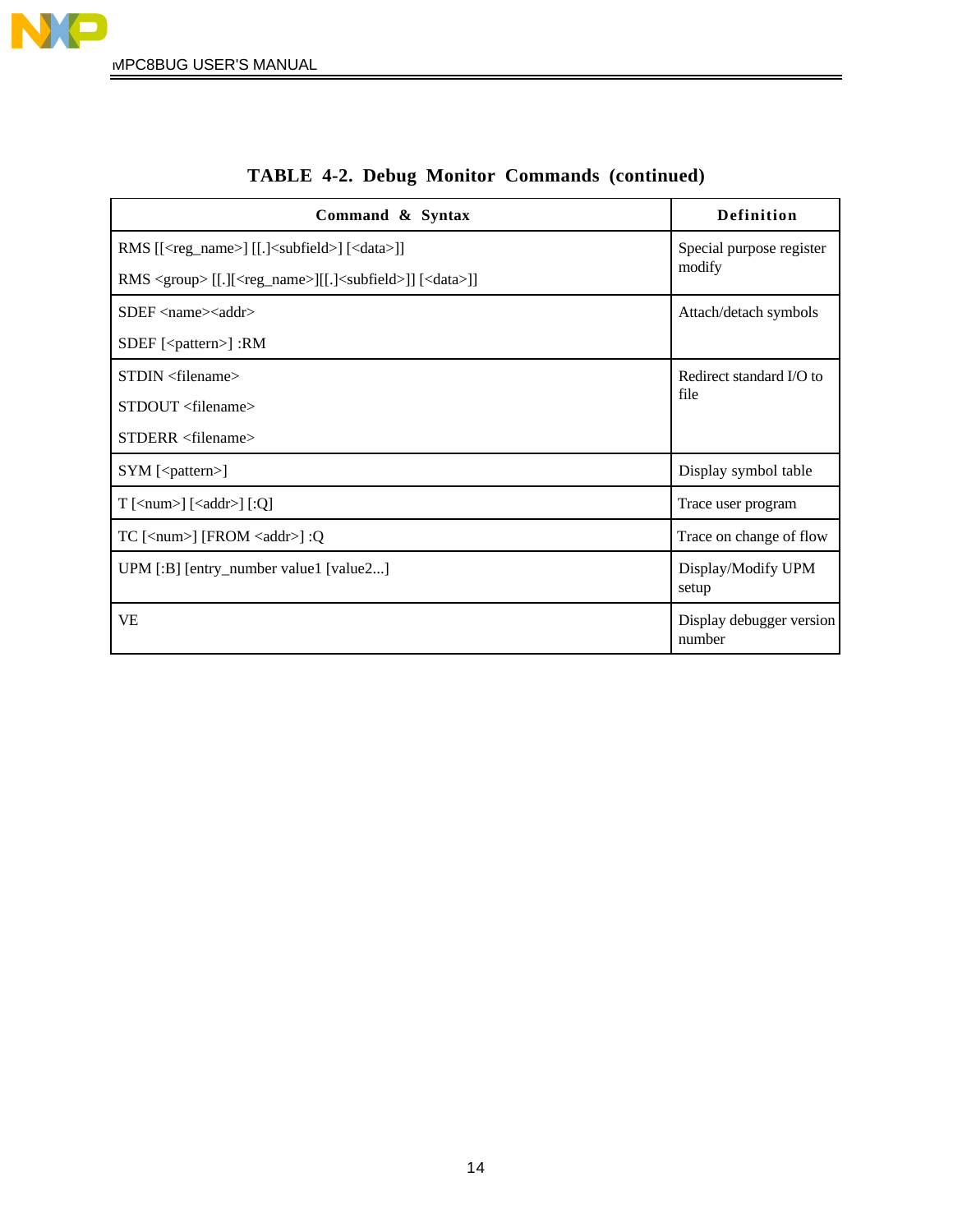**TABLE 4-2. Debug Monitor Commands (continued)**

| Command & Syntax | Definition |
| --- | --- |
| RMS [[<reg_name>] [[.]<subfield>] [<data>]]<br>RMS <group> [[.][<reg_name>][[.]<subfield>]] [<data>]] | Special purpose register modify |
| SDEF <name><addr><br>SDEF [<pattern>] :RM | Attach/detach symbols |
| STDIN <filename><br>STDOUT <filename><br>STDERR <filename> | Redirect standard I/O to file |
| SYM [<pattern>] | Display symbol table |
| T [<num>] [<addr>] [:Q] | Trace user program |
| TC [<num>] [FROM <addr>] :Q | Trace on change of flow |
| UPM [:B] [entry_number value1 [value2...] | Display/Modify UPM setup |
| VE | Display debugger version number |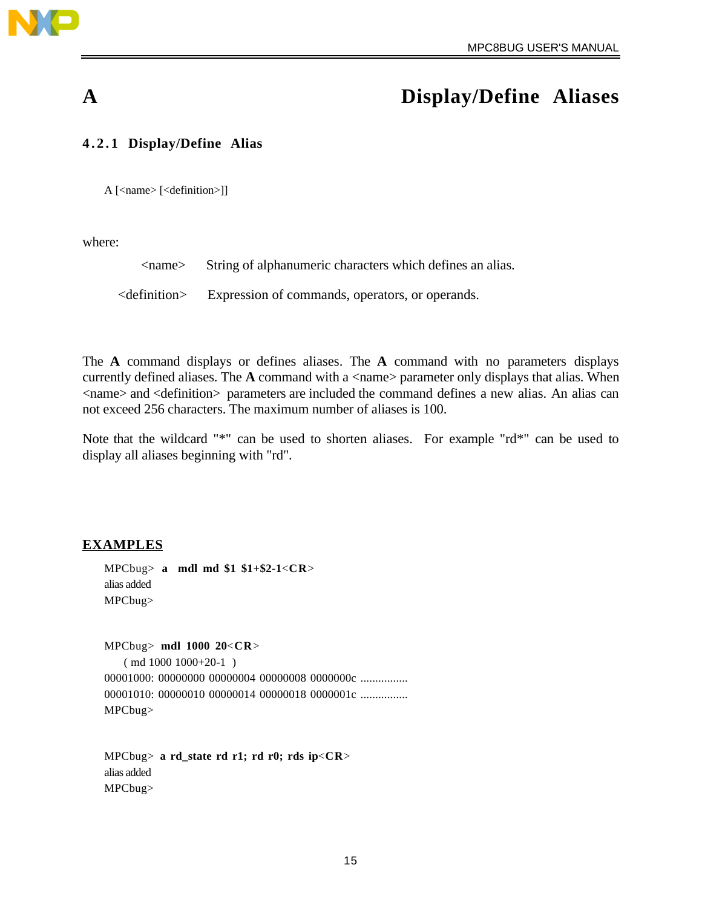# A Display/Define Aliases

### 4.2.1 Display/Define Alias

```
A [<name> [<definition>]]
```

where:

| | |
|---|---|
| <name> | String of alphanumeric characters which defines an alias. |
| <definition> | Expression of commands, operators, or operands. |

The **A** command displays or defines aliases. The **A** command with no parameters displays currently defined aliases. The **A** command with a <name> parameter only displays that alias. When <name> and <definition> parameters are included the command defines a new alias. An alias can not exceed 256 characters. The maximum number of aliases is 100.

Note that the wildcard "*" can be used to shorten aliases. For example "rd*" can be used to display all aliases beginning with "rd".

## EXAMPLES

```
MPCbug> a  mdl md $1 $1+$2-1<CR>
alias added
MPCbug>
```

```
MPCbug> mdl 1000 20<CR>
    ( md 1000 1000+20-1 )
00001000: 00000000 00000004 00000008 0000000c ................
00001010: 00000010 00000014 00000018 0000001c ................
MPCbug>
```

```
MPCbug> a rd_state rd r1; rd r0; rds ip<CR>
alias added
MPCbug>
```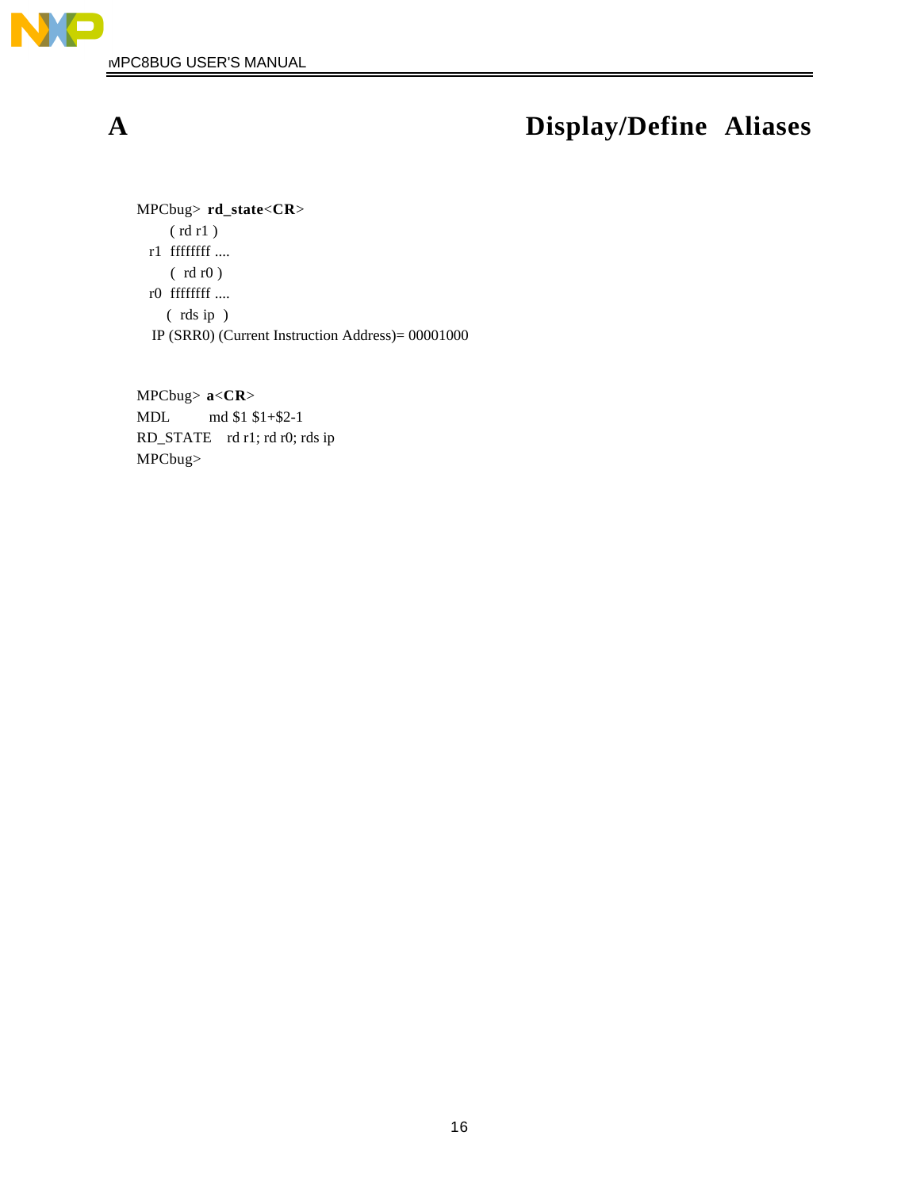# A Display/Define Aliases

```
MPCbug> rd_state<CR>
       ( rd r1 )
  r1  ffffffff ....
       (  rd r0 )
  r0  ffffffff ....
      (  rds ip  )
   IP (SRR0) (Current Instruction Address)= 00001000


MPCbug> a<CR>
MDL          md $1 $1+$2-1
RD_STATE    rd r1; rd r0; rds ip
MPCbug>
```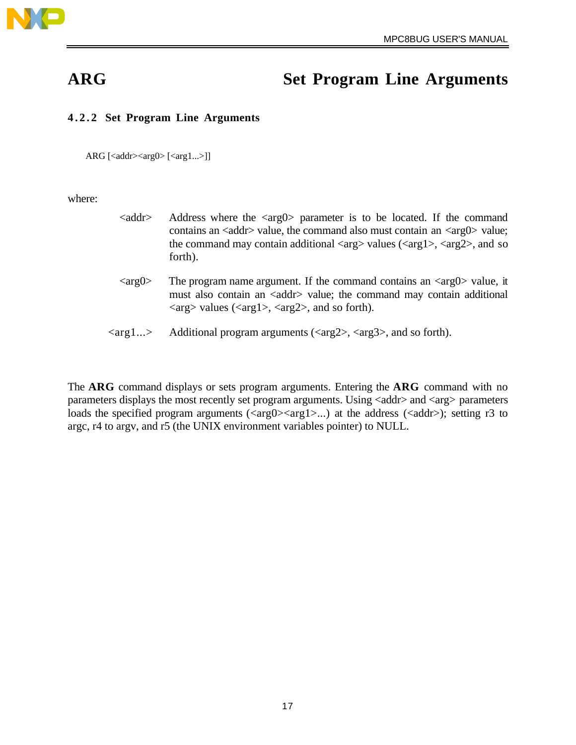# ARG Set Program Line Arguments

### 4.2.2 Set Program Line Arguments

```
ARG [<addr><arg0> [<arg1...>]]
```

where:

- **<addr>** Address where the <arg0> parameter is to be located. If the command contains an <addr> value, the command also must contain an <arg0> value; the command may contain additional <arg> values (<arg1>, <arg2>, and so forth).

- **<arg0>** The program name argument. If the command contains an <arg0> value, it must also contain an <addr> value; the command may contain additional <arg> values (<arg1>, <arg2>, and so forth).

- **<arg1...>** Additional program arguments (<arg2>, <arg3>, and so forth).

The **ARG** command displays or sets program arguments. Entering the **ARG** command with no parameters displays the most recently set program arguments. Using <addr> and <arg> parameters loads the specified program arguments (<arg0><arg1>...) at the address (<addr>); setting r3 to argc, r4 to argv, and r5 (the UNIX environment variables pointer) to NULL.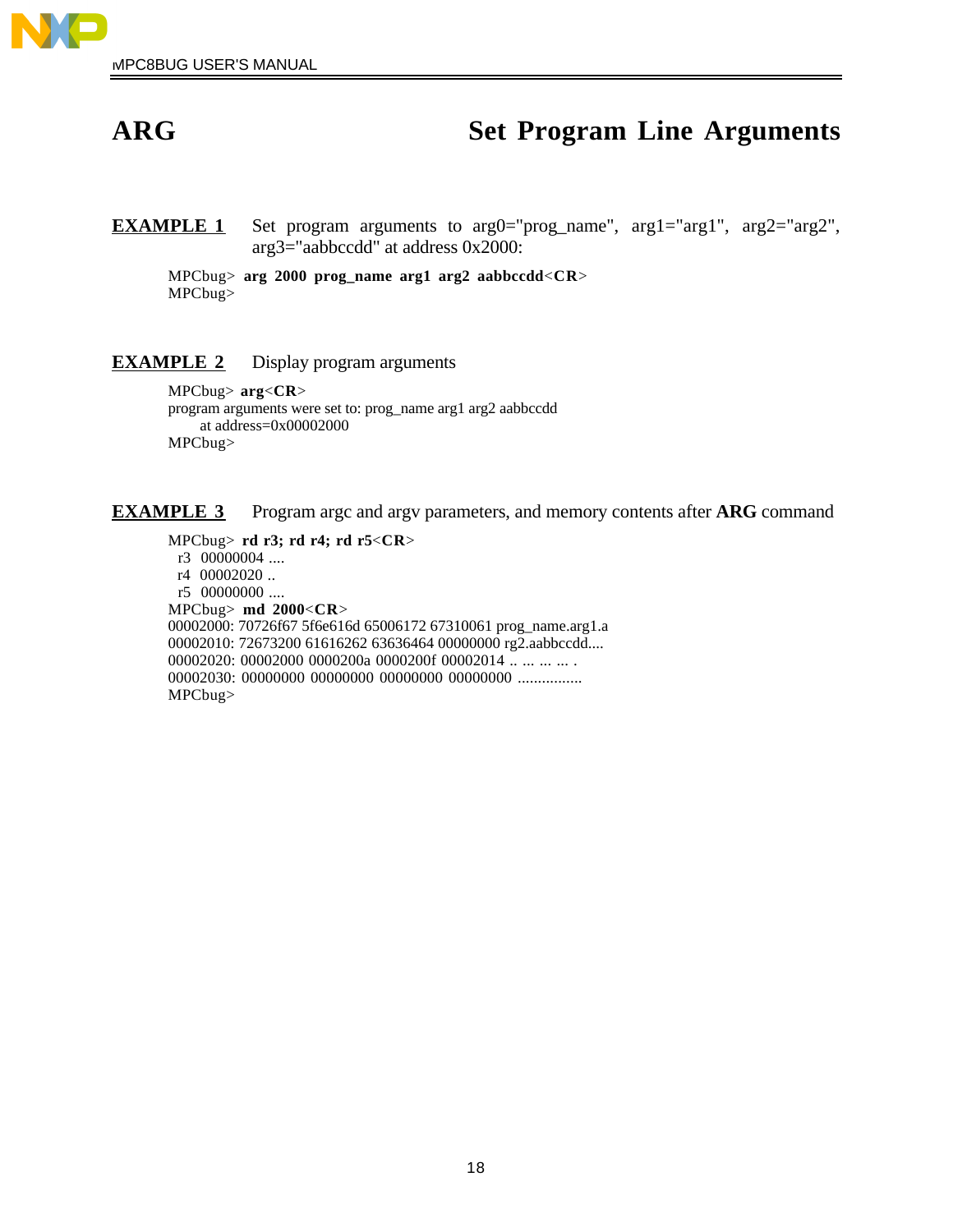# ARG — Set Program Line Arguments

**EXAMPLE 1** Set program arguments to arg0="prog_name", arg1="arg1", arg2="arg2", arg3="aabbccdd" at address 0x2000:

```
MPCbug> arg 2000 prog_name arg1 arg2 aabbccdd<CR>
MPCbug>
```

**EXAMPLE 2** Display program arguments

```
MPCbug> arg<CR>
program arguments were set to: prog_name arg1 arg2 aabbccdd
     at address=0x00002000
MPCbug>
```

**EXAMPLE 3** Program argc and argv parameters, and memory contents after **ARG** command

```
MPCbug> rd r3; rd r4; rd r5<CR>
 r3  00000004 ....
 r4  00002020 ..
 r5  00000000 ....
MPCbug> md 2000<CR>
00002000: 70726f67 5f6e616d 65006172 67310061 prog_name.arg1.a
00002010: 72673200 61616262 63636464 00000000 rg2.aabbccdd....
00002020: 00002000 0000200a 0000200f 00002014 .. ... ... ... .
00002030: 00000000 00000000 00000000 00000000 ................
MPCbug>
```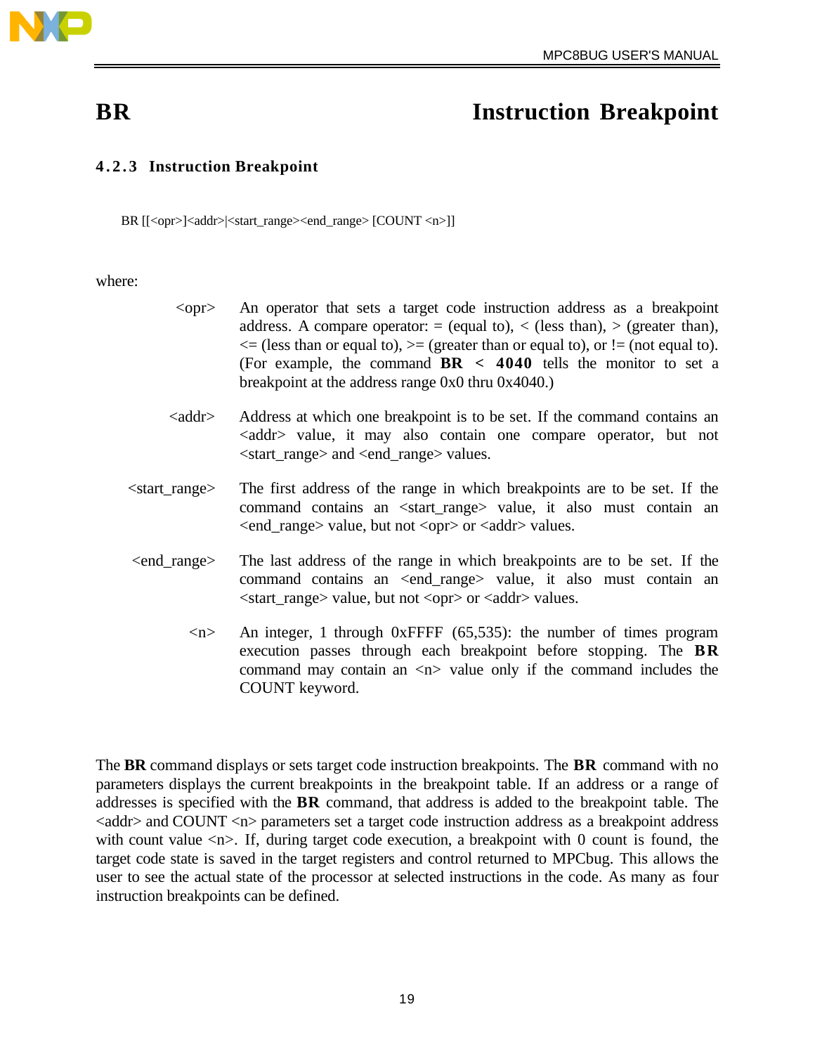# BR — Instruction Breakpoint

### 4.2.3 Instruction Breakpoint

```
BR [[<opr>]<addr>|<start_range><end_range> [COUNT <n>]]
```

where:

| | |
|---|---|
| <opr> | An operator that sets a target code instruction address as a breakpoint address. A compare operator: = (equal to), < (less than), > (greater than), <= (less than or equal to), >= (greater than or equal to), or != (not equal to). (For example, the command **BR < 4040** tells the monitor to set a breakpoint at the address range 0x0 thru 0x4040.) |
| <addr> | Address at which one breakpoint is to be set. If the command contains an <addr> value, it may also contain one compare operator, but not <start_range> and <end_range> values. |
| <start_range> | The first address of the range in which breakpoints are to be set. If the command contains an <start_range> value, it also must contain an <end_range> value, but not <opr> or <addr> values. |
| <end_range> | The last address of the range in which breakpoints are to be set. If the command contains an <end_range> value, it also must contain an <start_range> value, but not <opr> or <addr> values. |
| <n> | An integer, 1 through 0xFFFF (65,535): the number of times program execution passes through each breakpoint before stopping. The **BR** command may contain an <n> value only if the command includes the COUNT keyword. |

The **BR** command displays or sets target code instruction breakpoints. The **BR** command with no parameters displays the current breakpoints in the breakpoint table. If an address or a range of addresses is specified with the **BR** command, that address is added to the breakpoint table. The <addr> and COUNT <n> parameters set a target code instruction address as a breakpoint address with count value <n>. If, during target code execution, a breakpoint with 0 count is found, the target code state is saved in the target registers and control returned to MPCbug. This allows the user to see the actual state of the processor at selected instructions in the code. As many as four instruction breakpoints can be defined.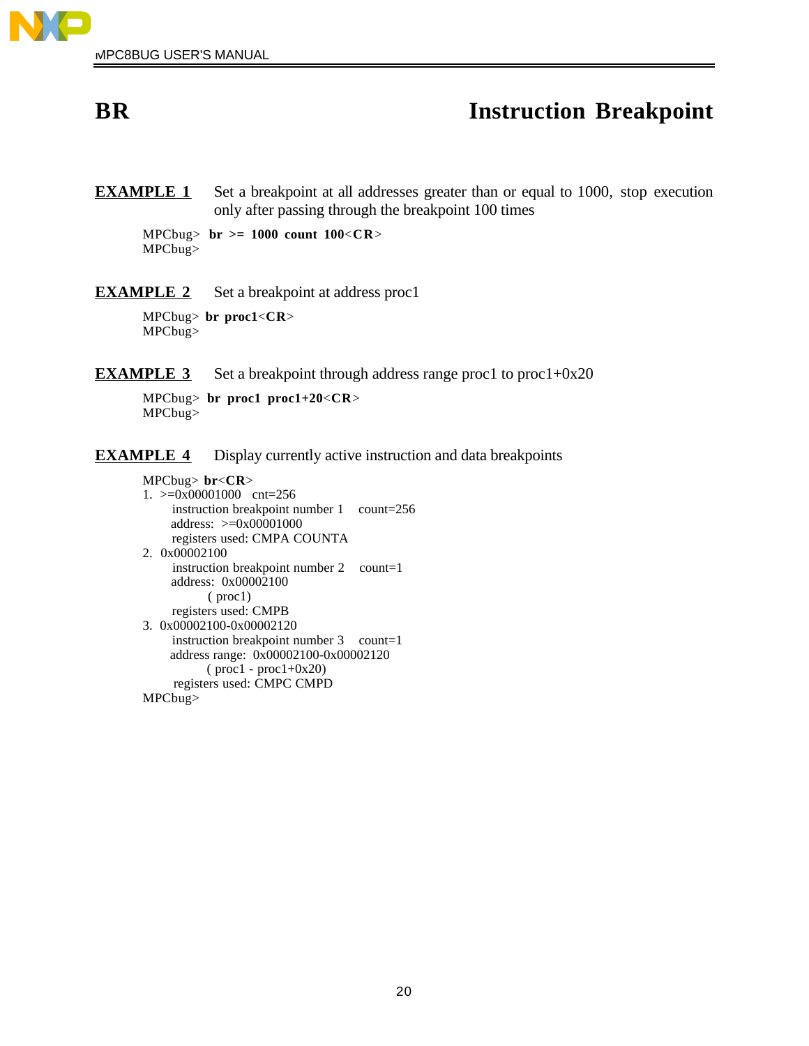# BR Instruction Breakpoint

**EXAMPLE 1** Set a breakpoint at all addresses greater than or equal to 1000, stop execution only after passing through the breakpoint 100 times

```
MPCbug> br >= 1000 count 100<CR>
MPCbug>
```

**EXAMPLE 2** Set a breakpoint at address proc1

```
MPCbug> br proc1<CR>
MPCbug>
```

**EXAMPLE 3** Set a breakpoint through address range proc1 to proc1+0x20

```
MPCbug> br proc1 proc1+20<CR>
MPCbug>
```

**EXAMPLE 4** Display currently active instruction and data breakpoints

```
MPCbug> br<CR>
1. >=0x00001000   cnt=256
      instruction breakpoint number 1    count=256
      address:  >=0x00001000
      registers used: CMPA COUNTA
2. 0x00002100
      instruction breakpoint number 2    count=1
      address:  0x00002100
              ( proc1)
      registers used: CMPB
3. 0x00002100-0x00002120
      instruction breakpoint number 3    count=1
      address range:  0x00002100-0x00002120
              ( proc1 - proc1+0x20)
      registers used: CMPC CMPD
MPCbug>
```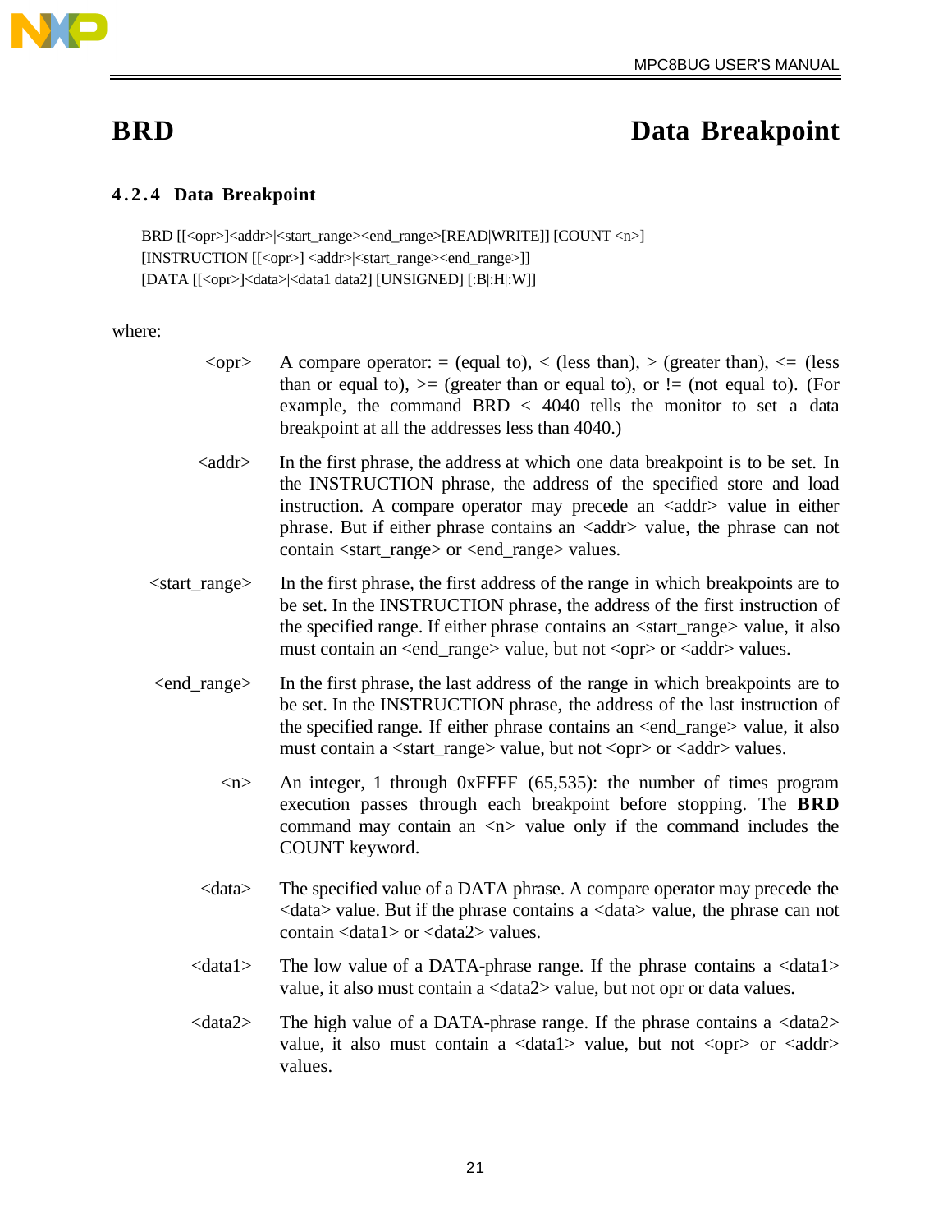# BRD — Data Breakpoint

### 4.2.4 Data Breakpoint

```
BRD [[<opr>]<addr>|<start_range><end_range>[READ|WRITE]] [COUNT <n>]
[INSTRUCTION [[<opr>] <addr>|<start_range><end_range>]]
[DATA [[<opr>]<data>|<data1 data2] [UNSIGNED] [:B|:H|:W]]
```

where:

**<opr>** A compare operator: = (equal to), < (less than), > (greater than), <= (less than or equal to), >= (greater than or equal to), or != (not equal to). (For example, the command BRD < 4040 tells the monitor to set a data breakpoint at all the addresses less than 4040.)

**<addr>** In the first phrase, the address at which one data breakpoint is to be set. In the INSTRUCTION phrase, the address of the specified store and load instruction. A compare operator may precede an <addr> value in either phrase. But if either phrase contains an <addr> value, the phrase can not contain <start_range> or <end_range> values.

**<start_range>** In the first phrase, the first address of the range in which breakpoints are to be set. In the INSTRUCTION phrase, the address of the first instruction of the specified range. If either phrase contains an <start_range> value, it also must contain an <end_range> value, but not <opr> or <addr> values.

**<end_range>** In the first phrase, the last address of the range in which breakpoints are to be set. In the INSTRUCTION phrase, the address of the last instruction of the specified range. If either phrase contains an <end_range> value, it also must contain a <start_range> value, but not <opr> or <addr> values.

**<n>** An integer, 1 through 0xFFFF (65,535): the number of times program execution passes through each breakpoint before stopping. The **BRD** command may contain an <n> value only if the command includes the COUNT keyword.

**<data>** The specified value of a DATA phrase. A compare operator may precede the <data> value. But if the phrase contains a <data> value, the phrase can not contain <data1> or <data2> values.

**<data1>** The low value of a DATA-phrase range. If the phrase contains a <data1> value, it also must contain a <data2> value, but not opr or data values.

**<data2>** The high value of a DATA-phrase range. If the phrase contains a <data2> value, it also must contain a <data1> value, but not <opr> or <addr> values.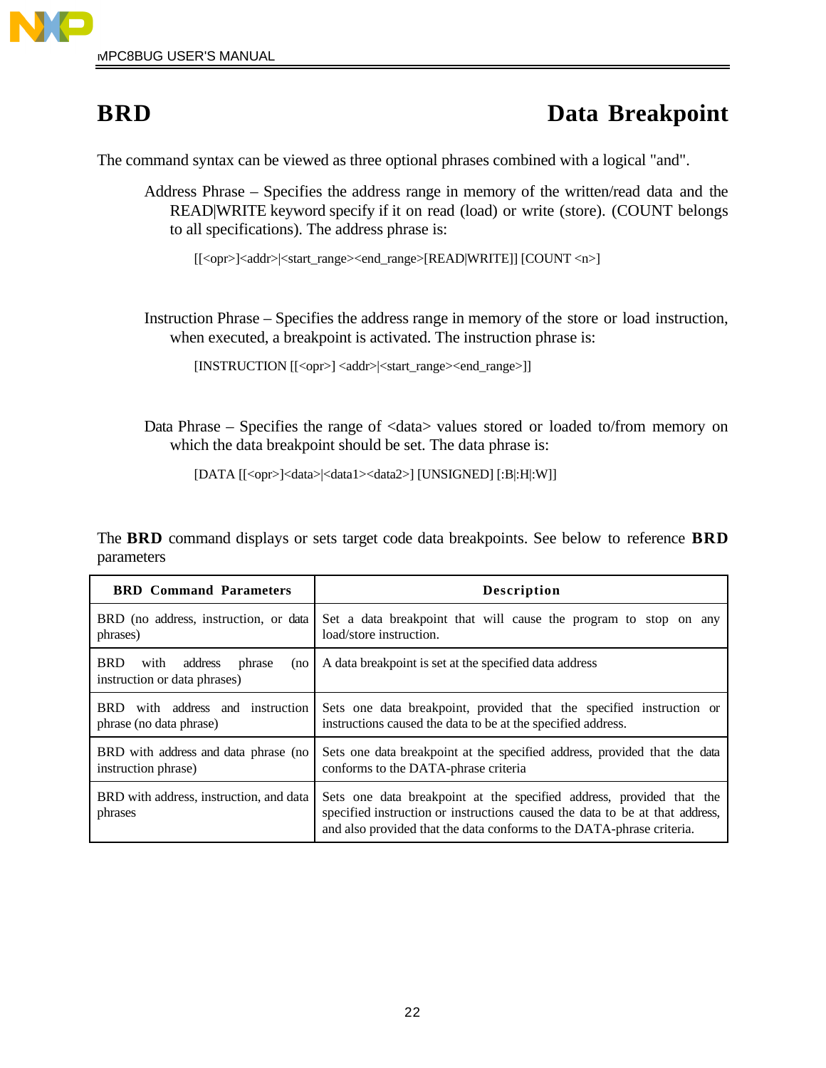# BRD — Data Breakpoint

The command syntax can be viewed as three optional phrases combined with a logical "and".

Address Phrase – Specifies the address range in memory of the written/read data and the READ|WRITE keyword specify if it on read (load) or write (store). (COUNT belongs to all specifications). The address phrase is:

```
[[<opr>]<addr>|<start_range><end_range>[READ|WRITE]] [COUNT <n>]
```

Instruction Phrase – Specifies the address range in memory of the store or load instruction, when executed, a breakpoint is activated. The instruction phrase is:

```
[INSTRUCTION [[<opr>] <addr>|<start_range><end_range>]]
```

Data Phrase – Specifies the range of <data> values stored or loaded to/from memory on which the data breakpoint should be set. The data phrase is:

```
[DATA [[<opr>]<data>|<data1><data2>] [UNSIGNED] [:B|:H|:W]]
```

The **BRD** command displays or sets target code data breakpoints. See below to reference **BRD** parameters

| BRD Command Parameters | Description |
|---|---|
| BRD (no address, instruction, or data phrases) | Set a data breakpoint that will cause the program to stop on any load/store instruction. |
| BRD with address phrase (no instruction or data phrases) | A data breakpoint is set at the specified data address |
| BRD with address and instruction phrase (no data phrase) | Sets one data breakpoint, provided that the specified instruction or instructions caused the data to be at the specified address. |
| BRD with address and data phrase (no instruction phrase) | Sets one data breakpoint at the specified address, provided that the data conforms to the DATA-phrase criteria |
| BRD with address, instruction, and data phrases | Sets one data breakpoint at the specified address, provided that the specified instruction or instructions caused the data to be at that address, and also provided that the data conforms to the DATA-phrase criteria. |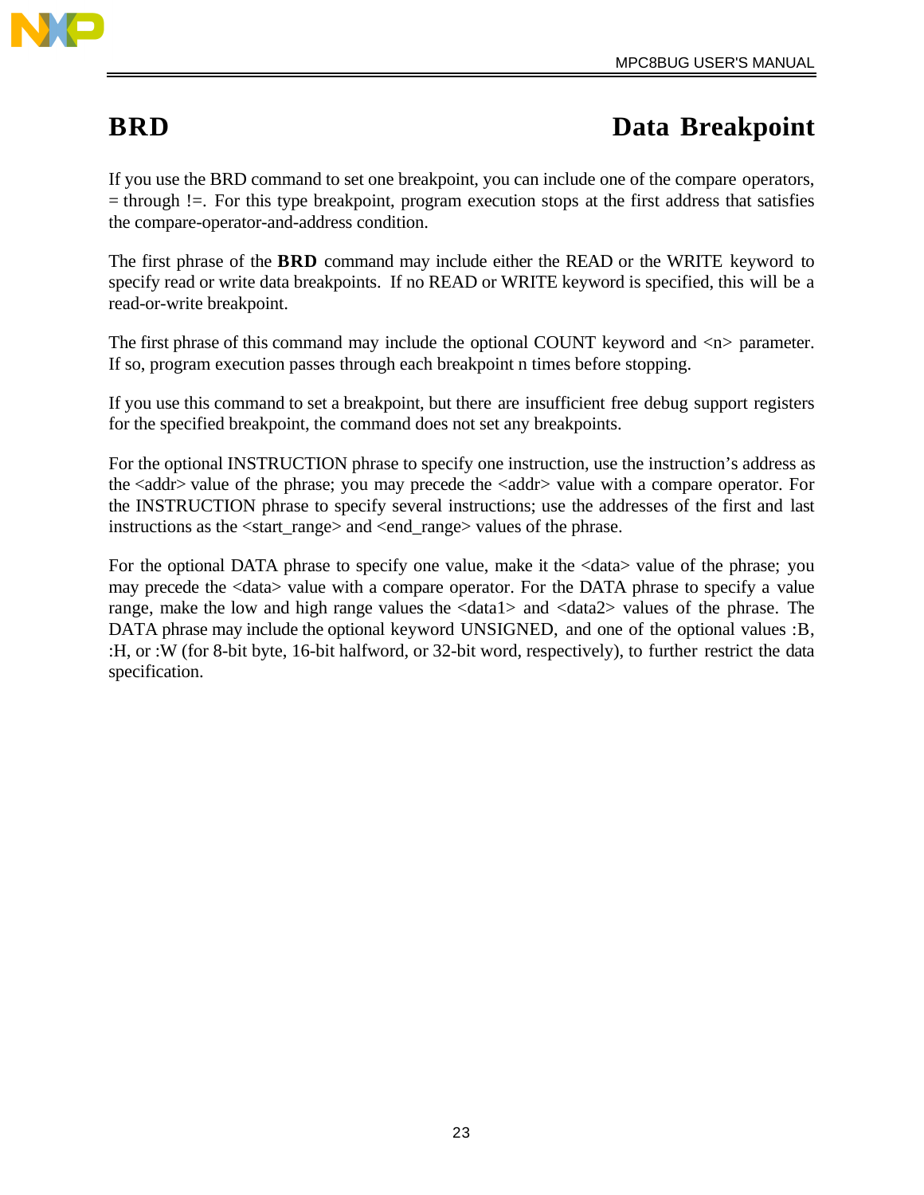# BRD Data Breakpoint

If you use the BRD command to set one breakpoint, you can include one of the compare operators, = through !=. For this type breakpoint, program execution stops at the first address that satisfies the compare-operator-and-address condition.

The first phrase of the **BRD** command may include either the READ or the WRITE keyword to specify read or write data breakpoints. If no READ or WRITE keyword is specified, this will be a read-or-write breakpoint.

The first phrase of this command may include the optional COUNT keyword and <n> parameter. If so, program execution passes through each breakpoint n times before stopping.

If you use this command to set a breakpoint, but there are insufficient free debug support registers for the specified breakpoint, the command does not set any breakpoints.

For the optional INSTRUCTION phrase to specify one instruction, use the instruction's address as the <addr> value of the phrase; you may precede the <addr> value with a compare operator. For the INSTRUCTION phrase to specify several instructions; use the addresses of the first and last instructions as the <start_range> and <end_range> values of the phrase.

For the optional DATA phrase to specify one value, make it the <data> value of the phrase; you may precede the <data> value with a compare operator. For the DATA phrase to specify a value range, make the low and high range values the <data1> and <data2> values of the phrase. The DATA phrase may include the optional keyword UNSIGNED, and one of the optional values :B, :H, or :W (for 8-bit byte, 16-bit halfword, or 32-bit word, respectively), to further restrict the data specification.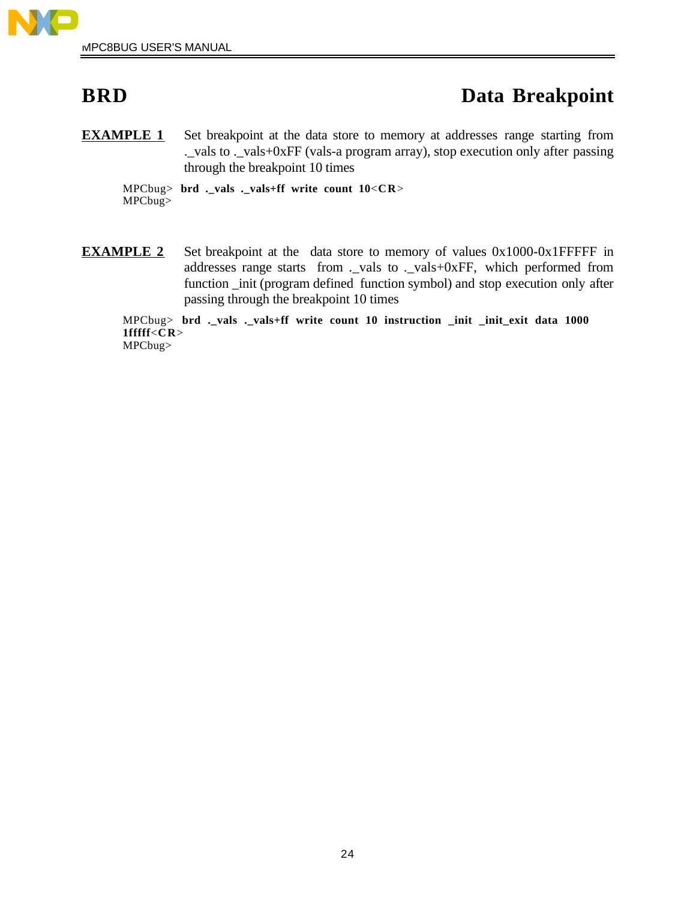# BRD Data Breakpoint

**EXAMPLE 1** Set breakpoint at the data store to memory at addresses range starting from ._vals to ._vals+0xFF (vals-a program array), stop execution only after passing through the breakpoint 10 times

```
MPCbug> brd ._vals ._vals+ff write count 10<CR>
MPCbug>
```

**EXAMPLE 2** Set breakpoint at the data store to memory of values 0x1000-0x1FFFFF in addresses range starts from ._vals to ._vals+0xFF, which performed from function _init (program defined function symbol) and stop execution only after passing through the breakpoint 10 times

```
MPCbug> brd ._vals ._vals+ff write count 10 instruction _init _init_exit data 1000
1fffff<CR>
MPCbug>
```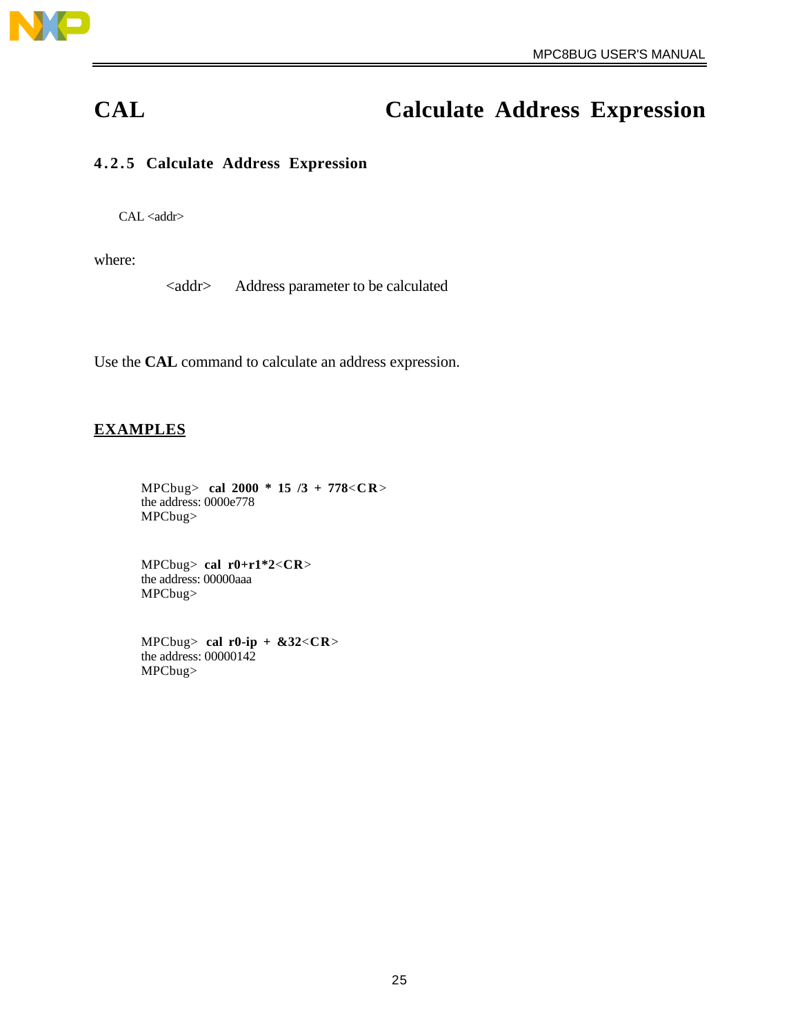# CAL Calculate Address Expression

### 4.2.5 Calculate Address Expression

```
CAL <addr>
```

where:

&lt;addr&gt; Address parameter to be calculated

Use the **CAL** command to calculate an address expression.

**EXAMPLES**

```
MPCbug>  cal 2000 * 15 /3 + 778<CR>
the address: 0000e778
MPCbug>
```

```
MPCbug>  cal r0+r1*2<CR>
the address: 00000aaa
MPCbug>
```

```
MPCbug>  cal r0-ip + &32<CR>
the address: 00000142
MPCbug>
```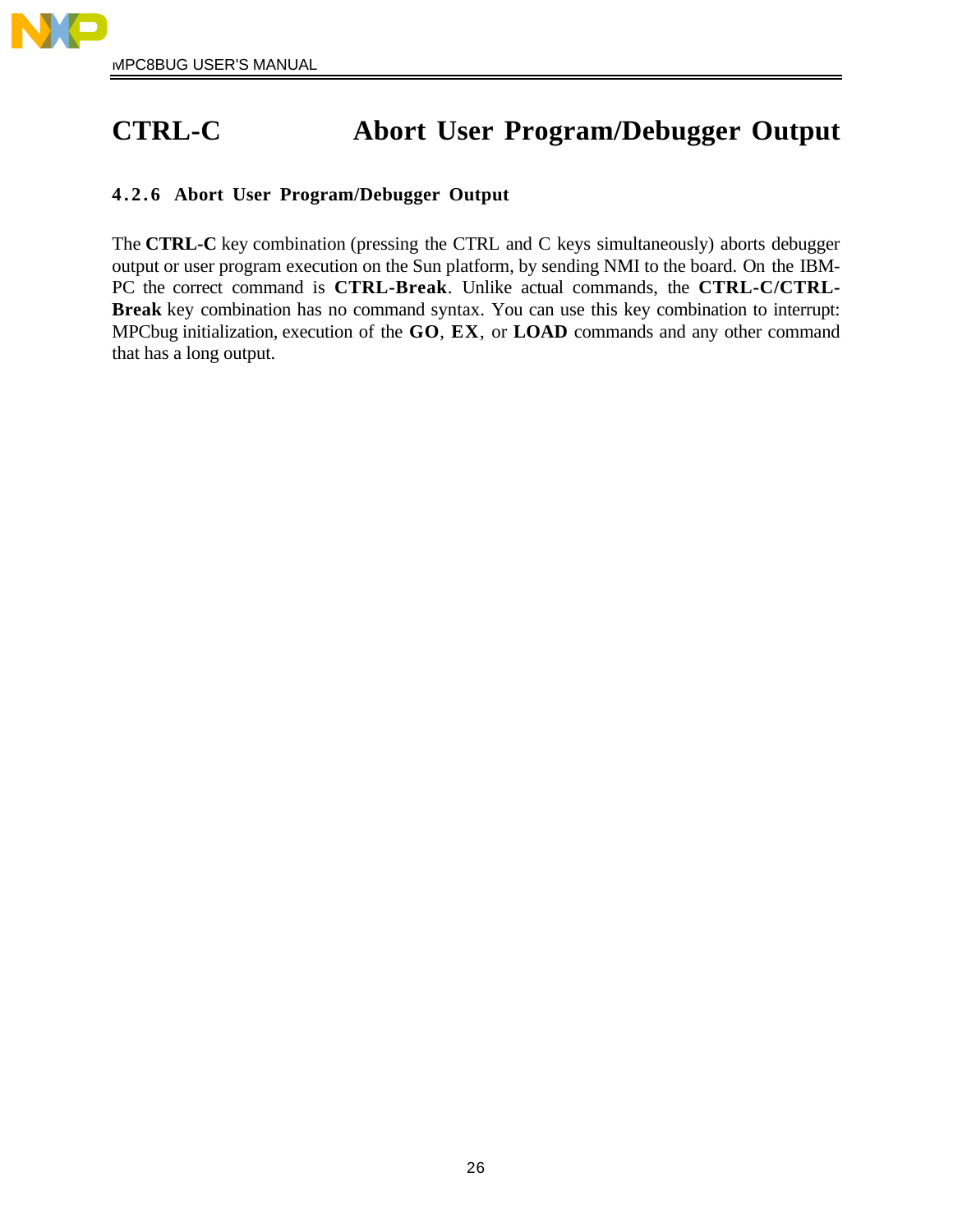# CTRL-C Abort User Program/Debugger Output

### 4.2.6 Abort User Program/Debugger Output

The **CTRL-C** key combination (pressing the CTRL and C keys simultaneously) aborts debugger output or user program execution on the Sun platform, by sending NMI to the board. On the IBM-PC the correct command is **CTRL-Break**. Unlike actual commands, the **CTRL-C/CTRL-Break** key combination has no command syntax. You can use this key combination to interrupt: MPCbug initialization, execution of the **GO**, **EX**, or **LOAD** commands and any other command that has a long output.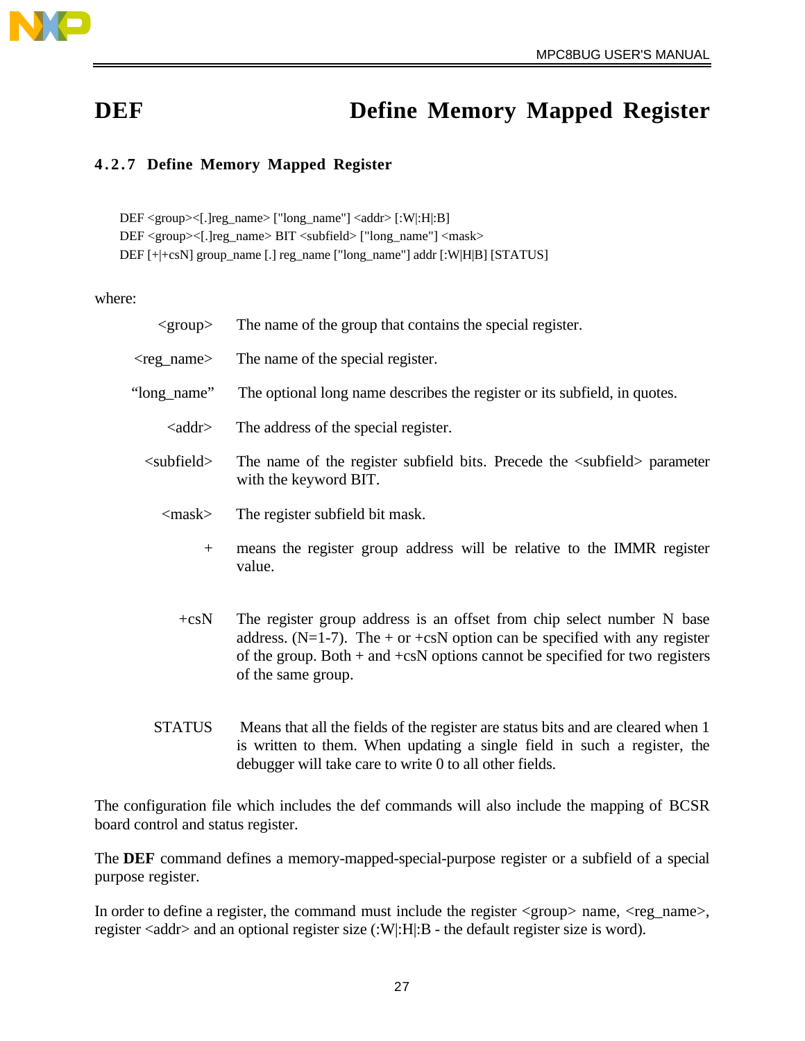# DEF Define Memory Mapped Register

### 4.2.7 Define Memory Mapped Register

```
DEF <group><[.]reg_name> ["long_name"] <addr> [:W|:H|:B]
DEF <group><[.]reg_name> BIT <subfield> ["long_name"] <mask>
DEF [+|+csN] group_name [.] reg_name ["long_name"] addr [:W|H|B] [STATUS]
```

where:

| | |
|---|---|
| <group> | The name of the group that contains the special register. |
| <reg_name> | The name of the special register. |
| "long_name" | The optional long name describes the register or its subfield, in quotes. |
| <addr> | The address of the special register. |
| <subfield> | The name of the register subfield bits. Precede the <subfield> parameter with the keyword BIT. |
| <mask> | The register subfield bit mask. |
| + | means the register group address will be relative to the IMMR register value. |
| +csN | The register group address is an offset from chip select number N base address. (N=1-7). The + or +csN option can be specified with any register of the group. Both + and +csN options cannot be specified for two registers of the same group. |
| STATUS | Means that all the fields of the register are status bits and are cleared when 1 is written to them. When updating a single field in such a register, the debugger will take care to write 0 to all other fields. |

The configuration file which includes the def commands will also include the mapping of BCSR board control and status register.

The **DEF** command defines a memory-mapped-special-purpose register or a subfield of a special purpose register.

In order to define a register, the command must include the register <group> name, <reg_name>, register <addr> and an optional register size (:W|:H|:B - the default register size is word).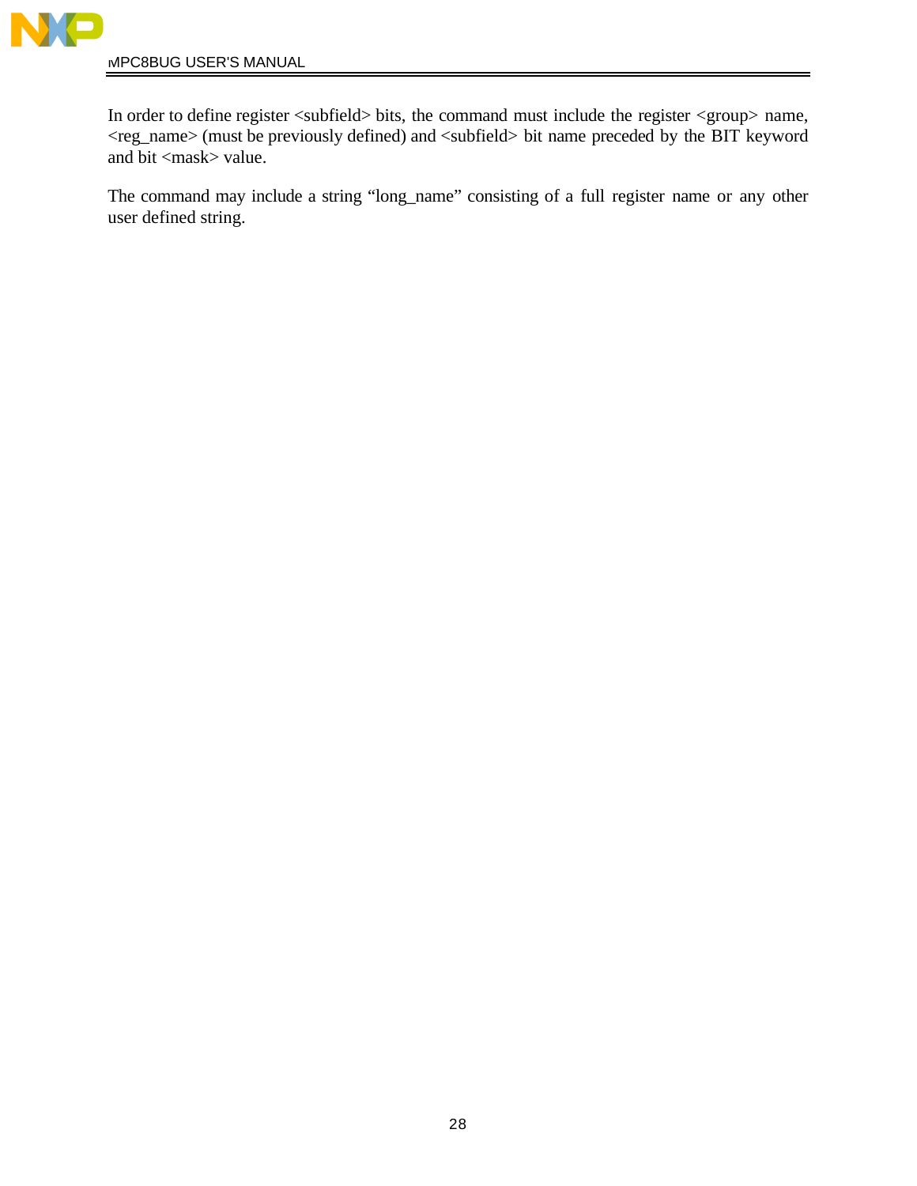In order to define register <subfield> bits, the command must include the register <group> name, <reg_name> (must be previously defined) and <subfield> bit name preceded by the BIT keyword and bit <mask> value.

The command may include a string "long_name" consisting of a full register name or any other user defined string.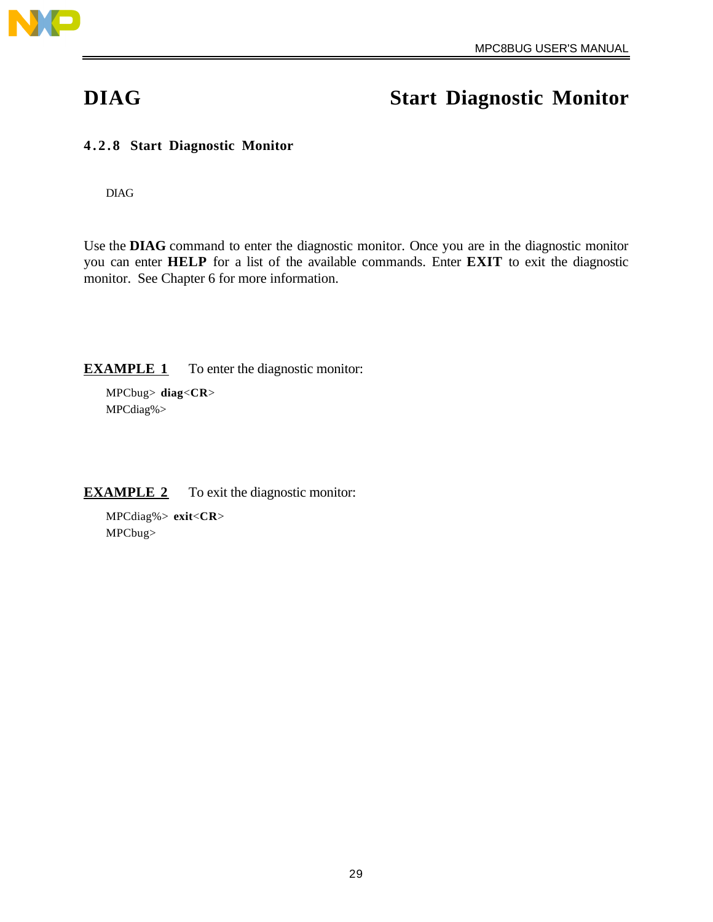# DIAG Start Diagnostic Monitor

### 4.2.8 Start Diagnostic Monitor

```
DIAG
```

Use the **DIAG** command to enter the diagnostic monitor. Once you are in the diagnostic monitor you can enter **HELP** for a list of the available commands. Enter **EXIT** to exit the diagnostic monitor. See Chapter 6 for more information.

**EXAMPLE 1** To enter the diagnostic monitor:

```
MPCbug> diag<CR>
MPCdiag%>
```

**EXAMPLE 2** To exit the diagnostic monitor:

```
MPCdiag%> exit<CR>
MPCbug>
```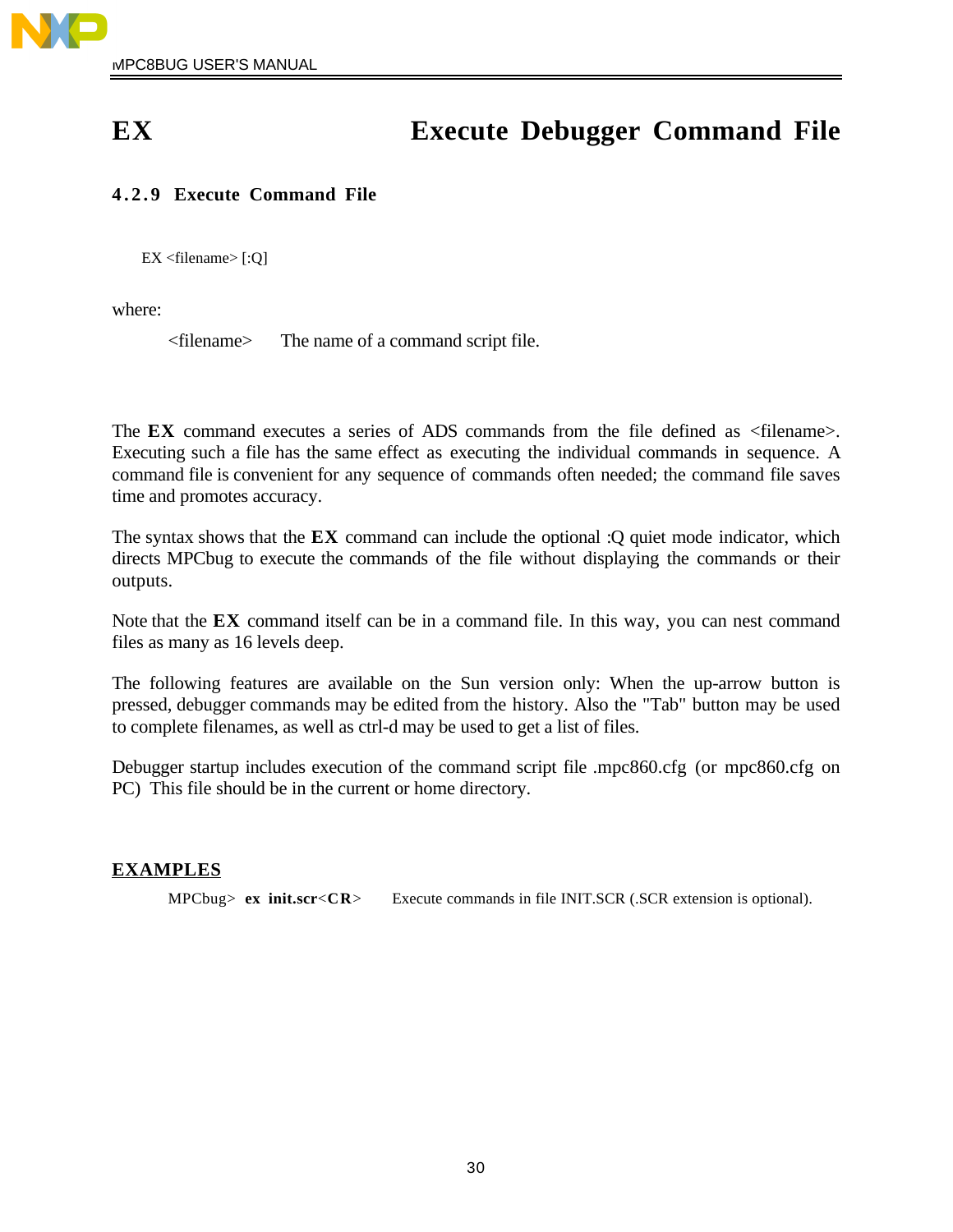# EX Execute Debugger Command File

### 4.2.9 Execute Command File

```
EX <filename> [:Q]
```

where:

<filename> The name of a command script file.

The **EX** command executes a series of ADS commands from the file defined as <filename>. Executing such a file has the same effect as executing the individual commands in sequence. A command file is convenient for any sequence of commands often needed; the command file saves time and promotes accuracy.

The syntax shows that the **EX** command can include the optional :Q quiet mode indicator, which directs MPCbug to execute the commands of the file without displaying the commands or their outputs.

Note that the **EX** command itself can be in a command file. In this way, you can nest command files as many as 16 levels deep.

The following features are available on the Sun version only: When the up-arrow button is pressed, debugger commands may be edited from the history. Also the "Tab" button may be used to complete filenames, as well as ctrl-d may be used to get a list of files.

Debugger startup includes execution of the command script file .mpc860.cfg (or mpc860.cfg on PC) This file should be in the current or home directory.

**EXAMPLES**

MPCbug> **ex init.scr**<**CR**> Execute commands in file INIT.SCR (.SCR extension is optional).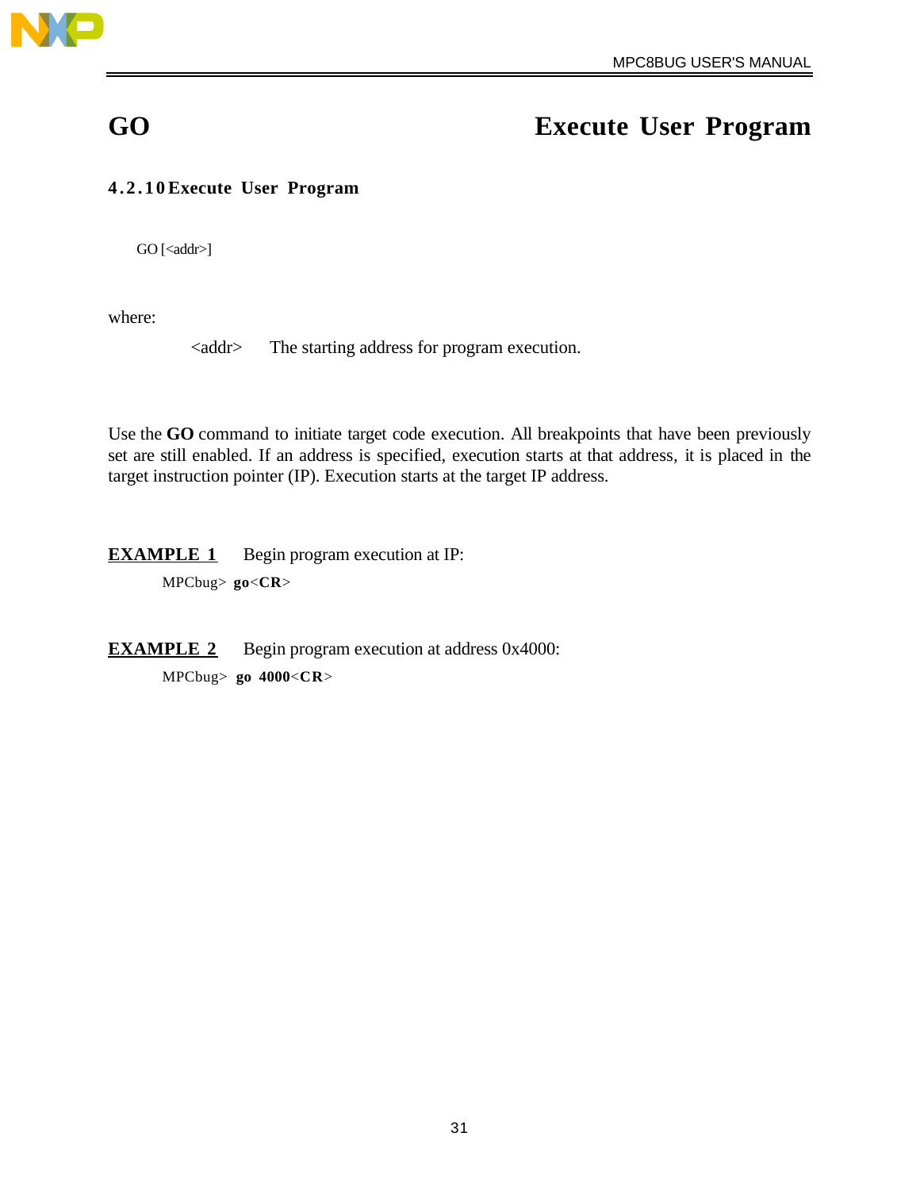# GO — Execute User Program

### 4.2.10 Execute User Program

```
GO [<addr>]
```

where:

<addr> The starting address for program execution.

Use the **GO** command to initiate target code execution. All breakpoints that have been previously set are still enabled. If an address is specified, execution starts at that address, it is placed in the target instruction pointer (IP). Execution starts at the target IP address.

**EXAMPLE 1** Begin program execution at IP:

MPCbug> **go**<**CR**>

**EXAMPLE 2** Begin program execution at address 0x4000:

MPCbug> **go 4000**<**CR**>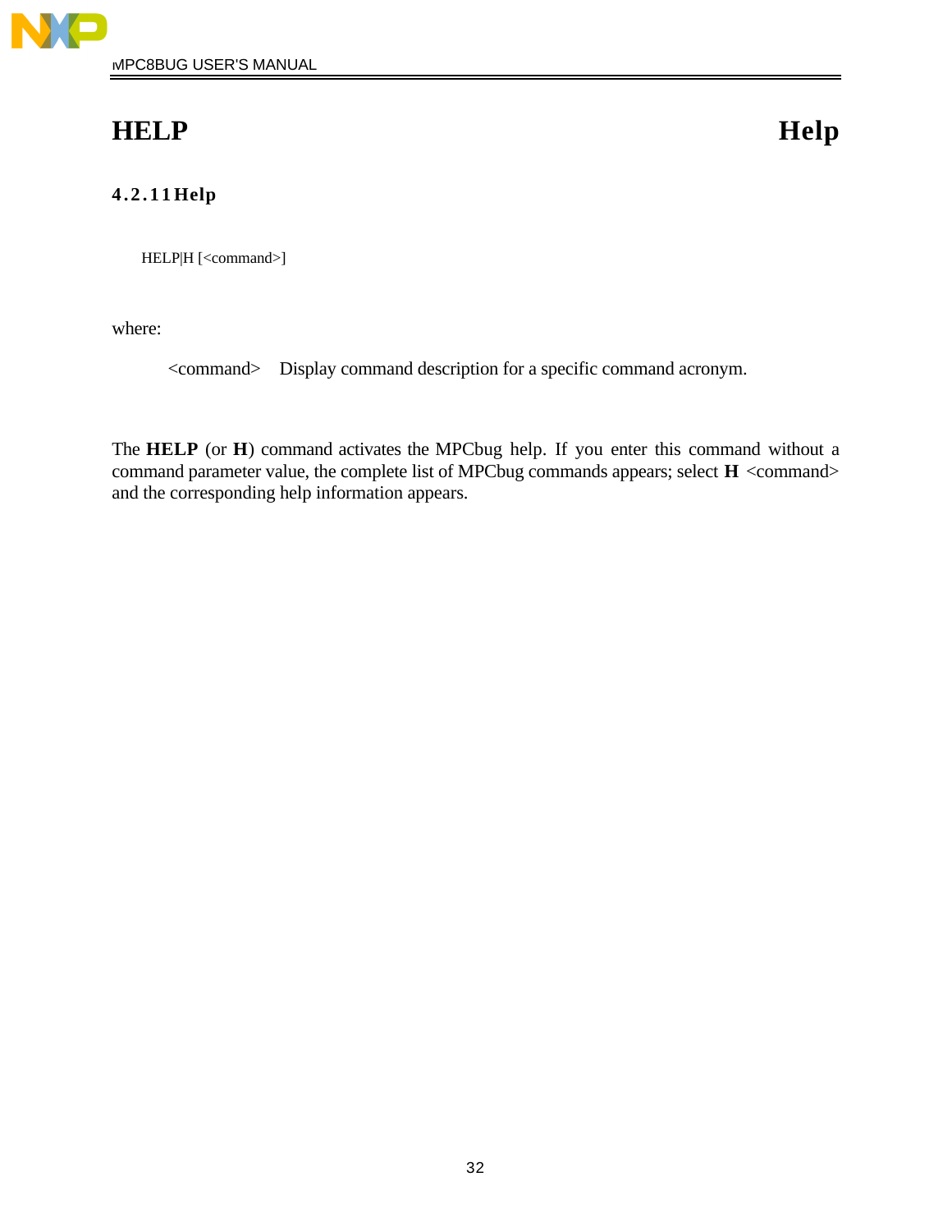# HELP Help

### 4.2.11 Help

```
HELP|H [<command>]
```

where:

<command>    Display command description for a specific command acronym.

The **HELP** (or **H**) command activates the MPCbug help. If you enter this command without a command parameter value, the complete list of MPCbug commands appears; select **H** <command> and the corresponding help information appears.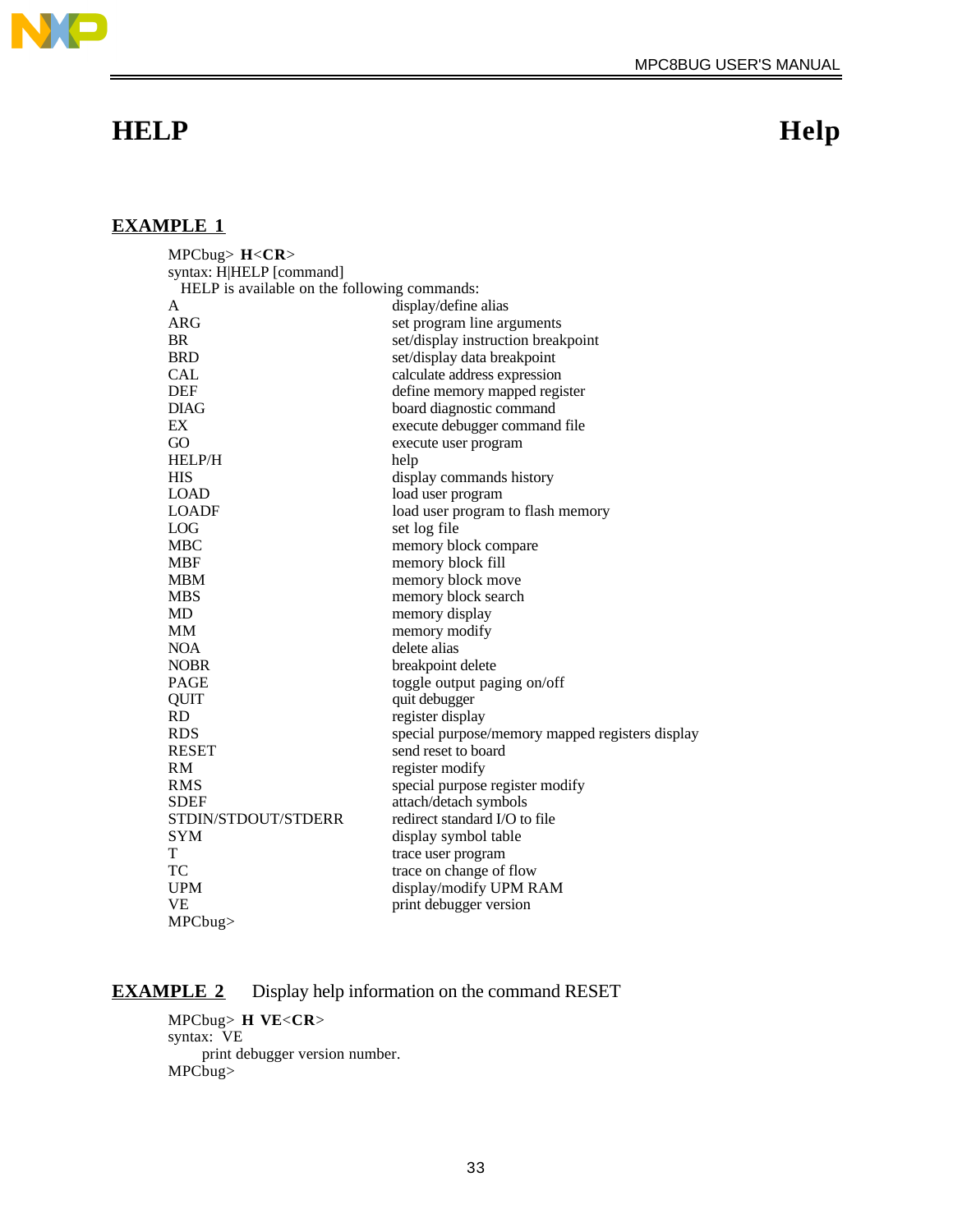# HELP Help

## EXAMPLE 1

```
MPCbug> H<CR>
syntax: H|HELP [command]
  HELP is available on the following commands:
A                       display/define alias
ARG                     set program line arguments
BR                      set/display instruction breakpoint
BRD                     set/display data breakpoint
CAL                     calculate address expression
DEF                     define memory mapped register
DIAG                    board diagnostic command
EX                      execute debugger command file
GO                      execute user program
HELP/H                  help
HIS                     display commands history
LOAD                    load user program
LOADF                   load user program to flash memory
LOG                     set log file
MBC                     memory block compare
MBF                     memory block fill
MBM                     memory block move
MBS                     memory block search
MD                      memory display
MM                      memory modify
NOA                     delete alias
NOBR                    breakpoint delete
PAGE                    toggle output paging on/off
QUIT                    quit debugger
RD                      register display
RDS                     special purpose/memory mapped registers display
RESET                   send reset to board
RM                      register modify
RMS                     special purpose register modify
SDEF                    attach/detach symbols
STDIN/STDOUT/STDERR     redirect standard I/O to file
SYM                     display symbol table
T                       trace user program
TC                      trace on change of flow
UPM                     display/modify UPM RAM
VE                      print debugger version
MPCbug>
```

## EXAMPLE 2 Display help information on the command RESET

```
MPCbug> H VE<CR>
syntax:  VE
      print debugger version number.
MPCbug>
```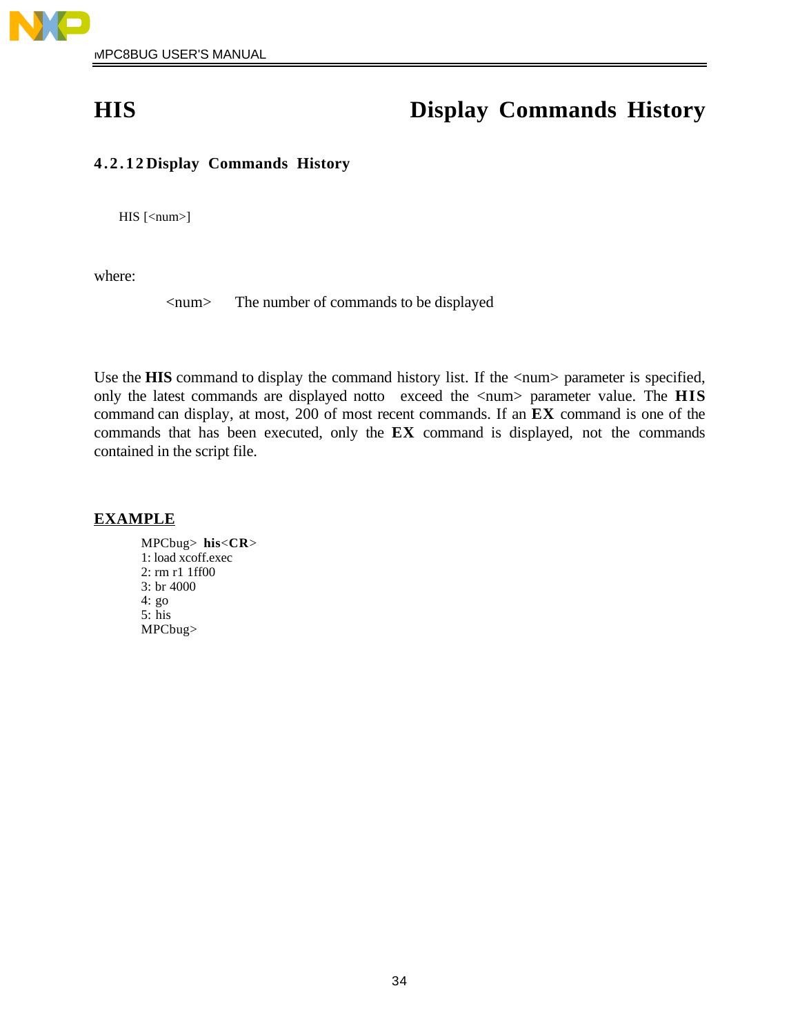# HIS Display Commands History

### 4.2.12 Display Commands History

```
HIS [<num>]
```

where:

<num> The number of commands to be displayed

Use the **HIS** command to display the command history list. If the <num> parameter is specified, only the latest commands are displayed notto exceed the <num> parameter value. The **HIS** command can display, at most, 200 of most recent commands. If an **EX** command is one of the commands that has been executed, only the **EX** command is displayed, not the commands contained in the script file.

**EXAMPLE**

```
MPCbug> his<CR>
1: load xcoff.exec
2: rm r1 1ff00
3: br 4000
4: go
5: his
MPCbug>
```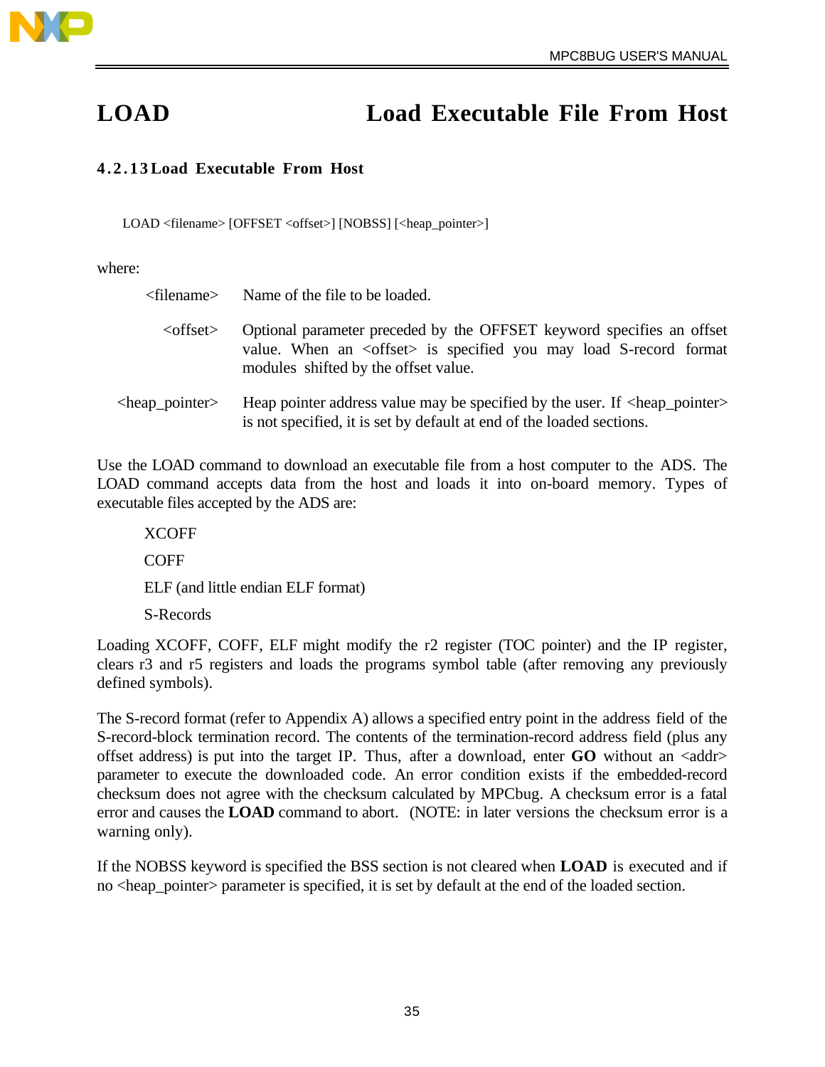# LOAD — Load Executable File From Host

### 4.2.13 Load Executable From Host

```
LOAD <filename> [OFFSET <offset>] [NOBSS] [<heap_pointer>]
```

where:

| | |
|---|---|
| <filename> | Name of the file to be loaded. |
| <offset> | Optional parameter preceded by the OFFSET keyword specifies an offset value. When an <offset> is specified you may load S-record format modules shifted by the offset value. |
| <heap_pointer> | Heap pointer address value may be specified by the user. If <heap_pointer> is not specified, it is set by default at end of the loaded sections. |

Use the LOAD command to download an executable file from a host computer to the ADS. The LOAD command accepts data from the host and loads it into on-board memory. Types of executable files accepted by the ADS are:

- XCOFF
- COFF
- ELF (and little endian ELF format)
- S-Records

Loading XCOFF, COFF, ELF might modify the r2 register (TOC pointer) and the IP register, clears r3 and r5 registers and loads the programs symbol table (after removing any previously defined symbols).

The S-record format (refer to Appendix A) allows a specified entry point in the address field of the S-record-block termination record. The contents of the termination-record address field (plus any offset address) is put into the target IP. Thus, after a download, enter **GO** without an <addr> parameter to execute the downloaded code. An error condition exists if the embedded-record checksum does not agree with the checksum calculated by MPCbug. A checksum error is a fatal error and causes the **LOAD** command to abort. (NOTE: in later versions the checksum error is a warning only).

If the NOBSS keyword is specified the BSS section is not cleared when **LOAD** is executed and if no <heap_pointer> parameter is specified, it is set by default at the end of the loaded section.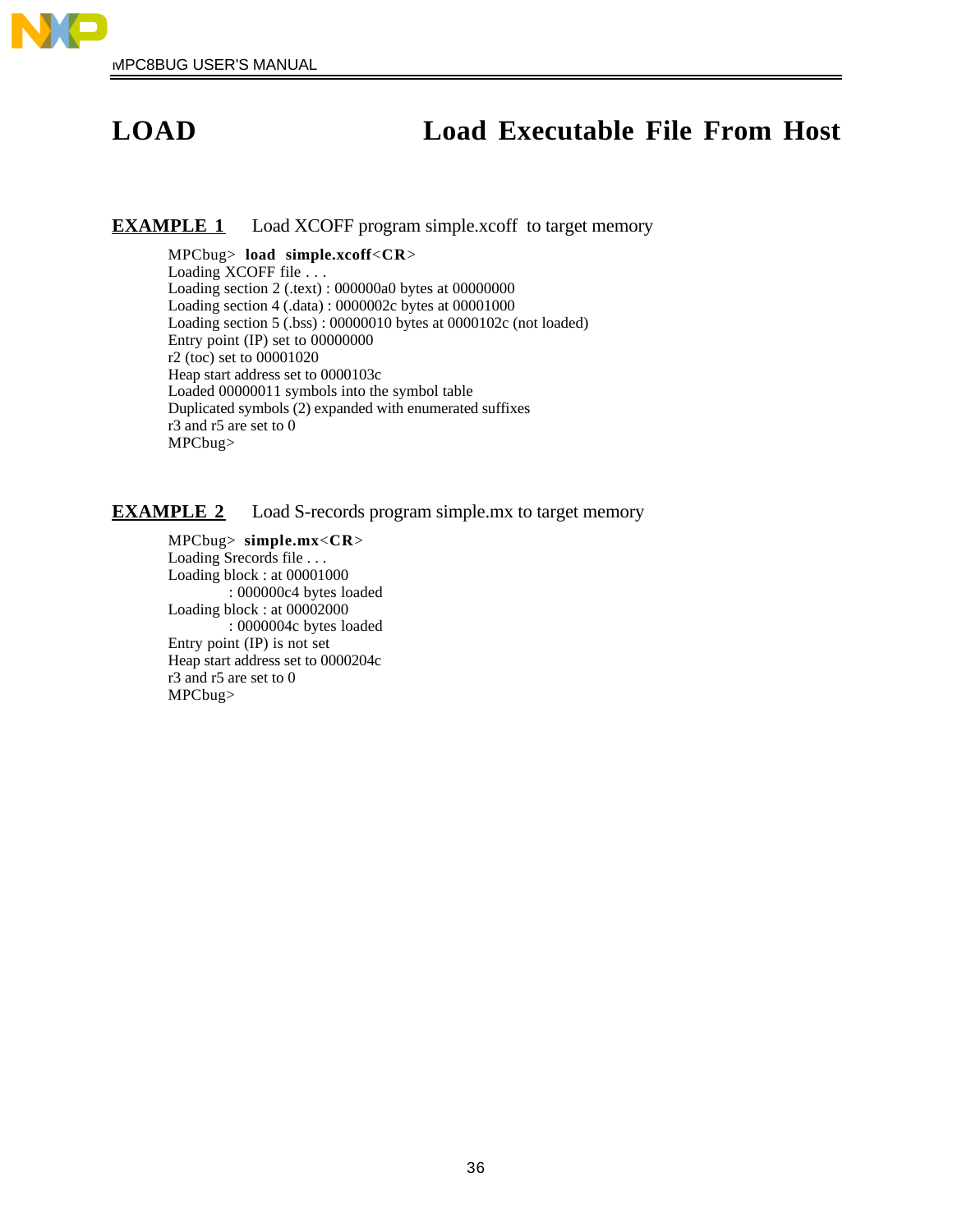# LOAD Load Executable File From Host

**EXAMPLE 1** Load XCOFF program simple.xcoff to target memory

```
MPCbug> load simple.xcoff<CR>
Loading XCOFF file . . .
Loading section 2 (.text) : 000000a0 bytes at 00000000
Loading section 4 (.data) : 0000002c bytes at 00001000
Loading section 5 (.bss) : 00000010 bytes at 0000102c (not loaded)
Entry point (IP) set to 00000000
r2 (toc) set to 00001020
Heap start address set to 0000103c
Loaded 00000011 symbols into the symbol table
Duplicated symbols (2) expanded with enumerated suffixes
r3 and r5 are set to 0
MPCbug>
```

**EXAMPLE 2** Load S-records program simple.mx to target memory

```
MPCbug> simple.mx<CR>
Loading Srecords file . . .
Loading block : at 00001000
          : 000000c4 bytes loaded
Loading block : at 00002000
          : 0000004c bytes loaded
Entry point (IP) is not set
Heap start address set to 0000204c
r3 and r5 are set to 0
MPCbug>
```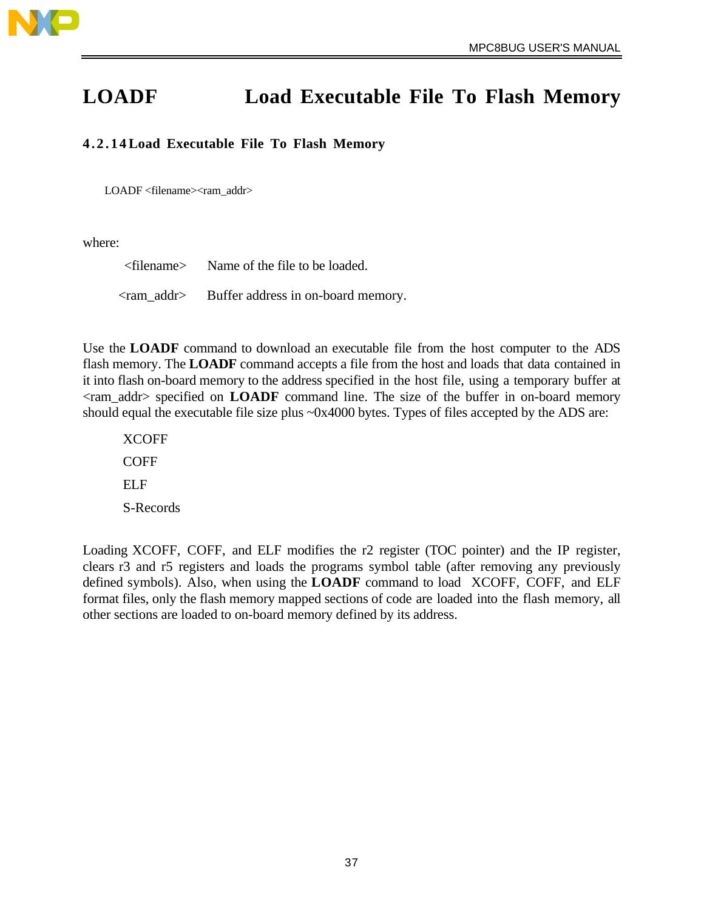# LOADF Load Executable File To Flash Memory

### 4.2.14 Load Executable File To Flash Memory

```
LOADF <filename><ram_addr>
```

where:

| | |
|---|---|
| <filename> | Name of the file to be loaded. |
| <ram_addr> | Buffer address in on-board memory. |

Use the **LOADF** command to download an executable file from the host computer to the ADS flash memory. The **LOADF** command accepts a file from the host and loads that data contained in it into flash on-board memory to the address specified in the host file, using a temporary buffer at <ram_addr> specified on **LOADF** command line. The size of the buffer in on-board memory should equal the executable file size plus ~0x4000 bytes. Types of files accepted by the ADS are:

- XCOFF
- COFF
- ELF
- S-Records

Loading XCOFF, COFF, and ELF modifies the r2 register (TOC pointer) and the IP register, clears r3 and r5 registers and loads the programs symbol table (after removing any previously defined symbols). Also, when using the **LOADF** command to load XCOFF, COFF, and ELF format files, only the flash memory mapped sections of code are loaded into the flash memory, all other sections are loaded to on-board memory defined by its address.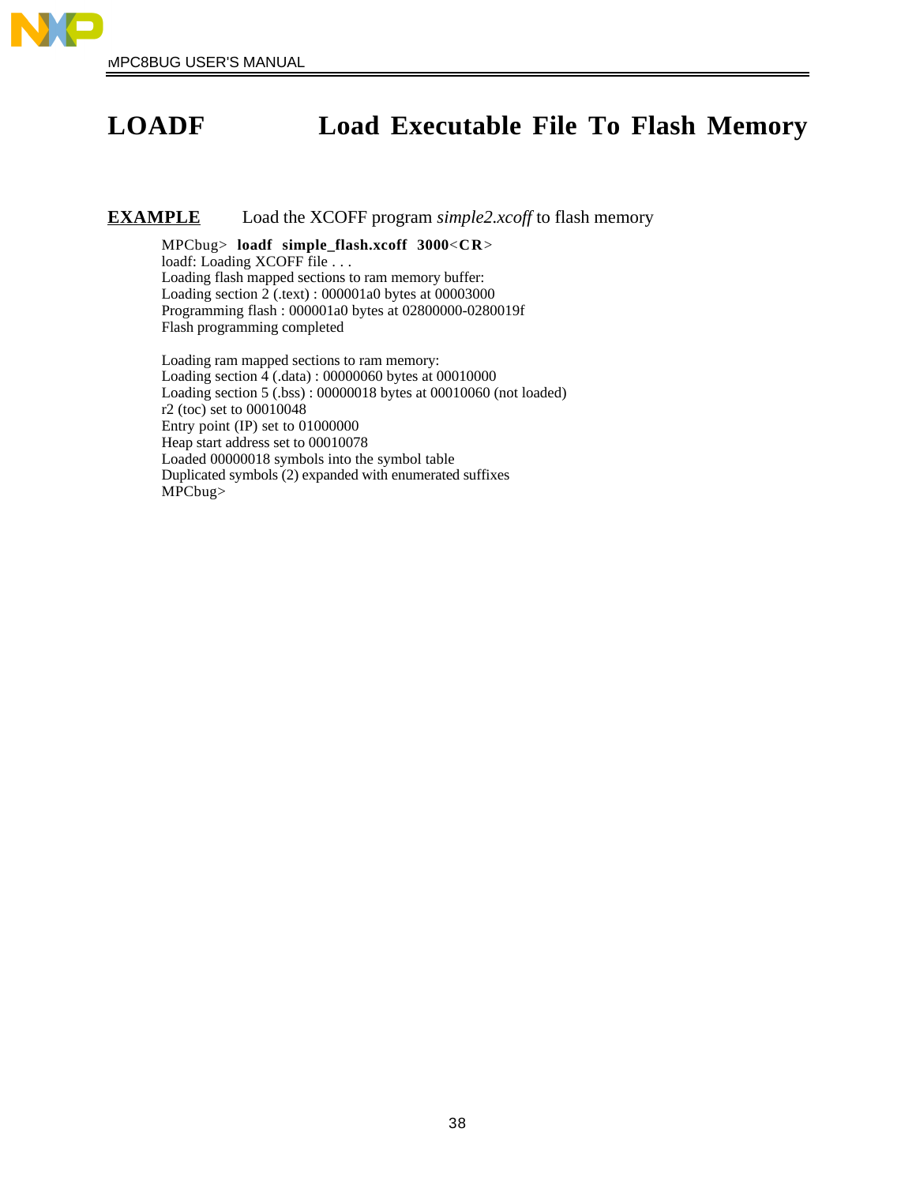# LOADF Load Executable File To Flash Memory

**EXAMPLE** Load the XCOFF program *simple2.xcoff* to flash memory

```
MPCbug> loadf simple_flash.xcoff 3000<CR>
loadf: Loading XCOFF file . . .
Loading flash mapped sections to ram memory buffer:
Loading section 2 (.text) : 000001a0 bytes at 00003000
Programming flash : 000001a0 bytes at 02800000-0280019f
Flash programming completed

Loading ram mapped sections to ram memory:
Loading section 4 (.data) : 00000060 bytes at 00010000
Loading section 5 (.bss) : 00000018 bytes at 00010060 (not loaded)
r2 (toc) set to 00010048
Entry point (IP) set to 01000000
Heap start address set to 00010078
Loaded 00000018 symbols into the symbol table
Duplicated symbols (2) expanded with enumerated suffixes
MPCbug>
```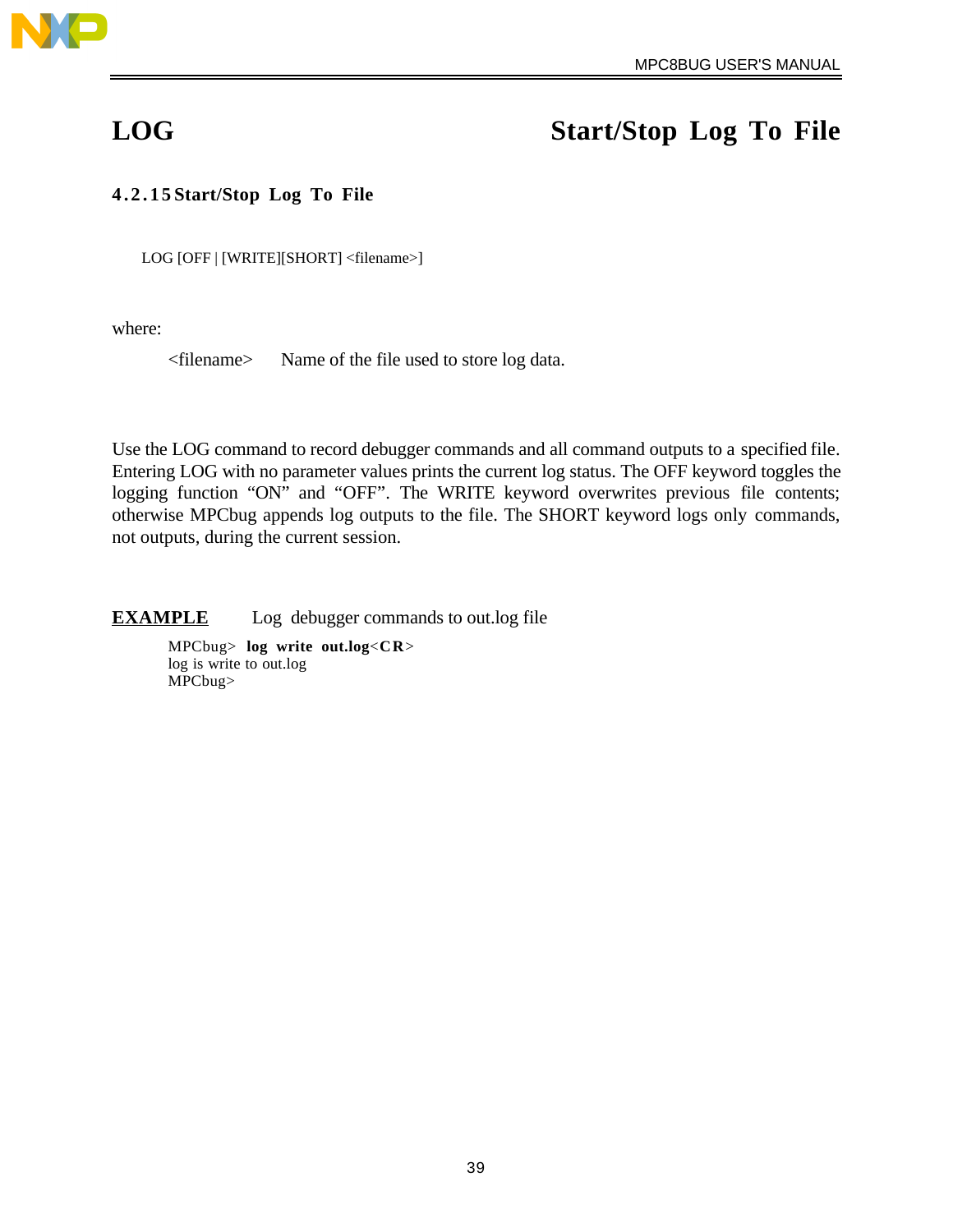# LOG Start/Stop Log To File

### 4.2.15 Start/Stop Log To File

```
LOG [OFF | [WRITE][SHORT] <filename>]
```

where:

<filename> Name of the file used to store log data.

Use the LOG command to record debugger commands and all command outputs to a specified file. Entering LOG with no parameter values prints the current log status. The OFF keyword toggles the logging function “ON” and “OFF”. The WRITE keyword overwrites previous file contents; otherwise MPCbug appends log outputs to the file. The SHORT keyword logs only commands, not outputs, during the current session.

**EXAMPLE** Log debugger commands to out.log file

```
MPCbug> log write out.log<CR>
log is write to out.log
MPCbug>
```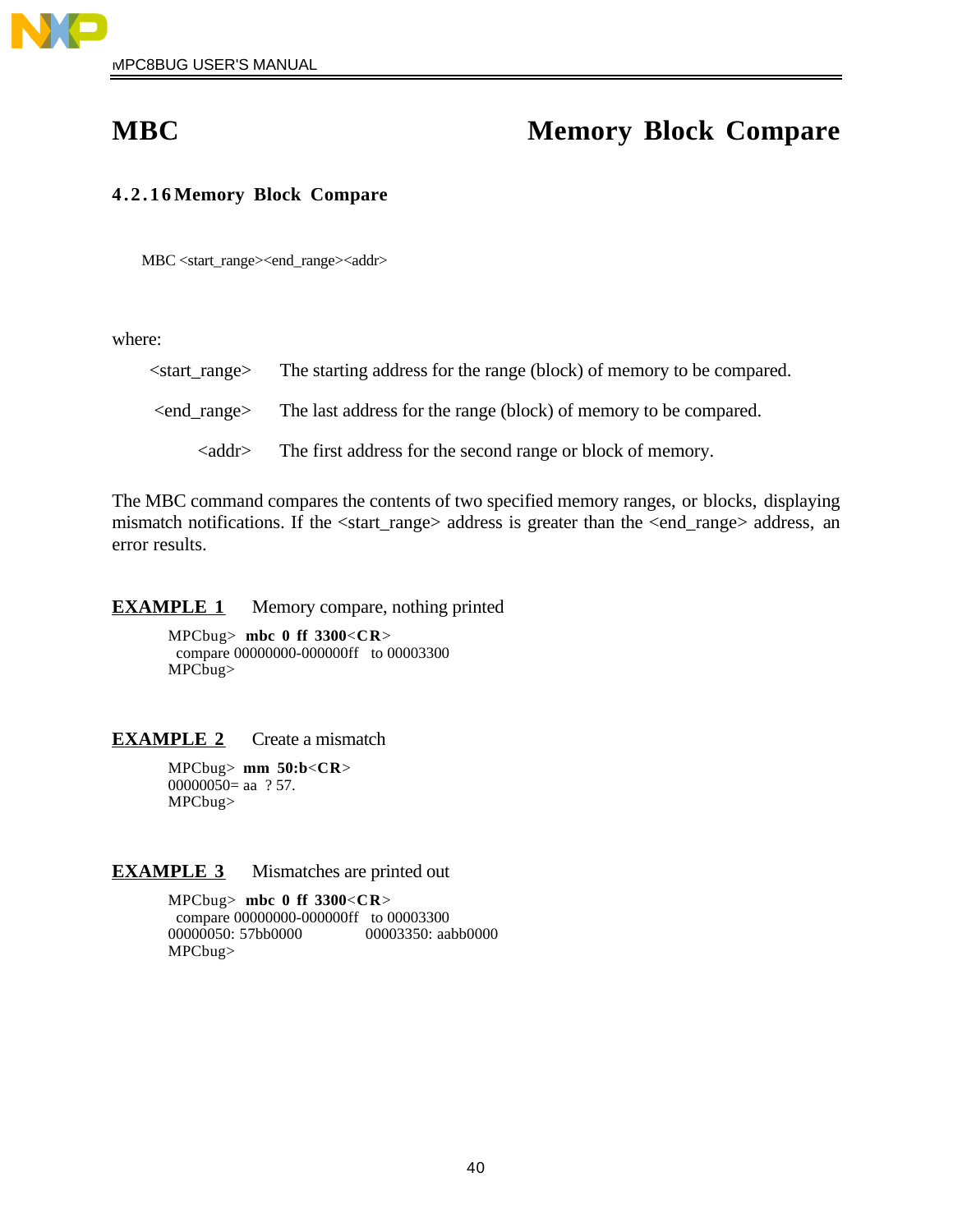# MBC — Memory Block Compare

### 4.2.16 Memory Block Compare

```
MBC <start_range><end_range><addr>
```

where:

| | |
|---|---|
| <start_range> | The starting address for the range (block) of memory to be compared. |
| <end_range> | The last address for the range (block) of memory to be compared. |
| <addr> | The first address for the second range or block of memory. |

The MBC command compares the contents of two specified memory ranges, or blocks, displaying mismatch notifications. If the <start_range> address is greater than the <end_range> address, an error results.

**EXAMPLE 1** Memory compare, nothing printed

```
MPCbug> mbc 0 ff 3300<CR>
 compare 00000000-000000ff  to 00003300
MPCbug>
```

**EXAMPLE 2** Create a mismatch

```
MPCbug> mm 50:b<CR>
00000050= aa  ? 57.
MPCbug>
```

**EXAMPLE 3** Mismatches are printed out

```
MPCbug> mbc 0 ff 3300<CR>
 compare 00000000-000000ff  to 00003300
00000050: 57bb0000          00003350: aabb0000
MPCbug>
```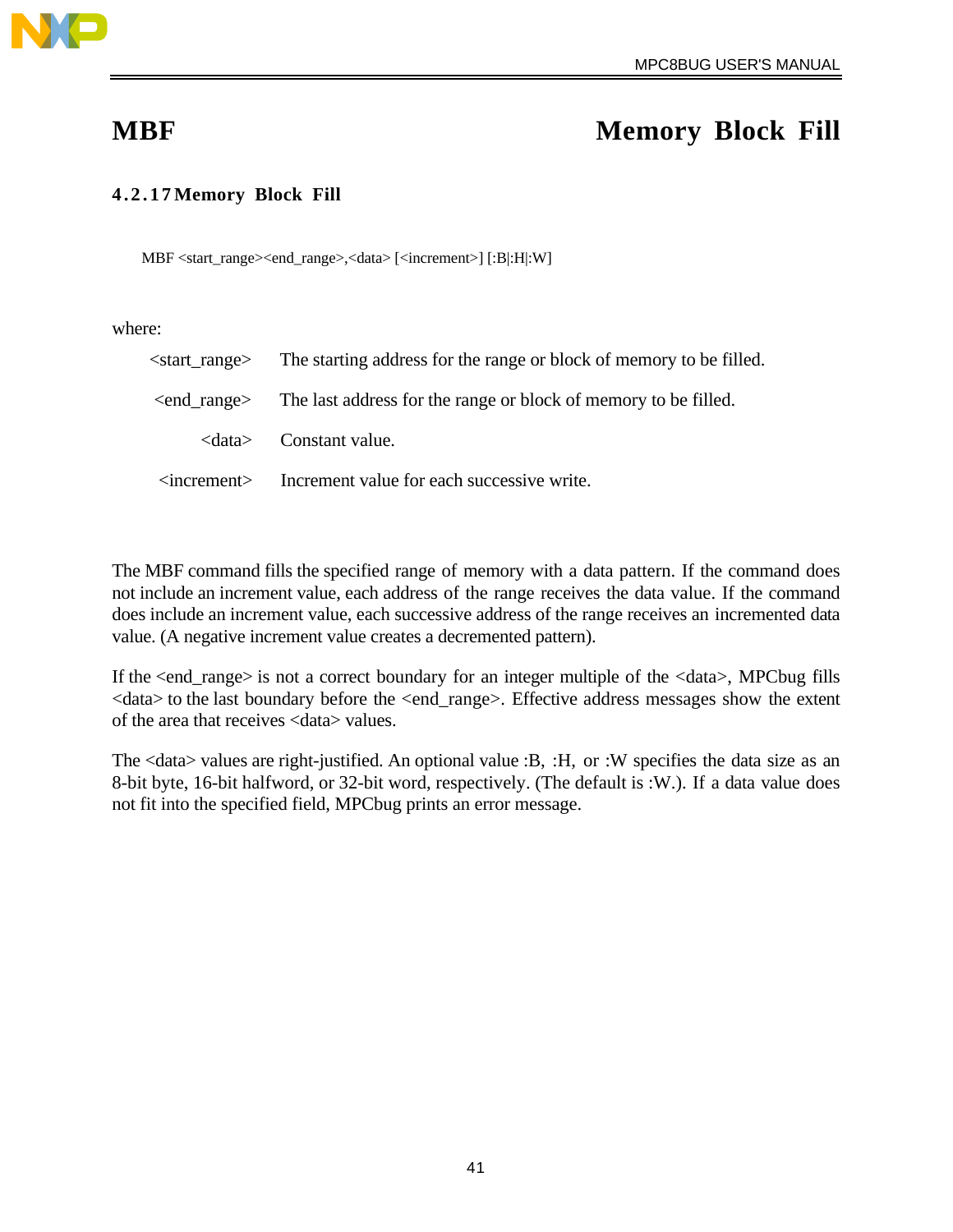## MBF — Memory Block Fill

### 4.2.17 Memory Block Fill

```
MBF <start_range><end_range>,<data> [<increment>] [:B|:H|:W]
```

where:

| | |
|---|---|
| <start_range> | The starting address for the range or block of memory to be filled. |
| <end_range> | The last address for the range or block of memory to be filled. |
| <data> | Constant value. |
| <increment> | Increment value for each successive write. |

The MBF command fills the specified range of memory with a data pattern. If the command does not include an increment value, each address of the range receives the data value. If the command does include an increment value, each successive address of the range receives an incremented data value. (A negative increment value creates a decremented pattern).

If the <end_range> is not a correct boundary for an integer multiple of the <data>, MPCbug fills <data> to the last boundary before the <end_range>. Effective address messages show the extent of the area that receives <data> values.

The <data> values are right-justified. An optional value :B, :H, or :W specifies the data size as an 8-bit byte, 16-bit halfword, or 32-bit word, respectively. (The default is :W.). If a data value does not fit into the specified field, MPCbug prints an error message.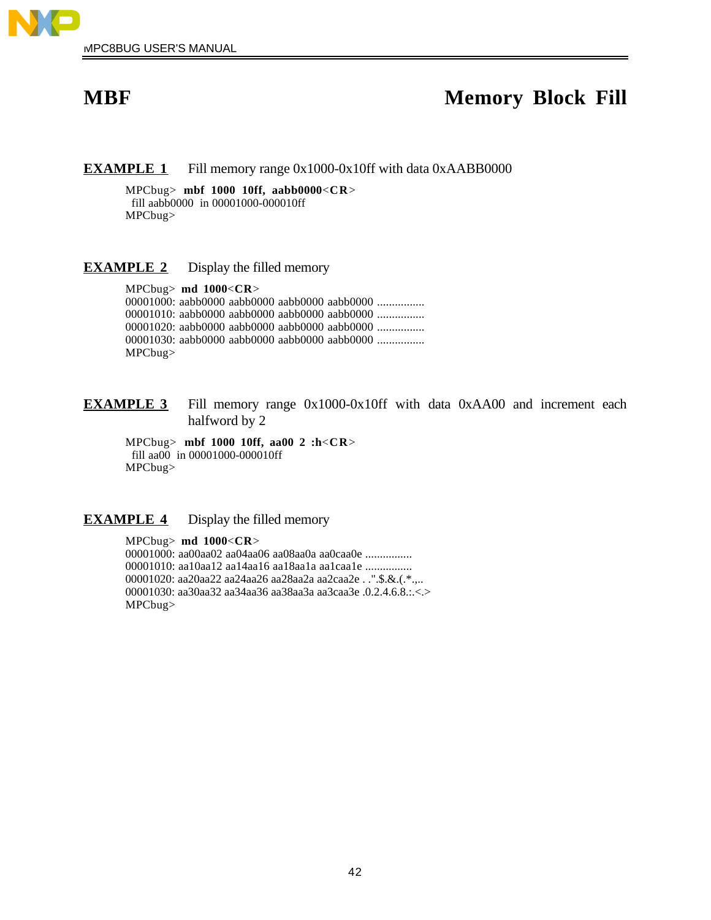# MBF — Memory Block Fill

**EXAMPLE 1** Fill memory range 0x1000-0x10ff with data 0xAABB0000

```
MPCbug> mbf 1000 10ff, aabb0000<CR>
 fill aabb0000  in 00001000-000010ff
MPCbug>
```

**EXAMPLE 2** Display the filled memory

```
MPCbug> md 1000<CR>
00001000: aabb0000 aabb0000 aabb0000 aabb0000 ................
00001010: aabb0000 aabb0000 aabb0000 aabb0000 ................
00001020: aabb0000 aabb0000 aabb0000 aabb0000 ................
00001030: aabb0000 aabb0000 aabb0000 aabb0000 ................
MPCbug>
```

**EXAMPLE 3** Fill memory range 0x1000-0x10ff with data 0xAA00 and increment each halfword by 2

```
MPCbug> mbf 1000 10ff, aa00 2 :h<CR>
 fill aa00  in 00001000-000010ff
MPCbug>
```

**EXAMPLE 4** Display the filled memory

```
MPCbug> md 1000<CR>
00001000: aa00aa02 aa04aa06 aa08aa0a aa0caa0e ................
00001010: aa10aa12 aa14aa16 aa18aa1a aa1caa1e ................
00001020: aa20aa22 aa24aa26 aa28aa2a aa2caa2e . .".$.&.(.*.,..
00001030: aa30aa32 aa34aa36 aa38aa3a aa3caa3e .0.2.4.6.8.:.<.>
MPCbug>
```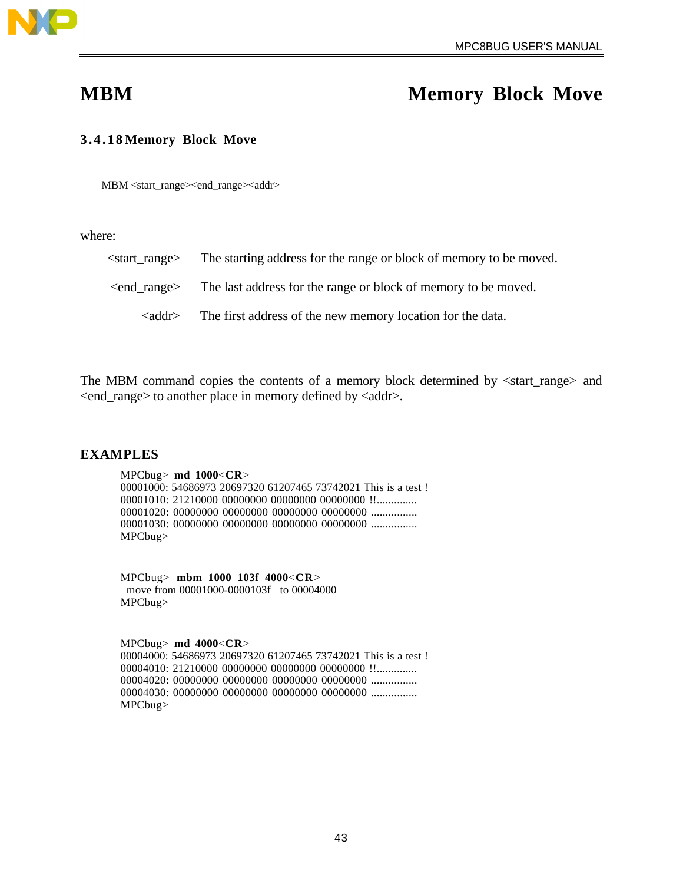# MBM — Memory Block Move

### 3.4.18 Memory Block Move

```
MBM <start_range><end_range><addr>
```

where:

| | |
|---|---|
| <start_range> | The starting address for the range or block of memory to be moved. |
| <end_range> | The last address for the range or block of memory to be moved. |
| <addr> | The first address of the new memory location for the data. |

The MBM command copies the contents of a memory block determined by <start_range> and <end_range> to another place in memory defined by <addr>.

## EXAMPLES

```
MPCbug> md 1000<CR>
00001000: 54686973 20697320 61207465 73742021 This is a test !
00001010: 21210000 00000000 00000000 00000000 !!..............
00001020: 00000000 00000000 00000000 00000000 ................
00001030: 00000000 00000000 00000000 00000000 ................
MPCbug>
```

```
MPCbug> mbm 1000 103f 4000<CR>
  move from 00001000-0000103f   to 00004000
MPCbug>
```

```
MPCbug> md 4000<CR>
00004000: 54686973 20697320 61207465 73742021 This is a test !
00004010: 21210000 00000000 00000000 00000000 !!..............
00004020: 00000000 00000000 00000000 00000000 ................
00004030: 00000000 00000000 00000000 00000000 ................
MPCbug>
```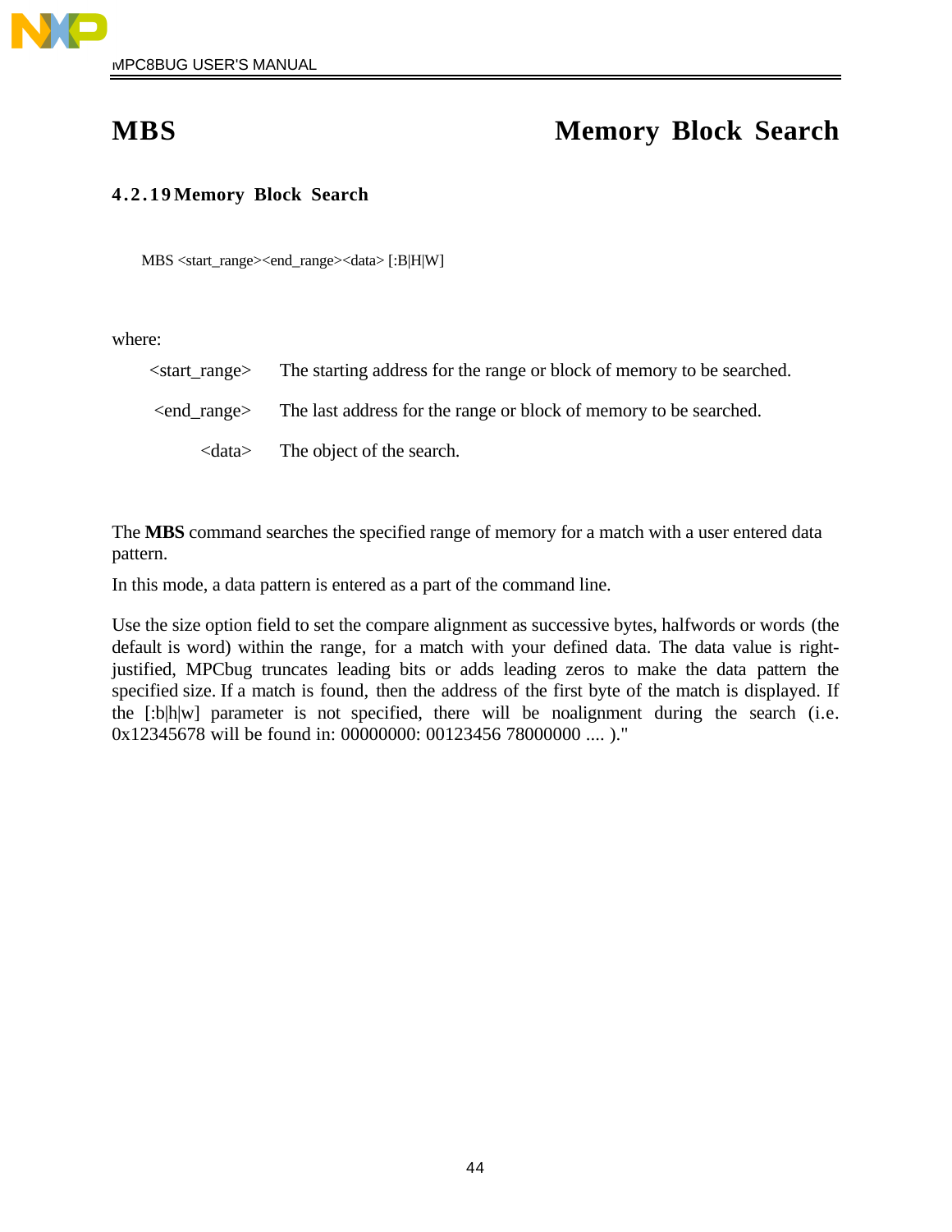# MBS Memory Block Search

### 4.2.19 Memory Block Search

```
MBS <start_range><end_range><data> [:B|H|W]
```

where:

| | |
|---|---|
| <start_range> | The starting address for the range or block of memory to be searched. |
| <end_range> | The last address for the range or block of memory to be searched. |
| <data> | The object of the search. |

The **MBS** command searches the specified range of memory for a match with a user entered data pattern.

In this mode, a data pattern is entered as a part of the command line.

Use the size option field to set the compare alignment as successive bytes, halfwords or words (the default is word) within the range, for a match with your defined data. The data value is right-justified, MPCbug truncates leading bits or adds leading zeros to make the data pattern the specified size. If a match is found, then the address of the first byte of the match is displayed. If the [:b|h|w] parameter is not specified, there will be noalignment during the search (i.e. 0x12345678 will be found in: 00000000: 00123456 78000000 .... )."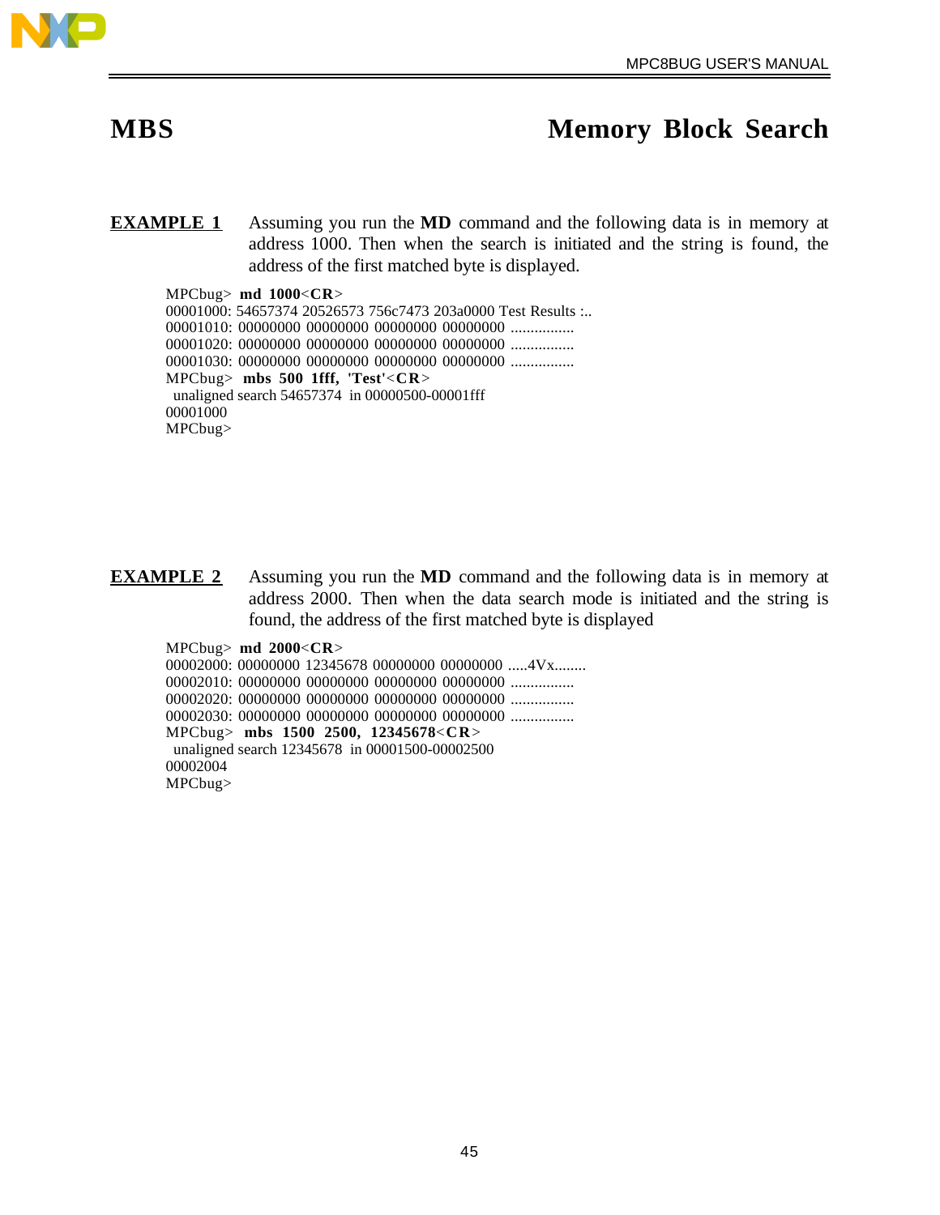# MBS Memory Block Search

**EXAMPLE 1** Assuming you run the **MD** command and the following data is in memory at address 1000. Then when the search is initiated and the string is found, the address of the first matched byte is displayed.

```
MPCbug> md 1000<CR>
00001000: 54657374 20526573 756c7473 203a0000 Test Results :..
00001010: 00000000 00000000 00000000 00000000 ................
00001020: 00000000 00000000 00000000 00000000 ................
00001030: 00000000 00000000 00000000 00000000 ................
MPCbug> mbs 500 1fff, 'Test'<CR>
 unaligned search 54657374 in 00000500-00001fff
00001000
MPCbug>
```

**EXAMPLE 2** Assuming you run the **MD** command and the following data is in memory at address 2000. Then when the data search mode is initiated and the string is found, the address of the first matched byte is displayed

```
MPCbug> md 2000<CR>
00002000: 00000000 12345678 00000000 00000000 .....4Vx........
00002010: 00000000 00000000 00000000 00000000 ................
00002020: 00000000 00000000 00000000 00000000 ................
00002030: 00000000 00000000 00000000 00000000 ................
MPCbug> mbs 1500 2500, 12345678<CR>
 unaligned search 12345678 in 00001500-00002500
00002004
MPCbug>
```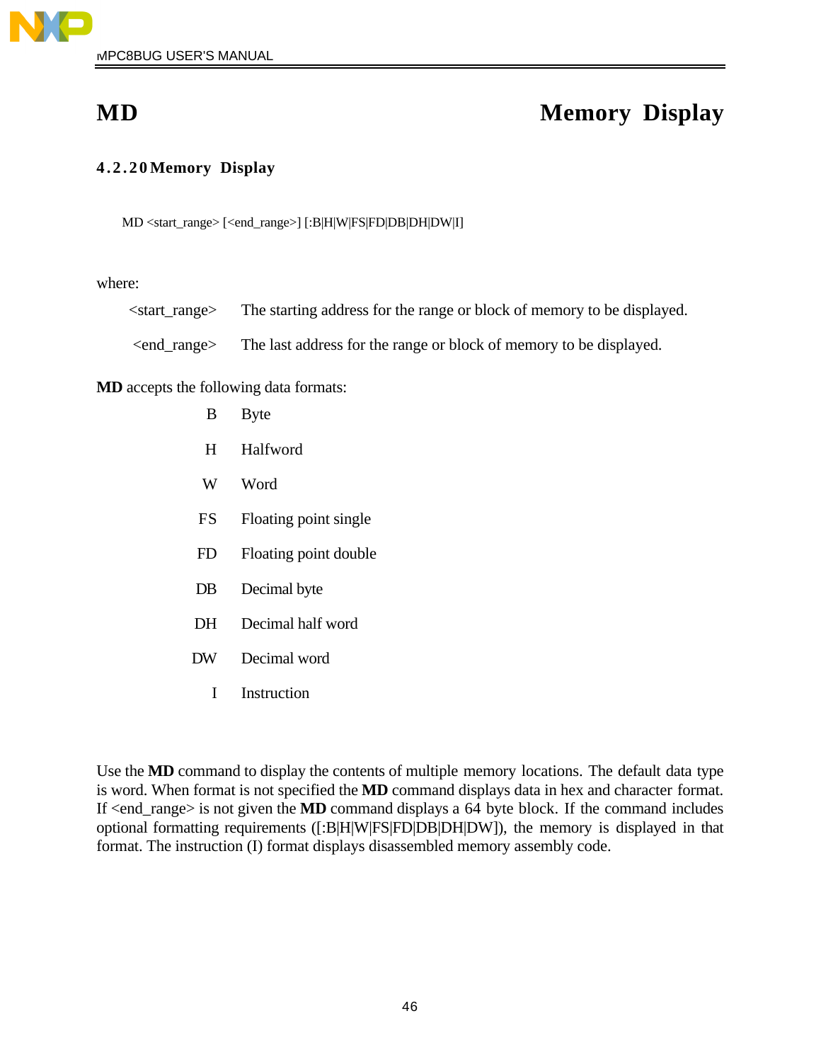# MD Memory Display

### 4.2.20 Memory Display

```
MD <start_range> [<end_range>] [:B|H|W|FS|FD|DB|DH|DW|I]
```

where:

| | |
|---|---|
| <start_range> | The starting address for the range or block of memory to be displayed. |
| <end_range> | The last address for the range or block of memory to be displayed. |

**MD** accepts the following data formats:

| | |
|---|---|
| B | Byte |
| H | Halfword |
| W | Word |
| FS | Floating point single |
| FD | Floating point double |
| DB | Decimal byte |
| DH | Decimal half word |
| DW | Decimal word |
| I | Instruction |

Use the **MD** command to display the contents of multiple memory locations. The default data type is word. When format is not specified the **MD** command displays data in hex and character format. If <end_range> is not given the **MD** command displays a 64 byte block. If the command includes optional formatting requirements ([:B|H|W|FS|FD|DB|DH|DW]), the memory is displayed in that format. The instruction (I) format displays disassembled memory assembly code.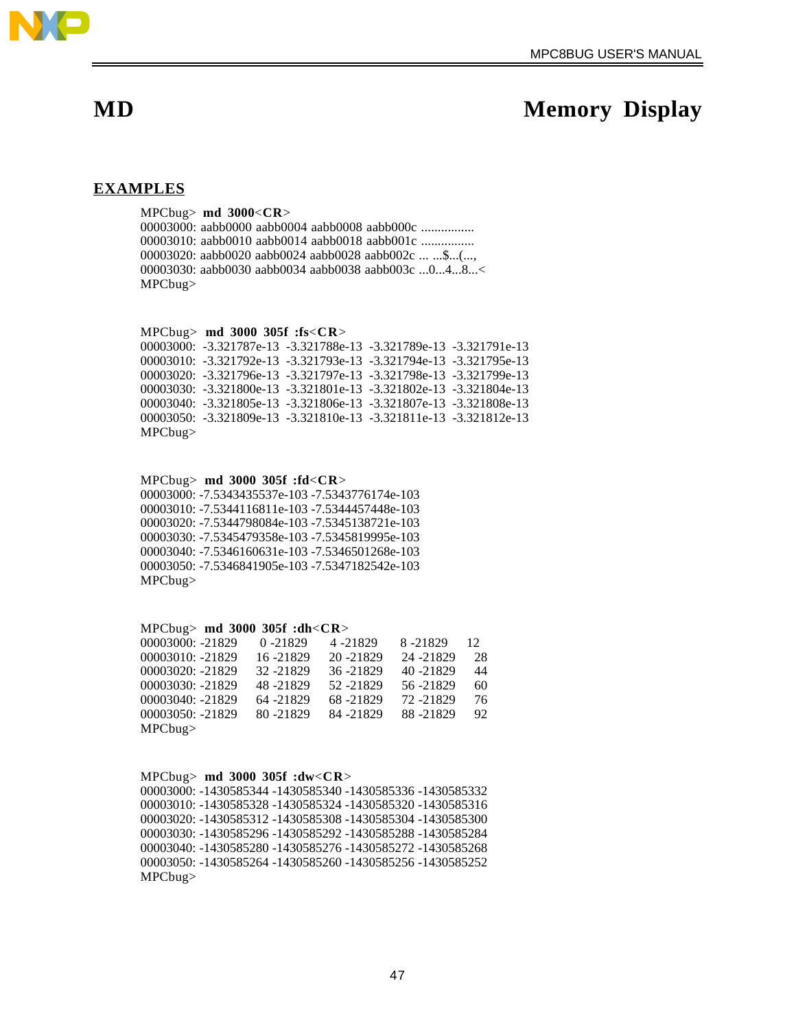# MD Memory Display

## EXAMPLES

```
MPCbug> md 3000<CR>
00003000: aabb0000 aabb0004 aabb0008 aabb000c ................
00003010: aabb0010 aabb0014 aabb0018 aabb001c ................
00003020: aabb0020 aabb0024 aabb0028 aabb002c ... ...$...(...,
00003030: aabb0030 aabb0034 aabb0038 aabb003c ...0...4...8...<
MPCbug>
```

```
MPCbug> md 3000 305f :fs<CR>
00003000:  -3.321787e-13  -3.321788e-13  -3.321789e-13  -3.321791e-13
00003010:  -3.321792e-13  -3.321793e-13  -3.321794e-13  -3.321795e-13
00003020:  -3.321796e-13  -3.321797e-13  -3.321798e-13  -3.321799e-13
00003030:  -3.321800e-13  -3.321801e-13  -3.321802e-13  -3.321804e-13
00003040:  -3.321805e-13  -3.321806e-13  -3.321807e-13  -3.321808e-13
00003050:  -3.321809e-13  -3.321810e-13  -3.321811e-13  -3.321812e-13
MPCbug>
```

```
MPCbug> md 3000 305f :fd<CR>
00003000: -7.5343435537e-103 -7.5343776174e-103
00003010: -7.5344116811e-103 -7.5344457448e-103
00003020: -7.5344798084e-103 -7.5345138721e-103
00003030: -7.5345479358e-103 -7.5345819995e-103
00003040: -7.5346160631e-103 -7.5346501268e-103
00003050: -7.5346841905e-103 -7.5347182542e-103
MPCbug>
```

```
MPCbug> md 3000 305f :dh<CR>
00003000: -21829     0 -21829     4 -21829     8 -21829    12
00003010: -21829    16 -21829    20 -21829    24 -21829    28
00003020: -21829    32 -21829    36 -21829    40 -21829    44
00003030: -21829    48 -21829    52 -21829    56 -21829    60
00003040: -21829    64 -21829    68 -21829    72 -21829    76
00003050: -21829    80 -21829    84 -21829    88 -21829    92
MPCbug>
```

```
MPCbug> md 3000 305f :dw<CR>
00003000: -1430585344 -1430585340 -1430585336 -1430585332
00003010: -1430585328 -1430585324 -1430585320 -1430585316
00003020: -1430585312 -1430585308 -1430585304 -1430585300
00003030: -1430585296 -1430585292 -1430585288 -1430585284
00003040: -1430585280 -1430585276 -1430585272 -1430585268
00003050: -1430585264 -1430585260 -1430585256 -1430585252
MPCbug>
```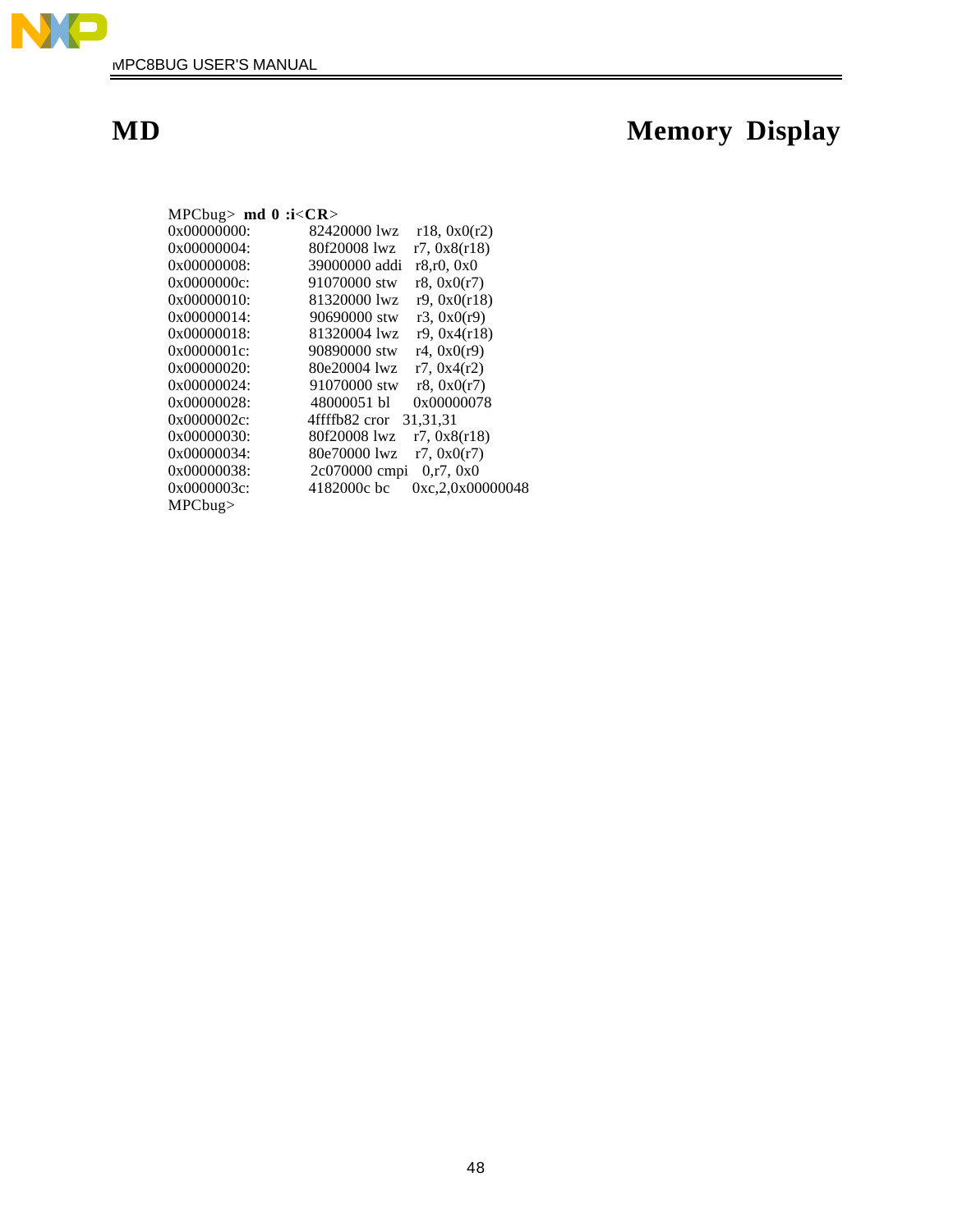# MD Memory Display

```
MPCbug> md 0 :i<CR>
0x00000000:     82420000 lwz    r18, 0x0(r2)
0x00000004:     80f20008 lwz    r7, 0x8(r18)
0x00000008:     39000000 addi   r8,r0, 0x0
0x0000000c:     91070000 stw    r8, 0x0(r7)
0x00000010:     81320000 lwz    r9, 0x0(r18)
0x00000014:     90690000 stw    r3, 0x0(r9)
0x00000018:     81320004 lwz    r9, 0x4(r18)
0x0000001c:     90890000 stw    r4, 0x0(r9)
0x00000020:     80e20004 lwz    r7, 0x4(r2)
0x00000024:     91070000 stw    r8, 0x0(r7)
0x00000028:     48000051 bl     0x00000078
0x0000002c:     4ffffb82 cror   31,31,31
0x00000030:     80f20008 lwz    r7, 0x8(r18)
0x00000034:     80e70000 lwz    r7, 0x0(r7)
0x00000038:     2c070000 cmpi   0,r7, 0x0
0x0000003c:     4182000c bc     0xc,2,0x00000048
MPCbug>
```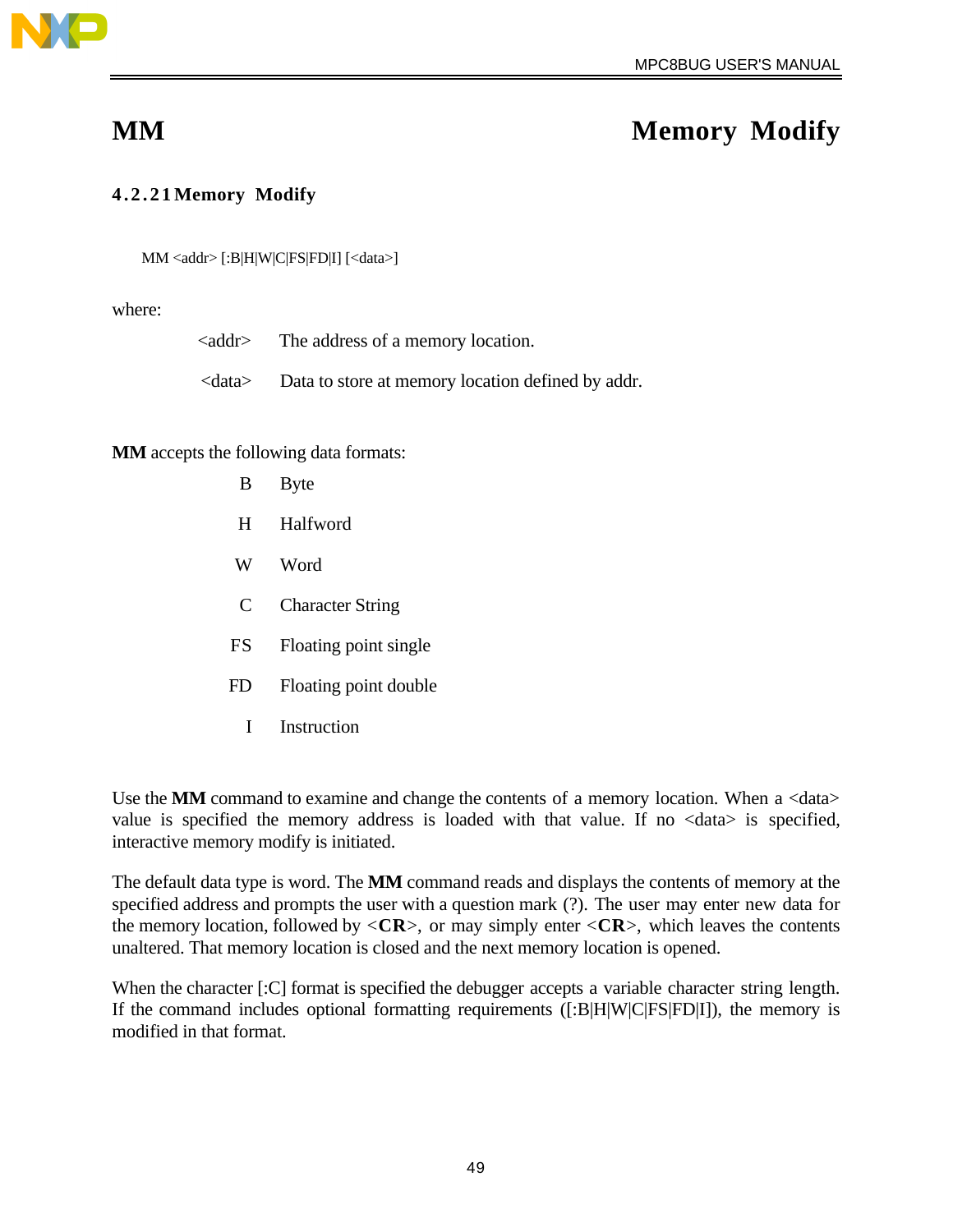# MM — Memory Modify

### 4.2.21 Memory Modify

```
MM <addr> [:B|H|W|C|FS|FD|I] [<data>]
```

where:

| | |
|---|---|
| <addr> | The address of a memory location. |
| <data> | Data to store at memory location defined by addr. |

**MM** accepts the following data formats:

| | |
|---|---|
| B | Byte |
| H | Halfword |
| W | Word |
| C | Character String |
| FS | Floating point single |
| FD | Floating point double |
| I | Instruction |

Use the **MM** command to examine and change the contents of a memory location. When a <data> value is specified the memory address is loaded with that value. If no <data> is specified, interactive memory modify is initiated.

The default data type is word. The **MM** command reads and displays the contents of memory at the specified address and prompts the user with a question mark (?). The user may enter new data for the memory location, followed by <**CR**>, or may simply enter <**CR**>, which leaves the contents unaltered. That memory location is closed and the next memory location is opened.

When the character [:C] format is specified the debugger accepts a variable character string length. If the command includes optional formatting requirements ([:B|H|W|C|FS|FD|I]), the memory is modified in that format.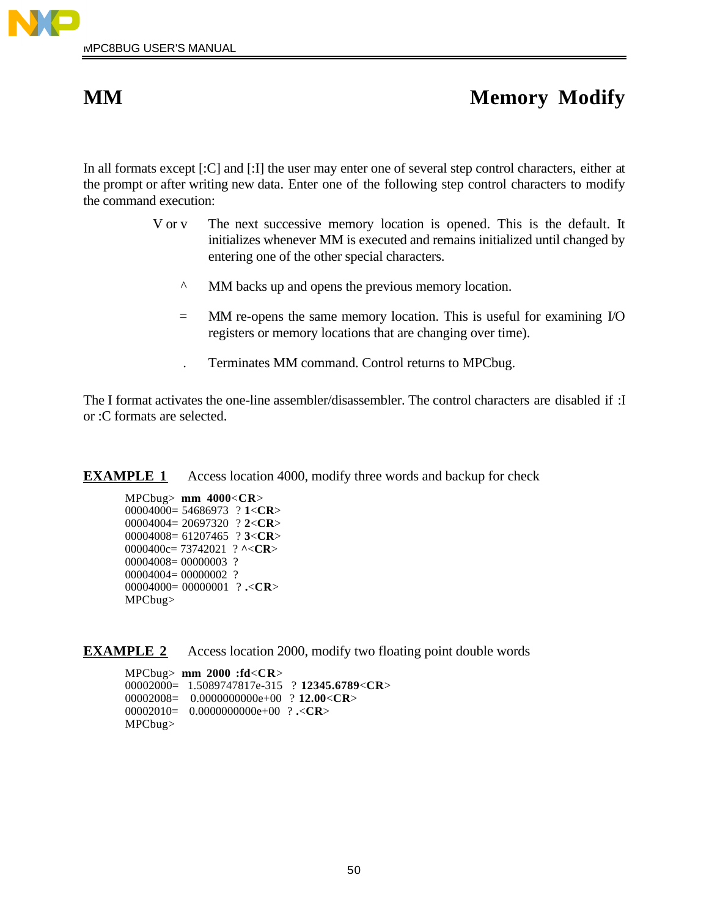# MM Memory Modify

In all formats except [:C] and [:I] the user may enter one of several step control characters, either at the prompt or after writing new data. Enter one of the following step control characters to modify the command execution:

- **V or v** — The next successive memory location is opened. This is the default. It initializes whenever MM is executed and remains initialized until changed by entering one of the other special characters.
- **^** — MM backs up and opens the previous memory location.
- **=** — MM re-opens the same memory location. This is useful for examining I/O registers or memory locations that are changing over time).
- **.** — Terminates MM command. Control returns to MPCbug.

The I format activates the one-line assembler/disassembler. The control characters are disabled if :I or :C formats are selected.

**EXAMPLE 1** Access location 4000, modify three words and backup for check

```
MPCbug> mm 4000<CR>
00004000= 54686973  ? 1<CR>
00004004= 20697320  ? 2<CR>
00004008= 61207465  ? 3<CR>
0000400c= 73742021  ? ^<CR>
00004008= 00000003  ?
00004004= 00000002  ?
00004000= 00000001  ? .<CR>
MPCbug>
```

**EXAMPLE 2** Access location 2000, modify two floating point double words

```
MPCbug> mm 2000 :fd<CR>
00002000=  1.5089747817e-315  ? 12345.6789<CR>
00002008=  0.0000000000e+00  ? 12.00<CR>
00002010=  0.0000000000e+00  ? .<CR>
MPCbug>
```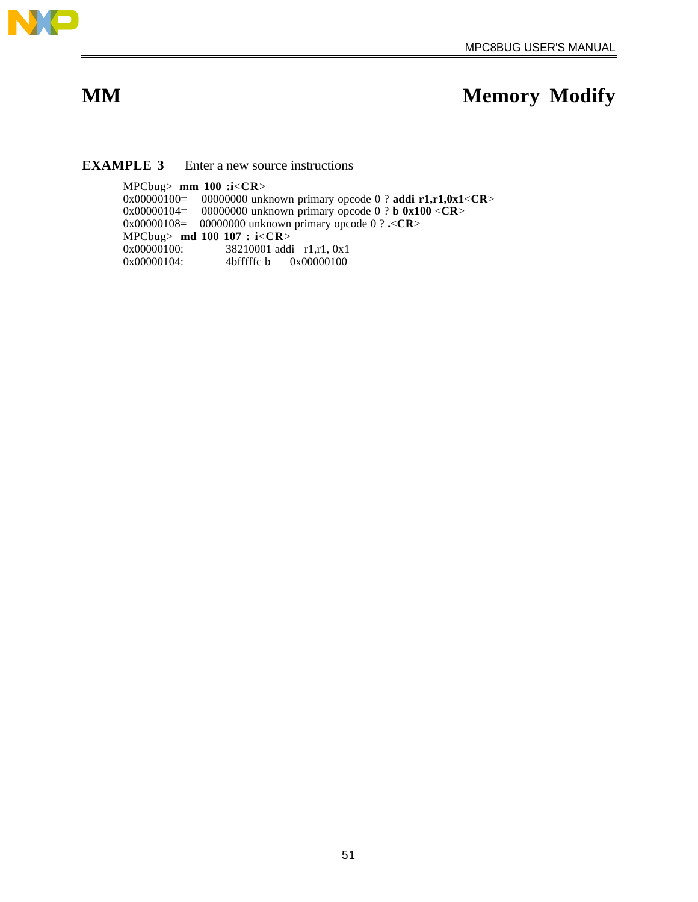# MM Memory Modify

**EXAMPLE 3** Enter a new source instructions

```
MPCbug> mm 100 :i<CR>
0x00000100=    00000000 unknown primary opcode 0 ? addi r1,r1,0x1<CR>
0x00000104=    00000000 unknown primary opcode 0 ? b 0x100 <CR>
0x00000108=    00000000 unknown primary opcode 0 ? .<CR>
MPCbug> md 100 107 : i<CR>
0x00000100:          38210001 addi   r1,r1, 0x1
0x00000104:          4bfffffc b      0x00000100
```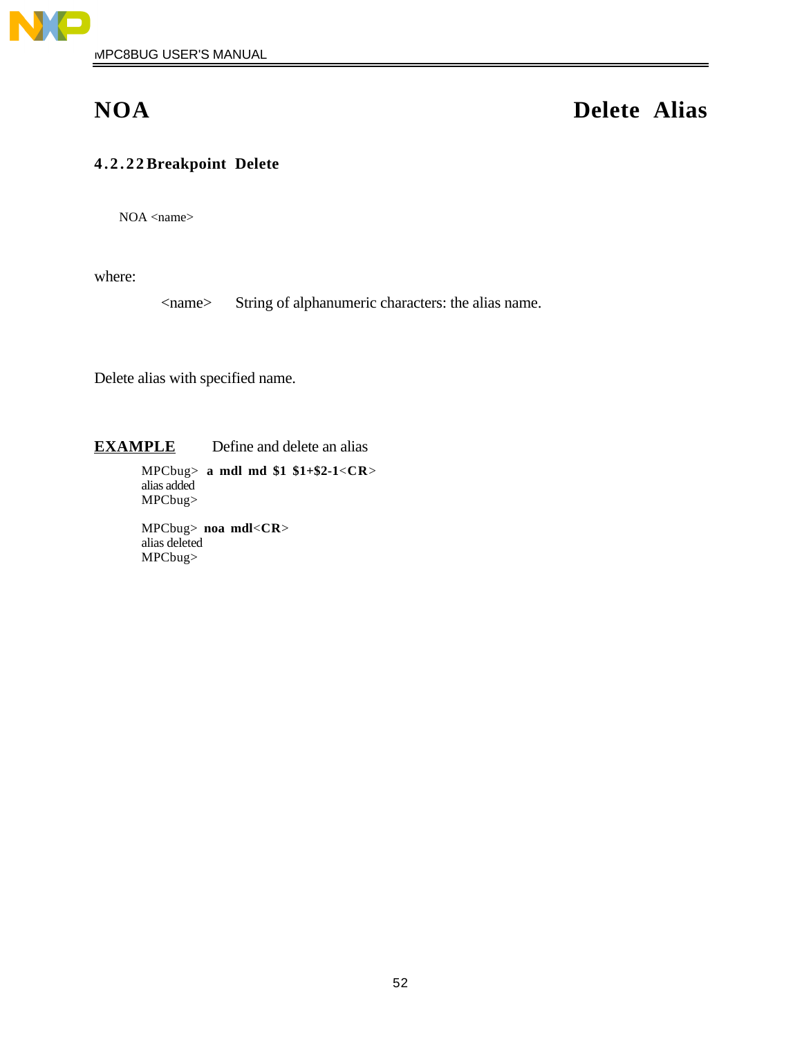# NOA Delete Alias

### 4.2.22 Breakpoint Delete

```
NOA <name>
```

where:

<name> String of alphanumeric characters: the alias name.

Delete alias with specified name.

**EXAMPLE** Define and delete an alias

```
MPCbug> a mdl md $1 $1+$2-1<CR>
alias added
MPCbug>

MPCbug> noa mdl<CR>
alias deleted
MPCbug>
```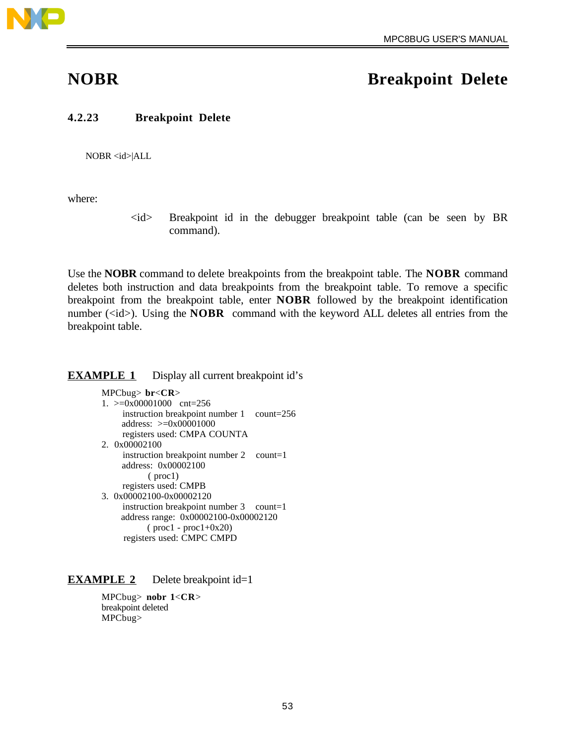# NOBR                                                    Breakpoint Delete

### 4.2.23 Breakpoint Delete

NOBR <id>|ALL

where:

<id> Breakpoint id in the debugger breakpoint table (can be seen by BR command).

Use the **NOBR** command to delete breakpoints from the breakpoint table. The **NOBR** command deletes both instruction and data breakpoints from the breakpoint table. To remove a specific breakpoint from the breakpoint table, enter **NOBR** followed by the breakpoint identification number (<id>). Using the **NOBR** command with the keyword ALL deletes all entries from the breakpoint table.

**EXAMPLE 1** Display all current breakpoint id's

```
MPCbug> br<CR>
1.  >=0x00001000   cnt=256
       instruction breakpoint number 1    count=256
       address:  >=0x00001000
       registers used: CMPA COUNTA
2.  0x00002100
       instruction breakpoint number 2    count=1
       address:  0x00002100
              ( proc1)
       registers used: CMPB
3.  0x00002100-0x00002120
       instruction breakpoint number 3    count=1
       address range:  0x00002100-0x00002120
              ( proc1 - proc1+0x20)
       registers used: CMPC CMPD
```

**EXAMPLE 2** Delete breakpoint id=1

```
MPCbug> nobr 1<CR>
breakpoint deleted
MPCbug>
```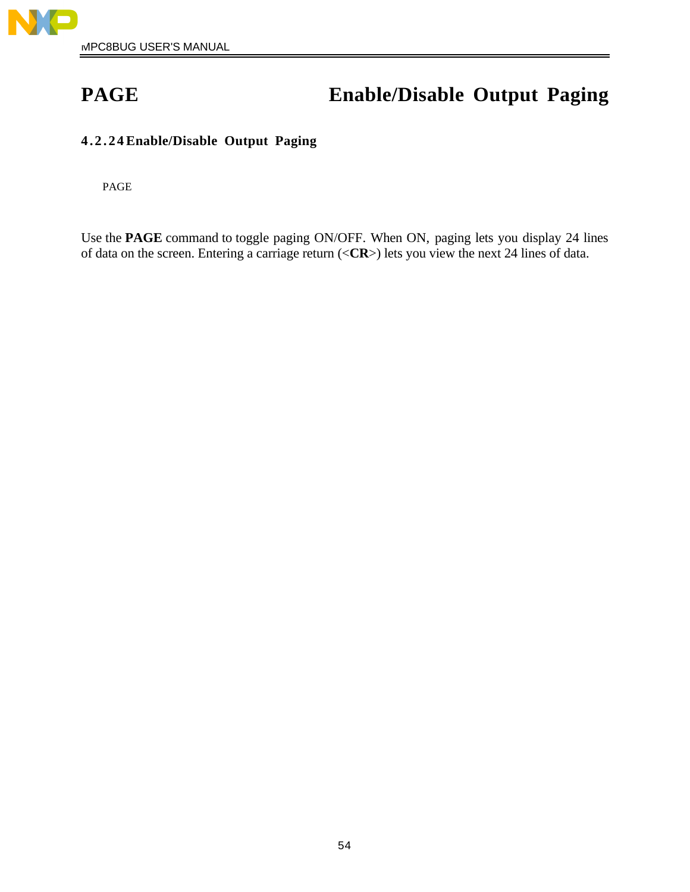# PAGE Enable/Disable Output Paging

### 4.2.24 Enable/Disable Output Paging

```
PAGE
```

Use the **PAGE** command to toggle paging ON/OFF. When ON, paging lets you display 24 lines of data on the screen. Entering a carriage return (<**CR**>) lets you view the next 24 lines of data.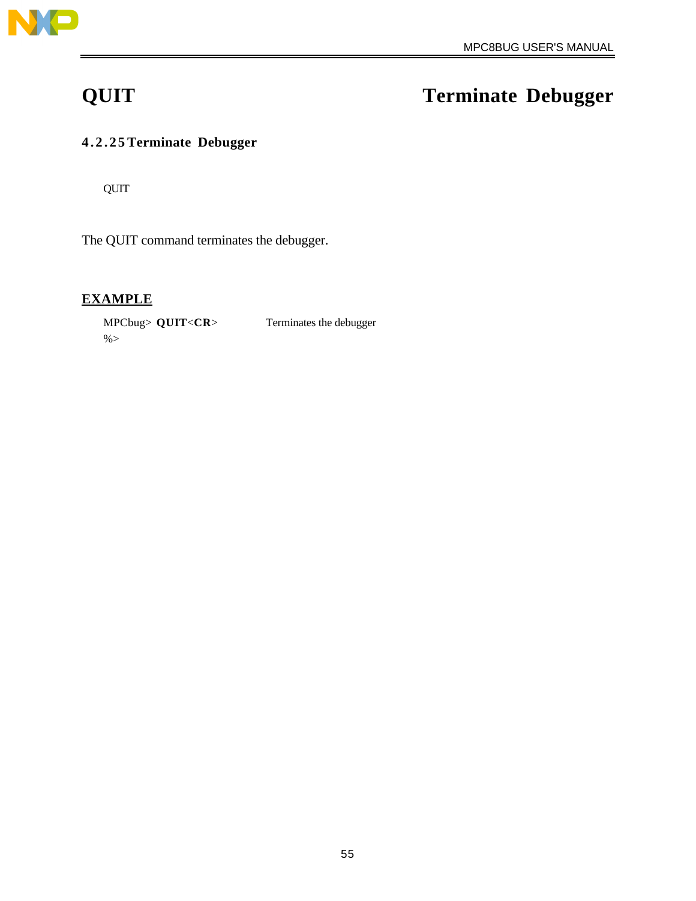# QUIT Terminate Debugger

### 4.2.25 Terminate Debugger

QUIT

The QUIT command terminates the debugger.

**EXAMPLE**

```
MPCbug> QUIT<CR>            Terminates the debugger
%>
```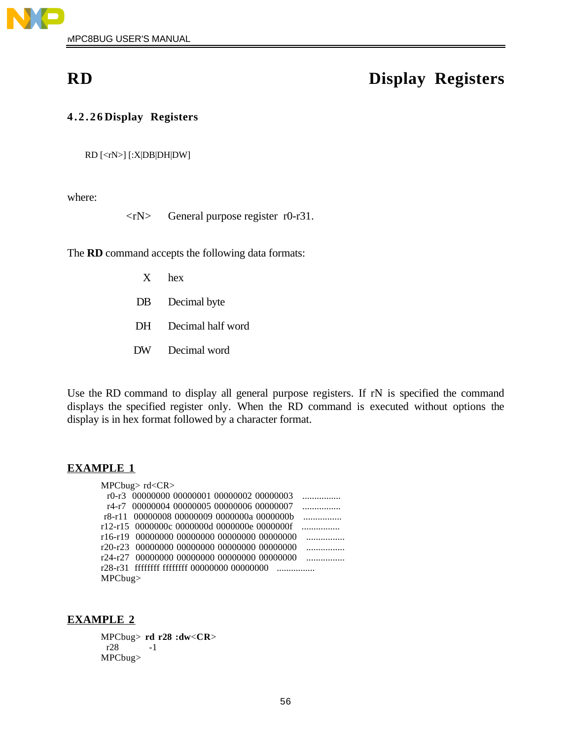# RD Display Registers

### 4.2.26 Display Registers

```
RD [<rN>] [:X|DB|DH|DW]
```

where:

<rN> General purpose register r0-r31.

The **RD** command accepts the following data formats:

| | |
|---|---|
| X | hex |
| DB | Decimal byte |
| DH | Decimal half word |
| DW | Decimal word |

Use the RD command to display all general purpose registers. If rN is specified the command displays the specified register only. When the RD command is executed without options the display is in hex format followed by a character format.

**EXAMPLE 1**

```
MPCbug> rd<CR>
  r0-r3   00000000 00000001 00000002 00000003   ................
  r4-r7   00000004 00000005 00000006 00000007   ................
  r8-r11  00000008 00000009 0000000a 0000000b   ................
r12-r15   0000000c 0000000d 0000000e 0000000f   ................
r16-r19   00000000 00000000 00000000 00000000   ................
r20-r23   00000000 00000000 00000000 00000000   ................
r24-r27   00000000 00000000 00000000 00000000   ................
r28-r31   ffffffff ffffffff 00000000 00000000   ................
MPCbug>
```

**EXAMPLE 2**

```
MPCbug> rd r28 :dw<CR>
  r28         -1
MPCbug>
```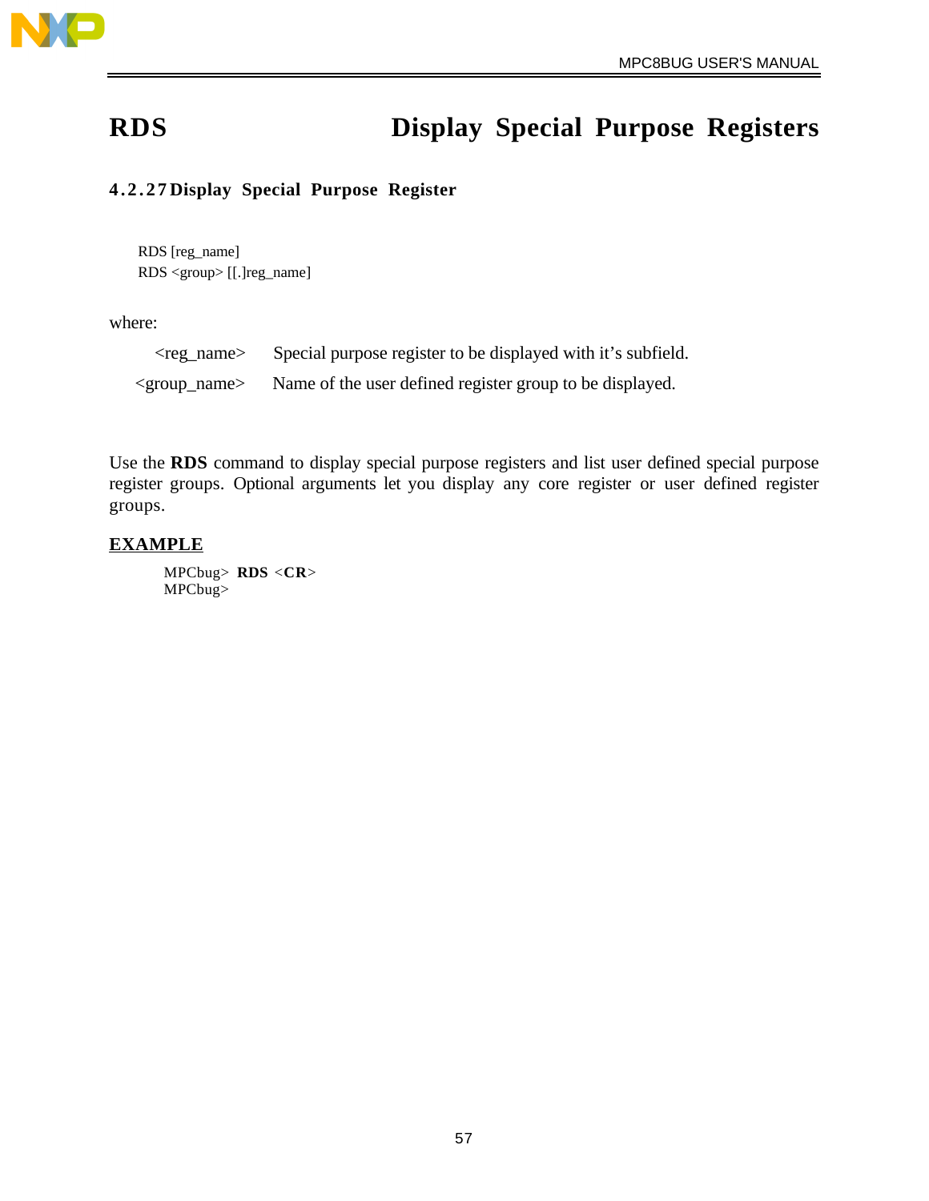# RDS Display Special Purpose Registers

### 4.2.27 Display Special Purpose Register

```
RDS [reg_name]
RDS <group> [[.]reg_name]
```

where:

| | |
|---|---|
| <reg_name> | Special purpose register to be displayed with it’s subfield. |
| <group_name> | Name of the user defined register group to be displayed. |

Use the **RDS** command to display special purpose registers and list user defined special purpose register groups. Optional arguments let you display any core register or user defined register groups.

**EXAMPLE**

```
MPCbug> RDS <CR>
MPCbug>
```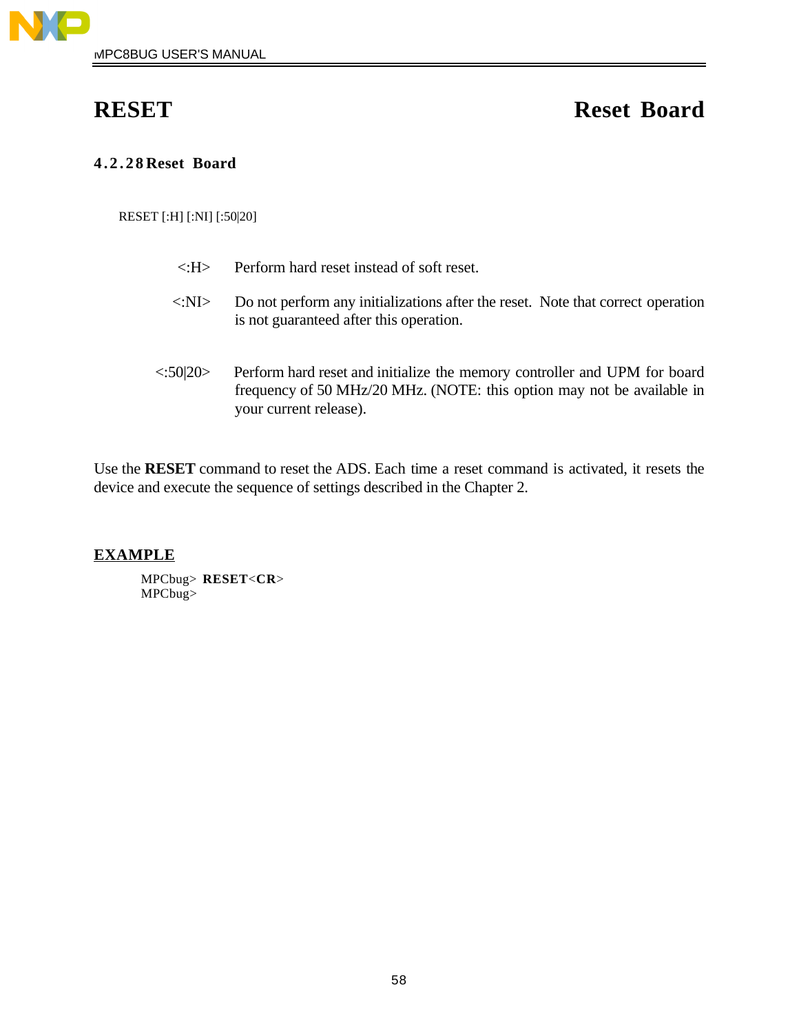# RESET Reset Board

### 4.2.28 Reset Board

RESET [:H] [:NI] [:50|20]

| | |
|---|---|
| <:H> | Perform hard reset instead of soft reset. |
| <:NI> | Do not perform any initializations after the reset. Note that correct operation is not guaranteed after this operation. |
| <:50\|20> | Perform hard reset and initialize the memory controller and UPM for board frequency of 50 MHz/20 MHz. (NOTE: this option may not be available in your current release). |

Use the **RESET** command to reset the ADS. Each time a reset command is activated, it resets the device and execute the sequence of settings described in the Chapter 2.

**EXAMPLE**

```
MPCbug> RESET<CR>
MPCbug>
```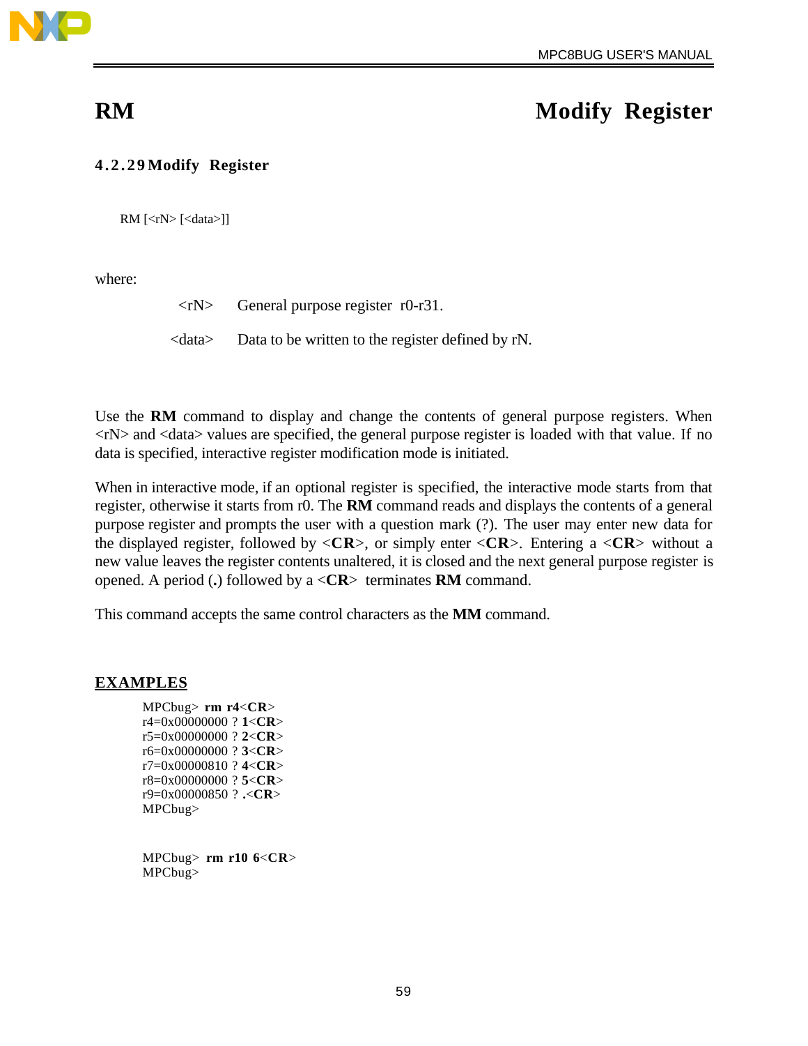# RM — Modify Register

### 4.2.29 Modify Register

```
RM [<rN> [<data>]]
```

where:

| | |
|---|---|
| <rN> | General purpose register r0-r31. |
| <data> | Data to be written to the register defined by rN. |

Use the **RM** command to display and change the contents of general purpose registers. When <rN> and <data> values are specified, the general purpose register is loaded with that value. If no data is specified, interactive register modification mode is initiated.

When in interactive mode, if an optional register is specified, the interactive mode starts from that register, otherwise it starts from r0. The **RM** command reads and displays the contents of a general purpose register and prompts the user with a question mark (?). The user may enter new data for the displayed register, followed by <**CR**>, or simply enter <**CR**>. Entering a <**CR**> without a new value leaves the register contents unaltered, it is closed and the next general purpose register is opened. A period (**.**) followed by a <**CR**> terminates **RM** command.

This command accepts the same control characters as the **MM** command.

## EXAMPLES

```
MPCbug> rm r4<CR>
r4=0x00000000 ? 1<CR>
r5=0x00000000 ? 2<CR>
r6=0x00000000 ? 3<CR>
r7=0x00000810 ? 4<CR>
r8=0x00000000 ? 5<CR>
r9=0x00000850 ? .<CR>
MPCbug>
```

```
MPCbug> rm r10 6<CR>
MPCbug>
```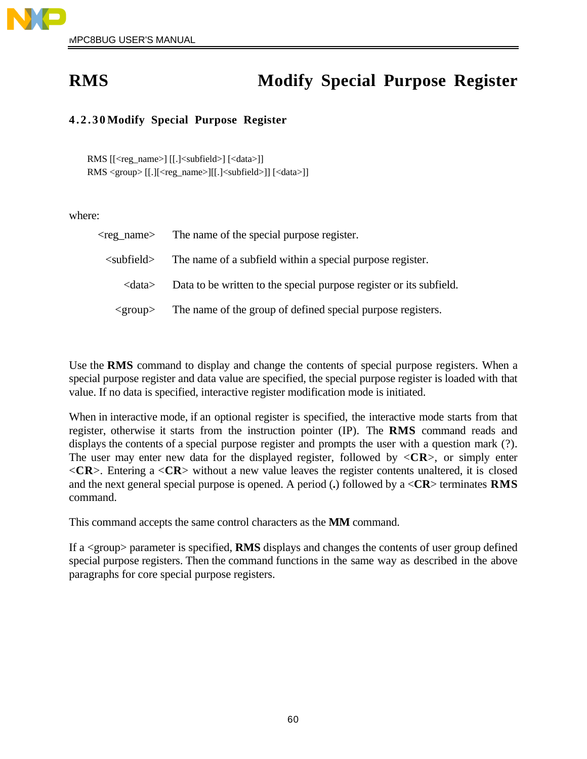# RMS Modify Special Purpose Register

### 4.2.30 Modify Special Purpose Register

```
RMS [[<reg_name>] [[.]<subfield>] [<data>]]
RMS <group> [[.][<reg_name>][[.]<subfield>]] [<data>]]
```

where:

| | |
|---|---|
| <reg_name> | The name of the special purpose register. |
| <subfield> | The name of a subfield within a special purpose register. |
| <data> | Data to be written to the special purpose register or its subfield. |
| <group> | The name of the group of defined special purpose registers. |

Use the **RMS** command to display and change the contents of special purpose registers. When a special purpose register and data value are specified, the special purpose register is loaded with that value. If no data is specified, interactive register modification mode is initiated.

When in interactive mode, if an optional register is specified, the interactive mode starts from that register, otherwise it starts from the instruction pointer (IP). The **RMS** command reads and displays the contents of a special purpose register and prompts the user with a question mark (?). The user may enter new data for the displayed register, followed by <**CR**>, or simply enter <**CR**>. Entering a <**CR**> without a new value leaves the register contents unaltered, it is closed and the next general special purpose is opened. A period (**.**) followed by a <**CR**> terminates **RMS** command.

This command accepts the same control characters as the **MM** command.

If a <group> parameter is specified, **RMS** displays and changes the contents of user group defined special purpose registers. Then the command functions in the same way as described in the above paragraphs for core special purpose registers.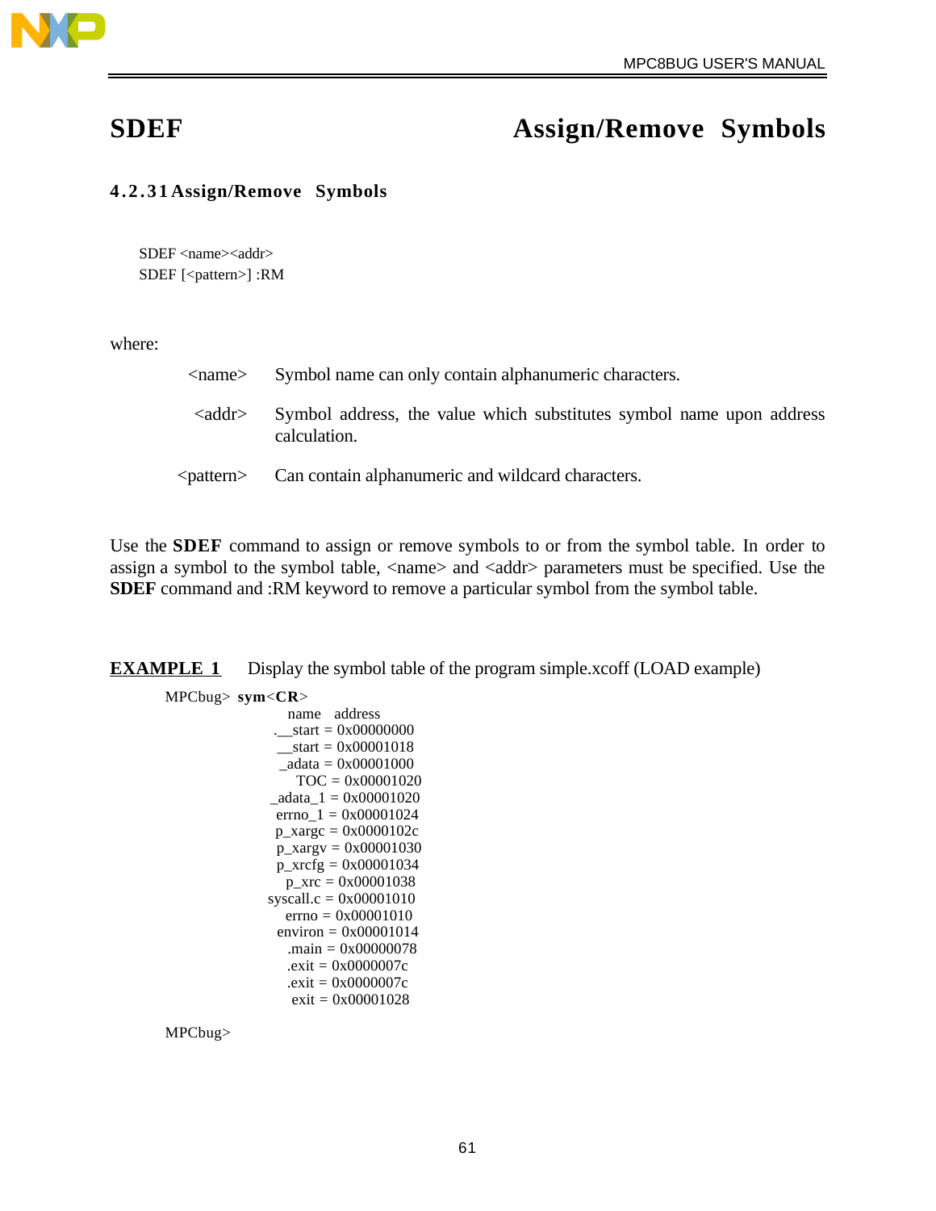## SDEF Assign/Remove Symbols

### 4.2.31 Assign/Remove Symbols

```
SDEF <name><addr>
SDEF [<pattern>] :RM
```

where:

| | |
|---|---|
| <name> | Symbol name can only contain alphanumeric characters. |
| <addr> | Symbol address, the value which substitutes symbol name upon address calculation. |
| <pattern> | Can contain alphanumeric and wildcard characters. |

Use the **SDEF** command to assign or remove symbols to or from the symbol table. In order to assign a symbol to the symbol table, <name> and <addr> parameters must be specified. Use the **SDEF** command and :RM keyword to remove a particular symbol from the symbol table.

**EXAMPLE 1** Display the symbol table of the program simple.xcoff (LOAD example)

```
MPCbug> sym<CR>
              name   address
          .__start = 0x00000000
           __start = 0x00001018
            _adata = 0x00001000
               TOC = 0x00001020
          _adata_1 = 0x00001020
           errno_1 = 0x00001024
           p_xargc = 0x0000102c
           p_xargv = 0x00001030
          p_xrcfg = 0x00001034
             p_xrc = 0x00001038
         syscall.c = 0x00001010
             errno = 0x00001010
           environ = 0x00001014
             .main = 0x00000078
             .exit = 0x0000007c
             .exit = 0x0000007c
              exit = 0x00001028

MPCbug>
```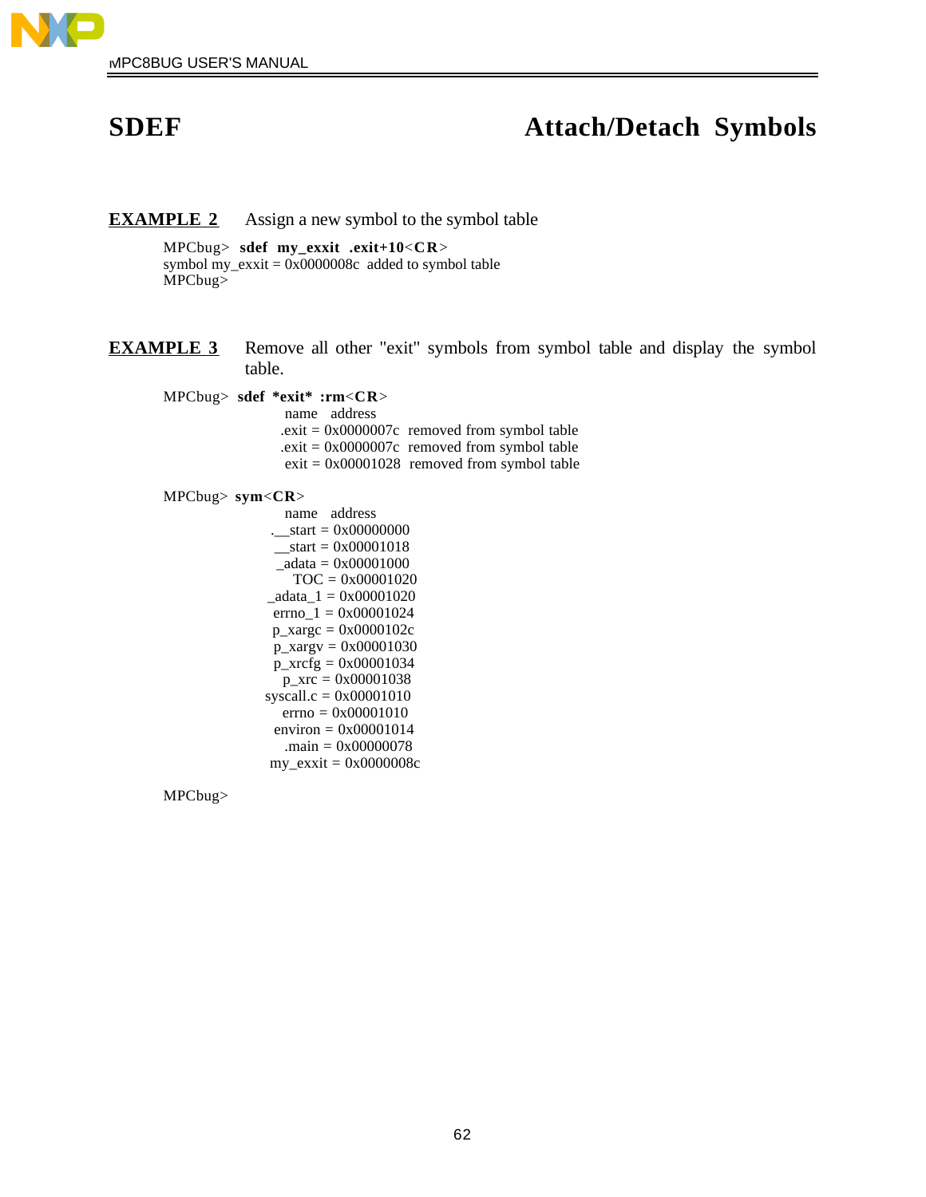# SDEF Attach/Detach Symbols

**EXAMPLE 2** Assign a new symbol to the symbol table

```
MPCbug> sdef my_exxit .exit+10<CR>
symbol my_exxit = 0x0000008c  added to symbol table
MPCbug>
```

**EXAMPLE 3** Remove all other "exit" symbols from symbol table and display the symbol table.

```
MPCbug> sdef *exit* :rm<CR>
                 name   address
                .exit = 0x0000007c  removed from symbol table
                .exit = 0x0000007c  removed from symbol table
                 exit = 0x00001028  removed from symbol table

MPCbug> sym<CR>
                 name   address
             .__start = 0x00000000
              __start = 0x00001018
               _adata = 0x00001000
                  TOC = 0x00001020
             _adata_1 = 0x00001020
              errno_1 = 0x00001024
              p_xargc = 0x0000102c
              p_xargv = 0x00001030
              p_xrcfg = 0x00001034
                p_xrc = 0x00001038
            syscall.c = 0x00001010
                errno = 0x00001010
              environ = 0x00001014
                .main = 0x00000078
             my_exxit = 0x0000008c

MPCbug>
```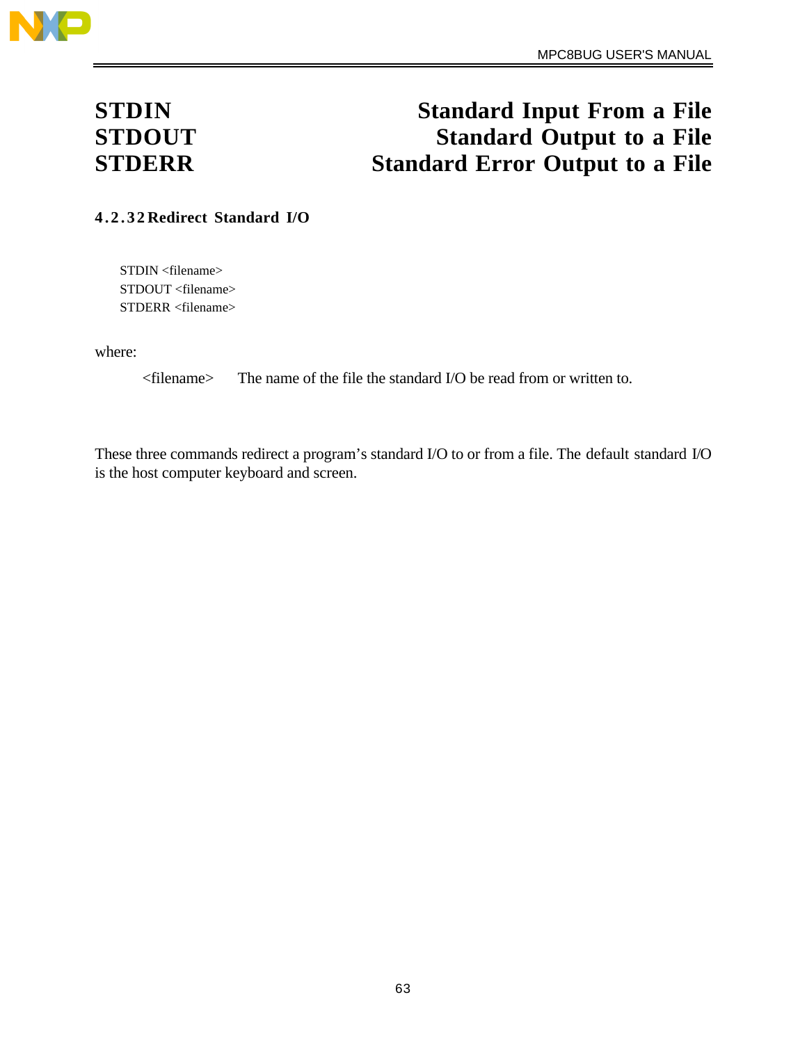# STDIN — Standard Input From a File
# STDOUT — Standard Output to a File
# STDERR — Standard Error Output to a File

### 4.2.32 Redirect Standard I/O

```
STDIN <filename>
STDOUT <filename>
STDERR <filename>
```

where:

<filename> The name of the file the standard I/O be read from or written to.

These three commands redirect a program's standard I/O to or from a file. The default standard I/O is the host computer keyboard and screen.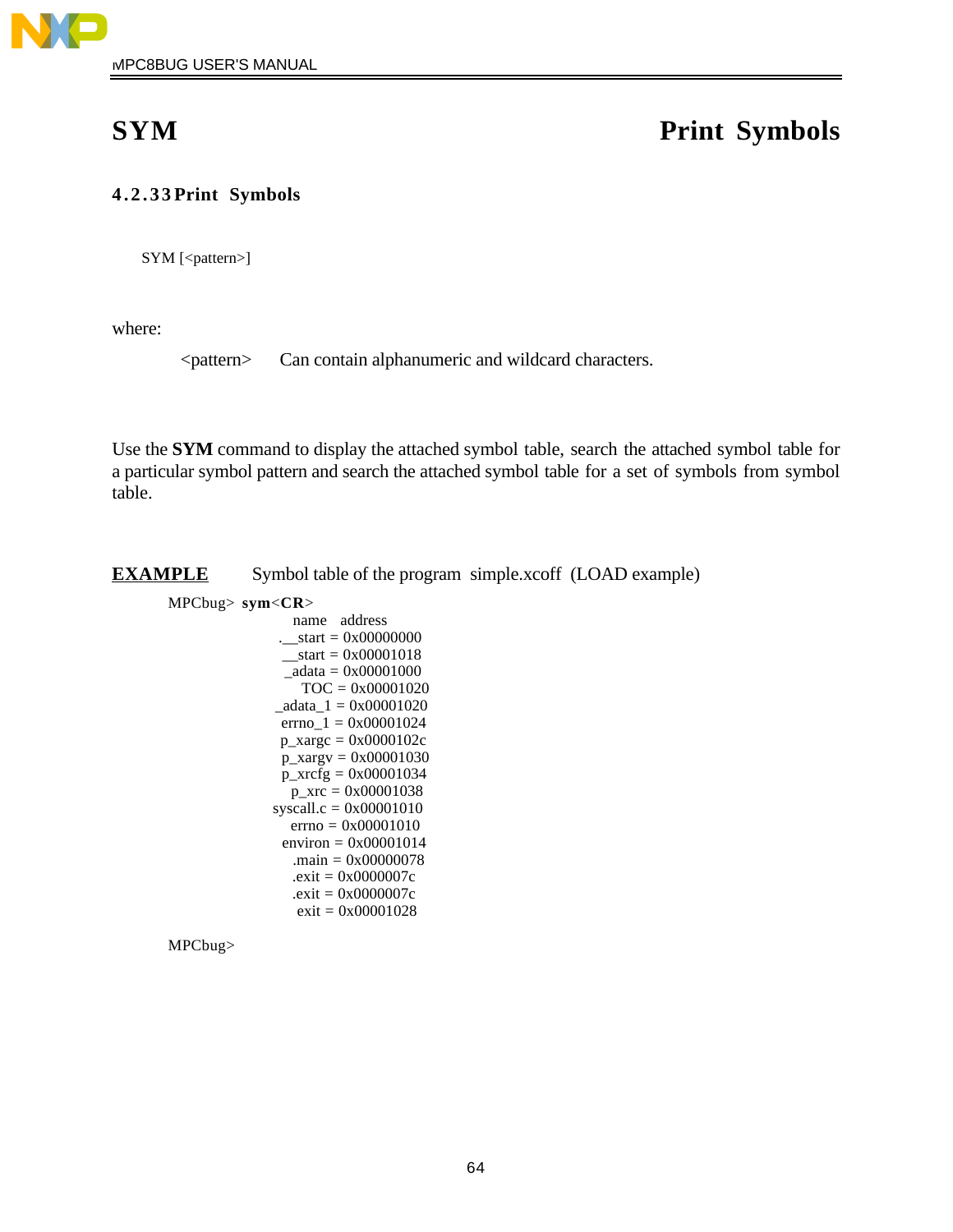# SYM Print Symbols

### 4.2.33 Print Symbols

```
SYM [<pattern>]
```

where:

<pattern> Can contain alphanumeric and wildcard characters.

Use the **SYM** command to display the attached symbol table, search the attached symbol table for a particular symbol pattern and search the attached symbol table for a set of symbols from symbol table.

**EXAMPLE** Symbol table of the program simple.xcoff (LOAD example)

```
MPCbug> sym<CR>
              name   address
          .__start = 0x00000000
           __start = 0x00001018
            _adata = 0x00001000
               TOC = 0x00001020
          _adata_1 = 0x00001020
           errno_1 = 0x00001024
           p_xargc = 0x0000102c
           p_xargv = 0x00001030
           p_xrcfg = 0x00001034
             p_xrc = 0x00001038
         syscall.c = 0x00001010
             errno = 0x00001010
           environ = 0x00001014
             .main = 0x00000078
             .exit = 0x0000007c
             .exit = 0x0000007c
              exit = 0x00001028

MPCbug>
```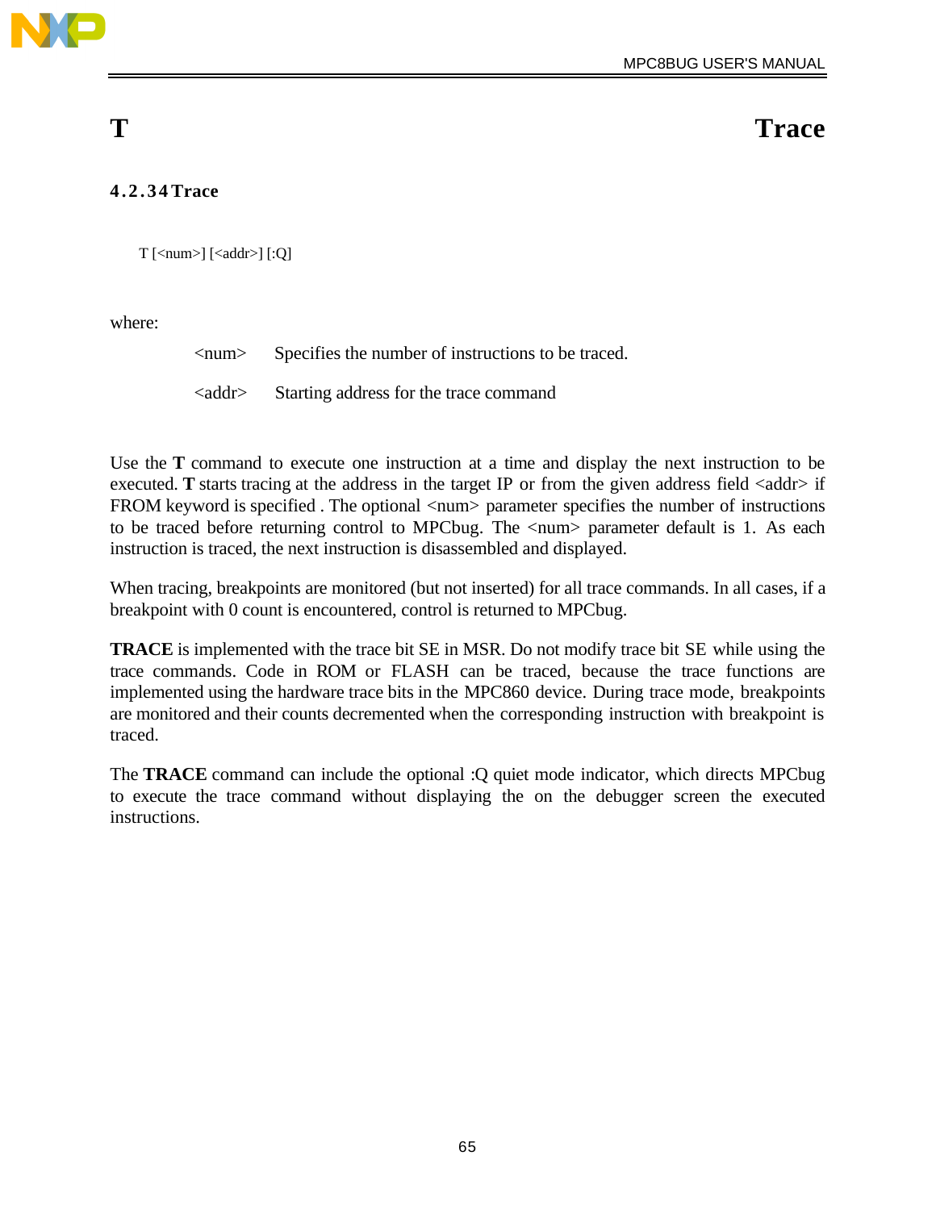# T Trace

### 4.2.34 Trace

```
T [<num>] [<addr>] [:Q]
```

where:

- <num> Specifies the number of instructions to be traced.
- <addr> Starting address for the trace command

Use the **T** command to execute one instruction at a time and display the next instruction to be executed. **T** starts tracing at the address in the target IP or from the given address field <addr> if FROM keyword is specified . The optional <num> parameter specifies the number of instructions to be traced before returning control to MPCbug. The <num> parameter default is 1. As each instruction is traced, the next instruction is disassembled and displayed.

When tracing, breakpoints are monitored (but not inserted) for all trace commands. In all cases, if a breakpoint with 0 count is encountered, control is returned to MPCbug.

**TRACE** is implemented with the trace bit SE in MSR. Do not modify trace bit SE while using the trace commands. Code in ROM or FLASH can be traced, because the trace functions are implemented using the hardware trace bits in the MPC860 device. During trace mode, breakpoints are monitored and their counts decremented when the corresponding instruction with breakpoint is traced.

The **TRACE** command can include the optional :Q quiet mode indicator, which directs MPCbug to execute the trace command without displaying the on the debugger screen the executed instructions.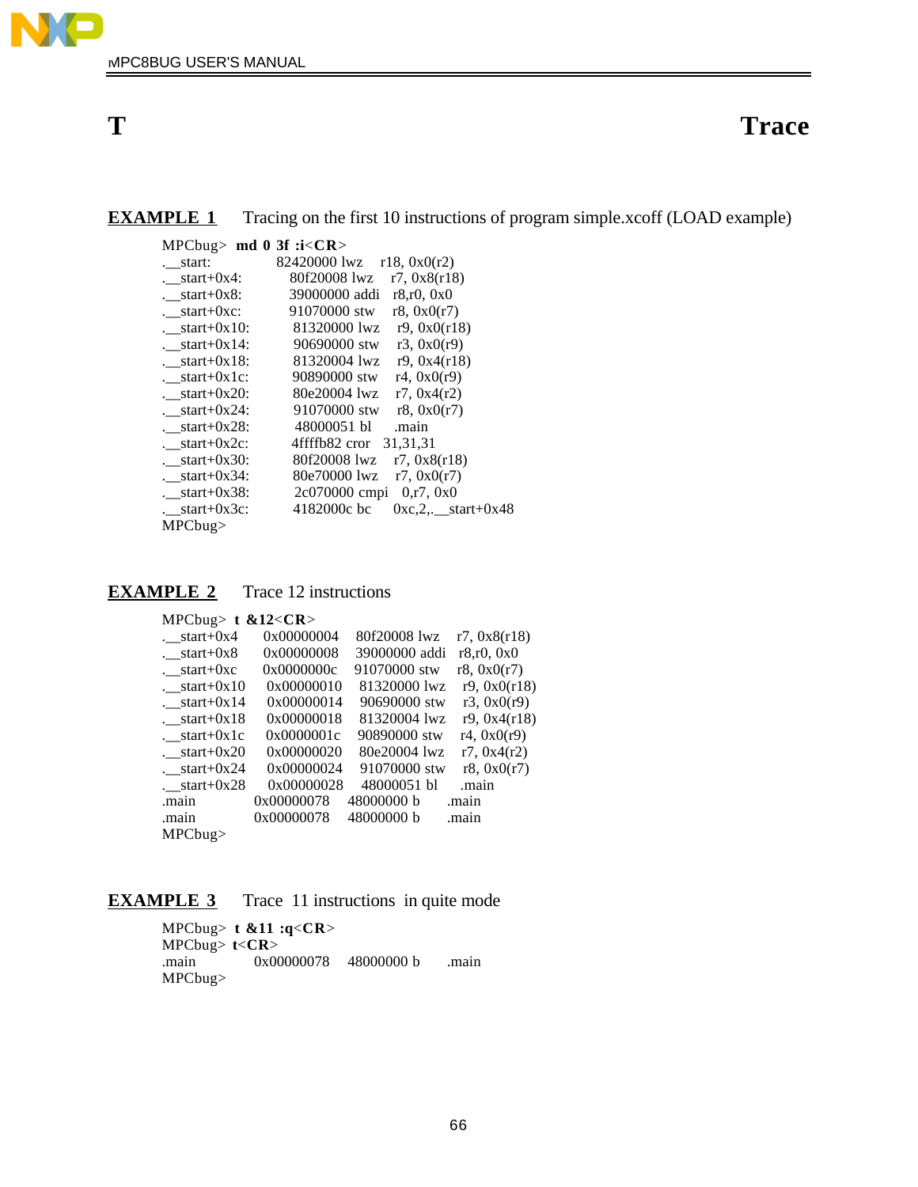# T Trace

**EXAMPLE 1** Tracing on the first 10 instructions of program simple.xcoff (LOAD example)

```
MPCbug> md 0 3f :i<CR>
.__start:        82420000 lwz    r18, 0x0(r2)
.__start+0x4:    80f20008 lwz    r7, 0x8(r18)
.__start+0x8:    39000000 addi   r8,r0, 0x0
.__start+0xc:    91070000 stw    r8, 0x0(r7)
.__start+0x10:   81320000 lwz    r9, 0x0(r18)
.__start+0x14:   90690000 stw    r3, 0x0(r9)
.__start+0x18:   81320004 lwz    r9, 0x4(r18)
.__start+0x1c:   90890000 stw    r4, 0x0(r9)
.__start+0x20:   80e20004 lwz    r7, 0x4(r2)
.__start+0x24:   91070000 stw    r8, 0x0(r7)
.__start+0x28:   48000051 bl     .main
.__start+0x2c:   4ffffb82 cror   31,31,31
.__start+0x30:   80f20008 lwz    r7, 0x8(r18)
.__start+0x34:   80e70000 lwz    r7, 0x0(r7)
.__start+0x38:   2c070000 cmpi   0,r7, 0x0
.__start+0x3c:   4182000c bc     0xc,2,.__start+0x48
MPCbug>
```

**EXAMPLE 2** Trace 12 instructions

```
MPCbug> t &12<CR>
.__start+0x4    0x00000004   80f20008 lwz    r7, 0x8(r18)
.__start+0x8    0x00000008   39000000 addi   r8,r0, 0x0
.__start+0xc    0x0000000c   91070000 stw    r8, 0x0(r7)
.__start+0x10   0x00000010   81320000 lwz    r9, 0x0(r18)
.__start+0x14   0x00000014   90690000 stw    r3, 0x0(r9)
.__start+0x18   0x00000018   81320004 lwz    r9, 0x4(r18)
.__start+0x1c   0x0000001c   90890000 stw    r4, 0x0(r9)
.__start+0x20   0x00000020   80e20004 lwz    r7, 0x4(r2)
.__start+0x24   0x00000024   91070000 stw    r8, 0x0(r7)
.__start+0x28   0x00000028   48000051 bl     .main
.main           0x00000078   48000000 b      .main
.main           0x00000078   48000000 b      .main
MPCbug>
```

**EXAMPLE 3** Trace 11 instructions in quite mode

```
MPCbug> t &11 :q<CR>
MPCbug> t<CR>
.main           0x00000078   48000000 b      .main
MPCbug>
```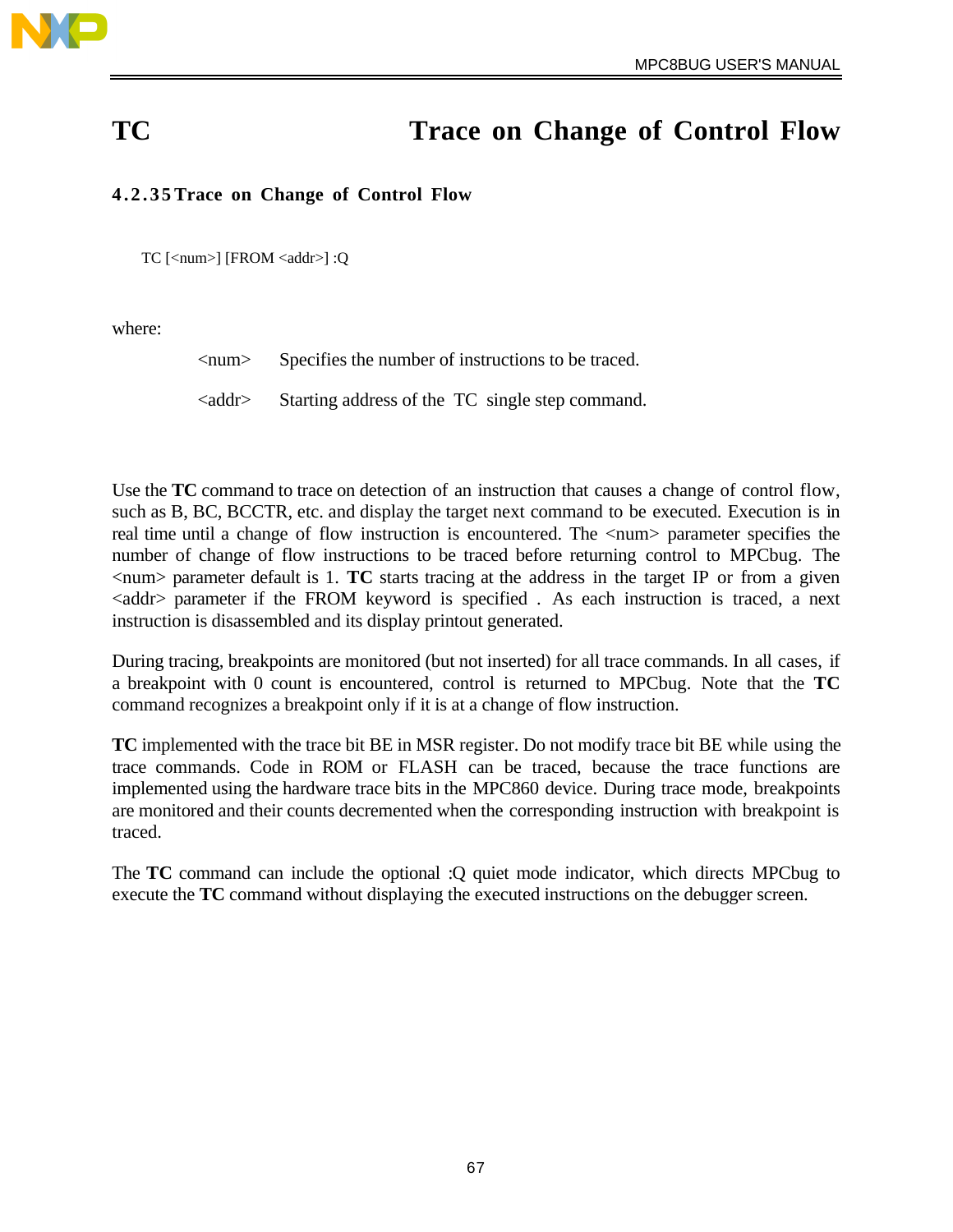# TC Trace on Change of Control Flow

### 4.2.35 Trace on Change of Control Flow

```
TC [<num>] [FROM <addr>] :Q
```

where:

| | |
|---|---|
| <num> | Specifies the number of instructions to be traced. |
| <addr> | Starting address of the TC single step command. |

Use the **TC** command to trace on detection of an instruction that causes a change of control flow, such as B, BC, BCCTR, etc. and display the target next command to be executed. Execution is in real time until a change of flow instruction is encountered. The <num> parameter specifies the number of change of flow instructions to be traced before returning control to MPCbug. The <num> parameter default is 1. **TC** starts tracing at the address in the target IP or from a given <addr> parameter if the FROM keyword is specified . As each instruction is traced, a next instruction is disassembled and its display printout generated.

During tracing, breakpoints are monitored (but not inserted) for all trace commands. In all cases, if a breakpoint with 0 count is encountered, control is returned to MPCbug. Note that the **TC** command recognizes a breakpoint only if it is at a change of flow instruction.

**TC** implemented with the trace bit BE in MSR register. Do not modify trace bit BE while using the trace commands. Code in ROM or FLASH can be traced, because the trace functions are implemented using the hardware trace bits in the MPC860 device. During trace mode, breakpoints are monitored and their counts decremented when the corresponding instruction with breakpoint is traced.

The **TC** command can include the optional :Q quiet mode indicator, which directs MPCbug to execute the **TC** command without displaying the executed instructions on the debugger screen.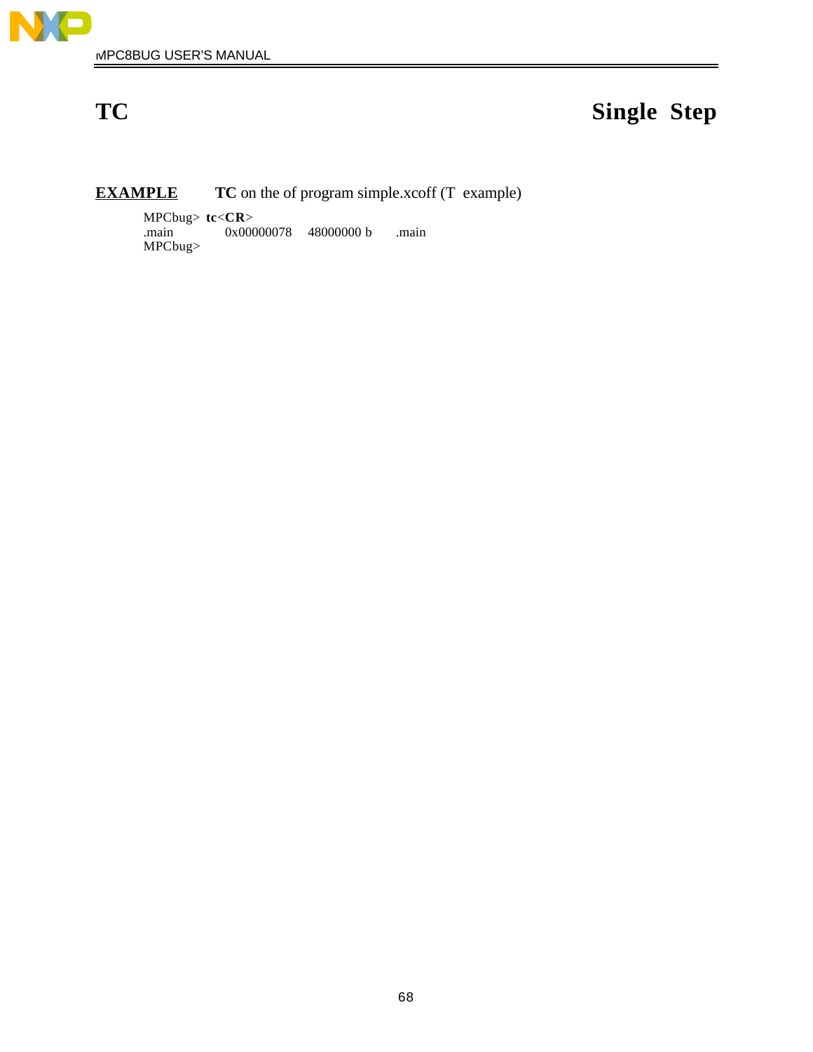# TC Single Step

**EXAMPLE** **TC** on the of program simple.xcoff (T example)

```
MPCbug> tc<CR>
.main           0x00000078    48000000 b      .main
MPCbug>
```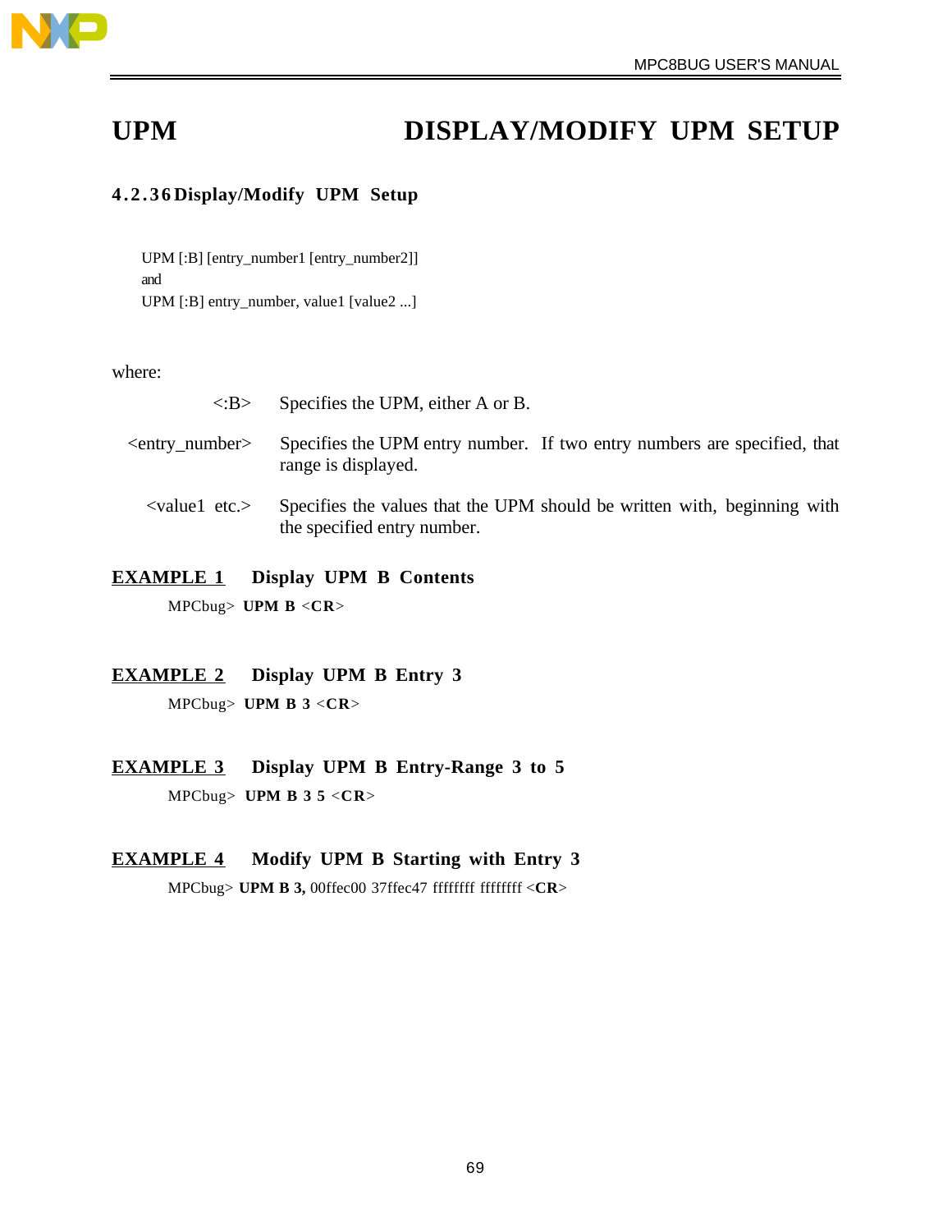# UPM DISPLAY/MODIFY UPM SETUP

### 4.2.36 Display/Modify UPM Setup

```
UPM [:B] [entry_number1 [entry_number2]]
and
UPM [:B] entry_number, value1 [value2 ...]
```

where:

| | |
|---|---|
| <:B> | Specifies the UPM, either A or B. |
| <entry_number> | Specifies the UPM entry number. If two entry numbers are specified, that range is displayed. |
| <value1 etc.> | Specifies the values that the UPM should be written with, beginning with the specified entry number. |

**EXAMPLE 1** **Display UPM B Contents**

MPCbug> **UPM B** <**CR**>

**EXAMPLE 2** **Display UPM B Entry 3**

MPCbug> **UPM B 3** <**CR**>

**EXAMPLE 3** **Display UPM B Entry-Range 3 to 5**

MPCbug> **UPM B 3 5** <**CR**>

**EXAMPLE 4** **Modify UPM B Starting with Entry 3**

MPCbug> **UPM B 3,** 00ffec00 37ffec47 ffffffff ffffffff <**CR**>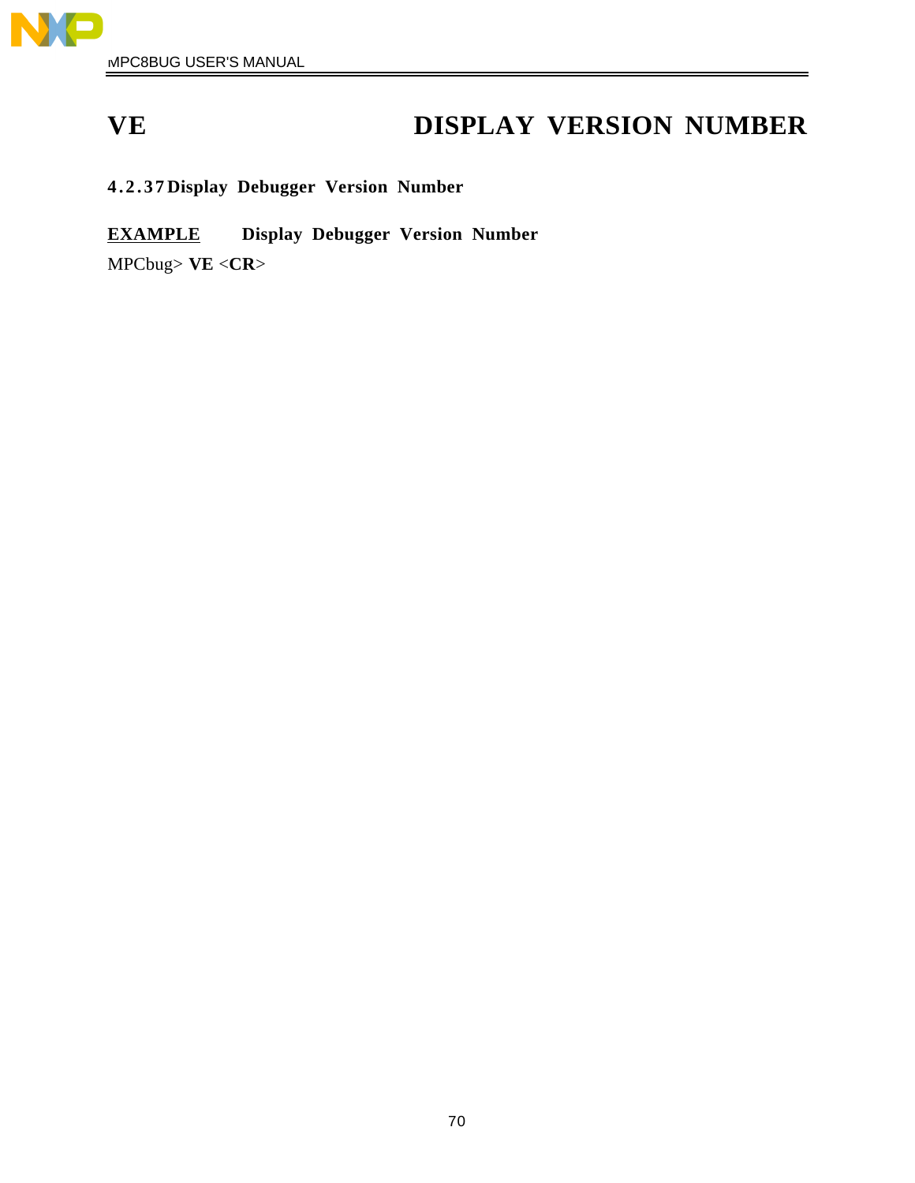# VE DISPLAY VERSION NUMBER

### 4.2.37 Display Debugger Version Number

<u>**EXAMPLE**</u> **Display Debugger Version Number**

MPCbug> **VE** <**CR**>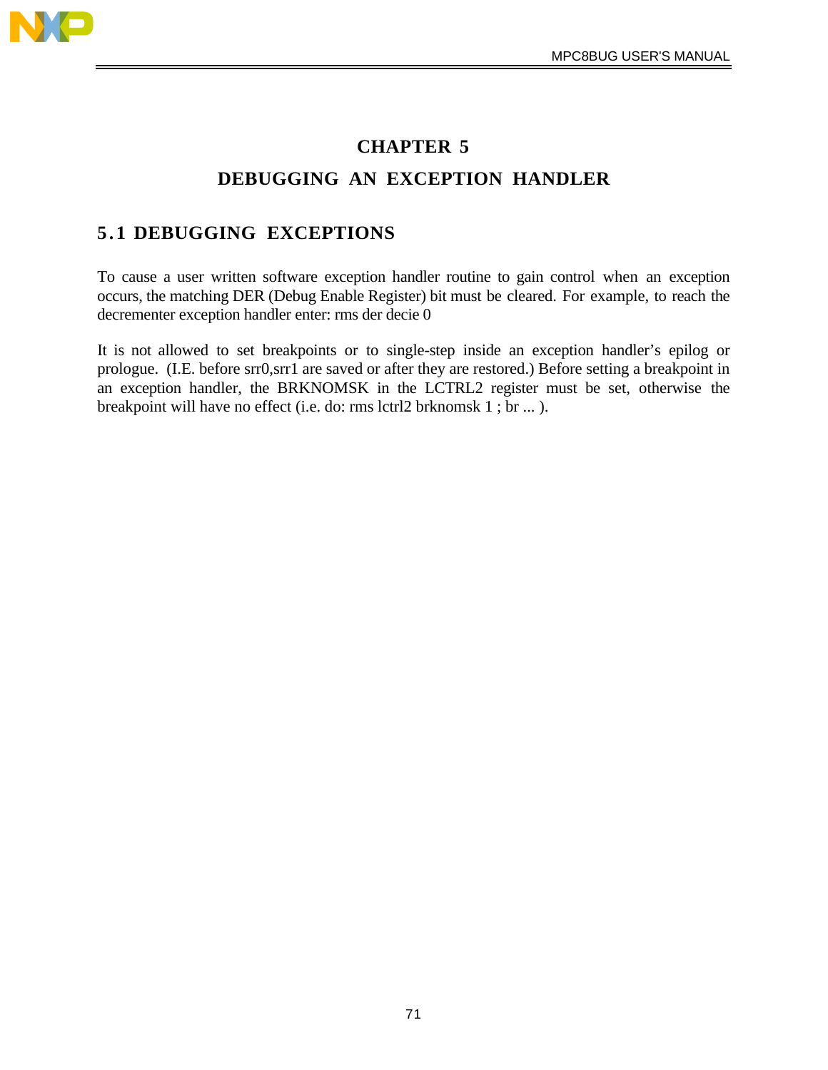# CHAPTER 5

# DEBUGGING AN EXCEPTION HANDLER

## 5.1 DEBUGGING EXCEPTIONS

To cause a user written software exception handler routine to gain control when an exception occurs, the matching DER (Debug Enable Register) bit must be cleared. For example, to reach the decrementer exception handler enter: rms der decie 0

It is not allowed to set breakpoints or to single-step inside an exception handler's epilog or prologue. (I.E. before srr0,srr1 are saved or after they are restored.) Before setting a breakpoint in an exception handler, the BRKNOMSK in the LCTRL2 register must be set, otherwise the breakpoint will have no effect (i.e. do: rms lctrl2 brknomsk 1 ; br ... ).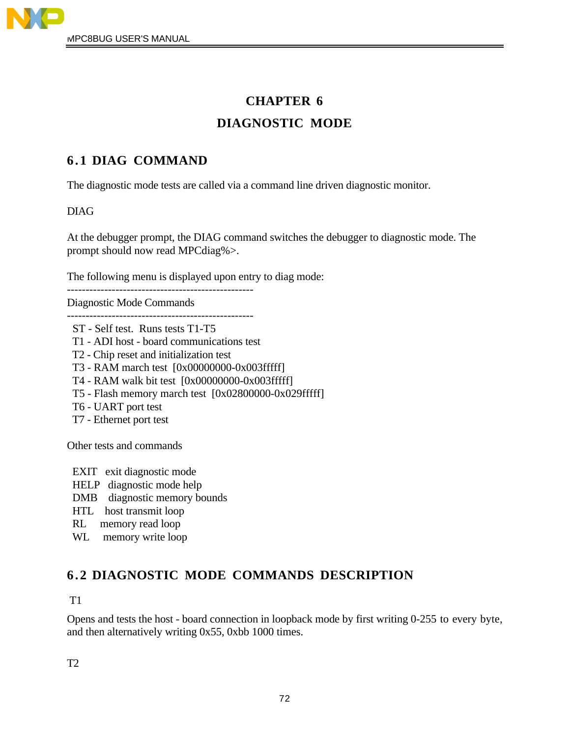# CHAPTER 6

# DIAGNOSTIC MODE

## 6.1 DIAG COMMAND

The diagnostic mode tests are called via a command line driven diagnostic monitor.

DIAG

At the debugger prompt, the DIAG command switches the debugger to diagnostic mode. The prompt should now read MPCdiag%>.

The following menu is displayed upon entry to diag mode:

```
--------------------------------------------------
Diagnostic Mode Commands
--------------------------------------------------
  ST - Self test.  Runs tests T1-T5
  T1 - ADI host - board communications test
  T2 - Chip reset and initialization test
  T3 - RAM march test  [0x00000000-0x003fffff]
  T4 - RAM walk bit test  [0x00000000-0x003fffff]
  T5 - Flash memory march test  [0x02800000-0x029fffff]
  T6 - UART port test
  T7 - Ethernet port test

Other tests and commands

  EXIT   exit diagnostic mode
  HELP   diagnostic mode help
  DMB    diagnostic memory bounds
  HTL    host transmit loop
  RL     memory read loop
  WL     memory write loop
```

## 6.2 DIAGNOSTIC MODE COMMANDS DESCRIPTION

T1

Opens and tests the host - board connection in loopback mode by first writing 0-255 to every byte, and then alternatively writing 0x55, 0xbb 1000 times.

T2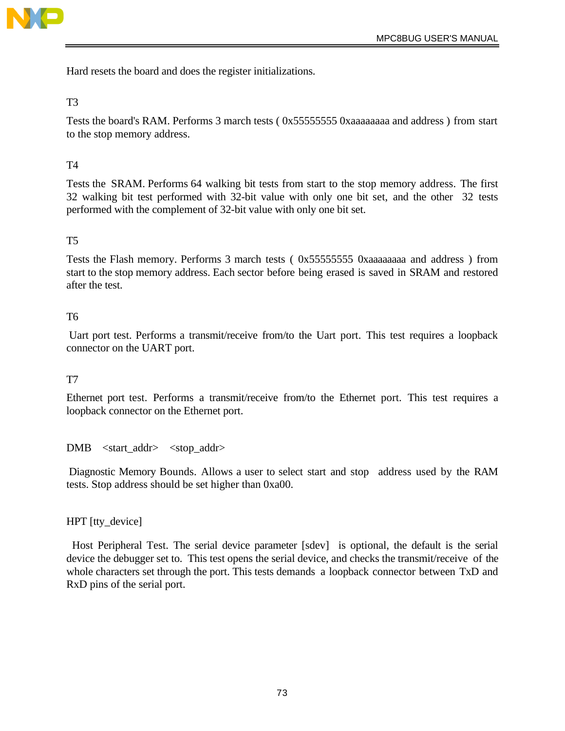Hard resets the board and does the register initializations.

T3

Tests the board's RAM. Performs 3 march tests ( 0x55555555 0xaaaaaaaa and address ) from start to the stop memory address.

T4

Tests the SRAM. Performs 64 walking bit tests from start to the stop memory address. The first 32 walking bit test performed with 32-bit value with only one bit set, and the other 32 tests performed with the complement of 32-bit value with only one bit set.

T5

Tests the Flash memory. Performs 3 march tests ( 0x55555555 0xaaaaaaaa and address ) from start to the stop memory address. Each sector before being erased is saved in SRAM and restored after the test.

T6

Uart port test. Performs a transmit/receive from/to the Uart port. This test requires a loopback connector on the UART port.

T7

Ethernet port test. Performs a transmit/receive from/to the Ethernet port. This test requires a loopback connector on the Ethernet port.

DMB <start_addr> <stop_addr>

Diagnostic Memory Bounds. Allows a user to select start and stop address used by the RAM tests. Stop address should be set higher than 0xa00.

HPT [tty_device]

Host Peripheral Test. The serial device parameter [sdev] is optional, the default is the serial device the debugger set to. This test opens the serial device, and checks the transmit/receive of the whole characters set through the port. This tests demands a loopback connector between TxD and RxD pins of the serial port.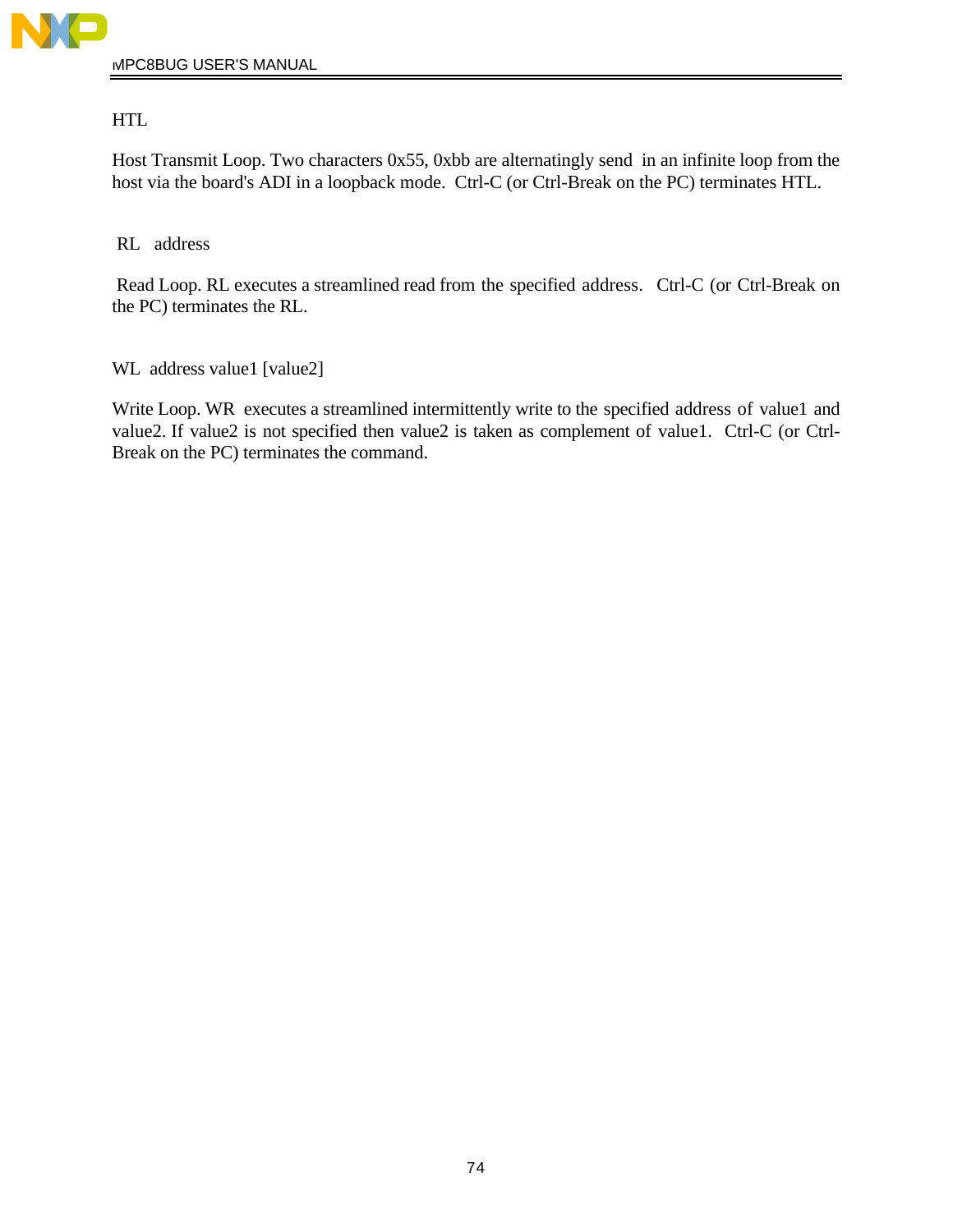HTL

Host Transmit Loop. Two characters 0x55, 0xbb are alternatingly send in an infinite loop from the host via the board's ADI in a loopback mode. Ctrl-C (or Ctrl-Break on the PC) terminates HTL.

RL address

Read Loop. RL executes a streamlined read from the specified address. Ctrl-C (or Ctrl-Break on the PC) terminates the RL.

WL address value1 [value2]

Write Loop. WR executes a streamlined intermittently write to the specified address of value1 and value2. If value2 is not specified then value2 is taken as complement of value1. Ctrl-C (or Ctrl-Break on the PC) terminates the command.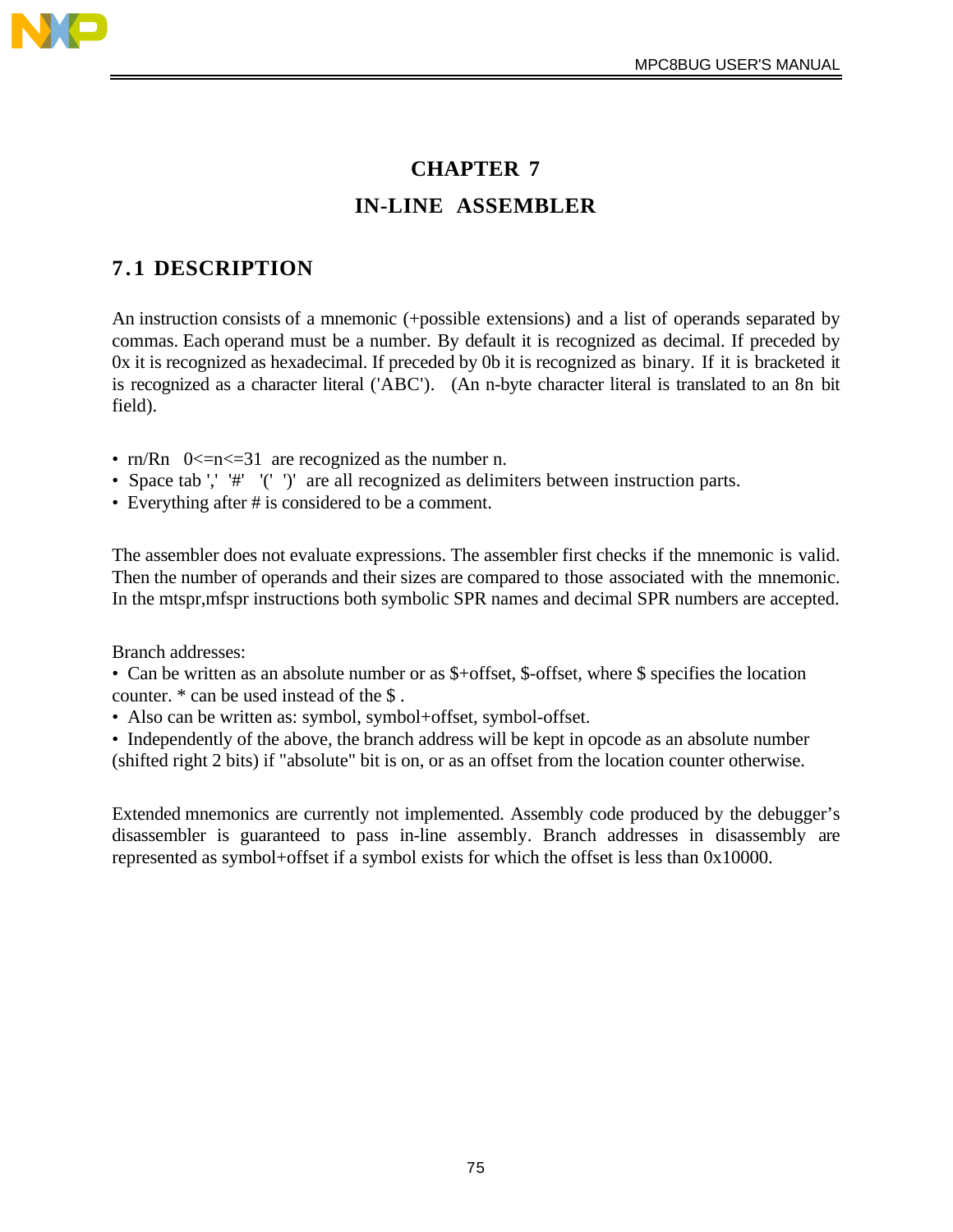# CHAPTER 7

# IN-LINE ASSEMBLER

## 7.1 DESCRIPTION

An instruction consists of a mnemonic (+possible extensions) and a list of operands separated by commas. Each operand must be a number. By default it is recognized as decimal. If preceded by 0x it is recognized as hexadecimal. If preceded by 0b it is recognized as binary. If it is bracketed it is recognized as a character literal ('ABC'). (An n-byte character literal is translated to an 8n bit field).

- rn/Rn 0<=n<=31 are recognized as the number n.
- Space tab ',' '#' '(' ')' are all recognized as delimiters between instruction parts.
- Everything after # is considered to be a comment.

The assembler does not evaluate expressions. The assembler first checks if the mnemonic is valid. Then the number of operands and their sizes are compared to those associated with the mnemonic. In the mtspr,mfspr instructions both symbolic SPR names and decimal SPR numbers are accepted.

Branch addresses:
- Can be written as an absolute number or as $+offset, $-offset, where $ specifies the location counter. * can be used instead of the $ .
- Also can be written as: symbol, symbol+offset, symbol-offset.
- Independently of the above, the branch address will be kept in opcode as an absolute number (shifted right 2 bits) if "absolute" bit is on, or as an offset from the location counter otherwise.

Extended mnemonics are currently not implemented. Assembly code produced by the debugger's disassembler is guaranteed to pass in-line assembly. Branch addresses in disassembly are represented as symbol+offset if a symbol exists for which the offset is less than 0x10000.